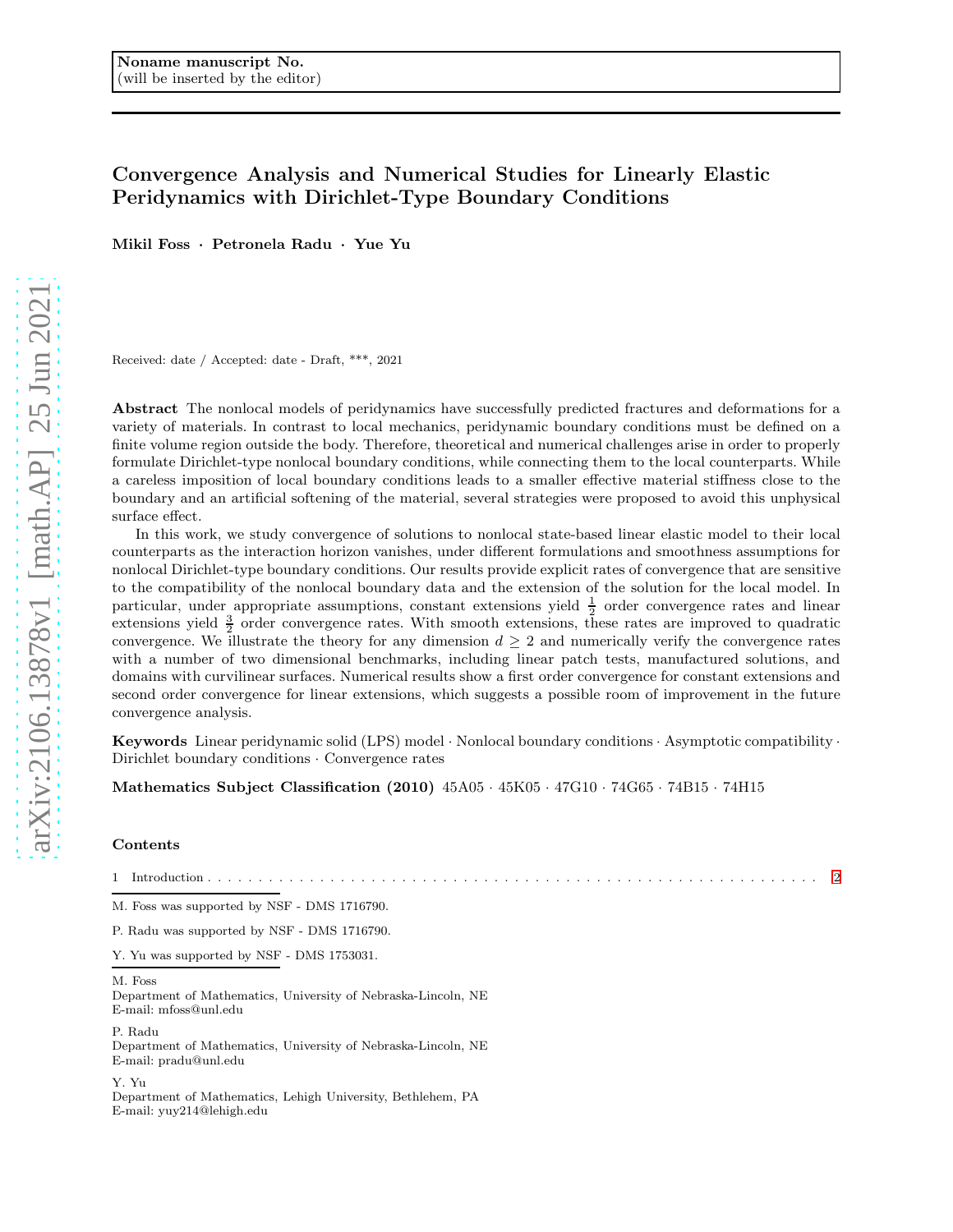Noname manuscript No.
(will be inserted by the editor)

# Convergence Analysis and Numerical Studies for Linearly Elastic Peridynamics with Dirichlet-Type Boundary Conditions

**Mikil Foss · Petronela Radu · Yue Yu**

Received: date / Accepted: date - Draft, \*\*\*, 2021

**Abstract** The nonlocal models of peridynamics have successfully predicted fractures and deformations for a variety of materials. In contrast to local mechanics, peridynamic boundary conditions must be defined on a finite volume region outside the body. Therefore, theoretical and numerical challenges arise in order to properly formulate Dirichlet-type nonlocal boundary conditions, while connecting them to the local counterparts. While a careless imposition of local boundary conditions leads to a smaller effective material stiffness close to the boundary and an artificial softening of the material, several strategies were proposed to avoid this unphysical surface effect.

In this work, we study convergence of solutions to nonlocal state-based linear elastic model to their local counterparts as the interaction horizon vanishes, under different formulations and smoothness assumptions for nonlocal Dirichlet-type boundary conditions. Our results provide explicit rates of convergence that are sensitive to the compatibility of the nonlocal boundary data and the extension of the solution for the local model. In particular, under appropriate assumptions, constant extensions yield $\frac{1}{2}$ order convergence rates and linear extensions yield $\frac{3}{2}$ order convergence rates. With smooth extensions, these rates are improved to quadratic convergence. We illustrate the theory for any dimension $d \geq 2$ and numerically verify the convergence rates with a number of two dimensional benchmarks, including linear patch tests, manufactured solutions, and domains with curvilinear surfaces. Numerical results show a first order convergence for constant extensions and second order convergence for linear extensions, which suggests a possible room of improvement in the future convergence analysis.

**Keywords** Linear peridynamic solid (LPS) model · Nonlocal boundary conditions · Asymptotic compatibility · Dirichlet boundary conditions · Convergence rates

**Mathematics Subject Classification (2010)** 45A05 · 45K05 · 47G10 · 74G65 · 74B15 · 74H15

**Contents**

1 Introduction . . . . . . . . . . . . . . . . . . . . . . . . . . . . . . . . . . . . . . . . . . 2

M. Foss was supported by NSF - DMS 1716790.

P. Radu was supported by NSF - DMS 1716790.

Y. Yu was supported by NSF - DMS 1753031.

M. Foss
Department of Mathematics, University of Nebraska-Lincoln, NE
E-mail: mfoss@unl.edu

P. Radu
Department of Mathematics, University of Nebraska-Lincoln, NE
E-mail: pradu@unl.edu

Y. Yu
Department of Mathematics, Lehigh University, Bethlehem, PA
E-mail: yuy214@lehigh.edu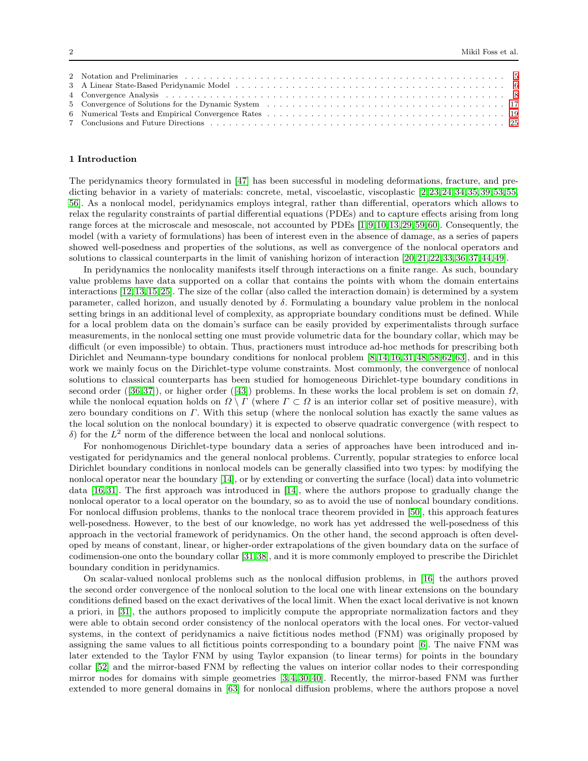2 Notation and Preliminaries . . . . . . . . . . . . . . . . . . . . . . . . . . . . . . . . . . . . . . . . . . . . . . . . . . . . . . . . . . . . . . 5
3 A Linear State-Based Peridynamic Model . . . . . . . . . . . . . . . . . . . . . . . . . . . . . . . . . . . . . . . . . . . . . . . . . 6
4 Convergence Analysis . . . . . . . . . . . . . . . . . . . . . . . . . . . . . . . . . . . . . . . . . . . . . . . . . . . . . . . . . . . . . . . . 8
5 Convergence of Solutions for the Dynamic System . . . . . . . . . . . . . . . . . . . . . . . . . . . . . . . . . . . . . . . . . . . . 17
6 Numerical Tests and Empirical Convergence Rates . . . . . . . . . . . . . . . . . . . . . . . . . . . . . . . . . . . . . . . . . . . 19
7 Conclusions and Future Directions . . . . . . . . . . . . . . . . . . . . . . . . . . . . . . . . . . . . . . . . . . . . . . . . . . . . . . 25

## 1 Introduction

The peridynamics theory formulated in [47] has been successful in modeling deformations, fracture, and predicting behavior in a variety of materials: concrete, metal, viscoelastic, viscoplastic [2,23,24,34,35,39,53,55,56]. As a nonlocal model, peridynamics employs integral, rather than differential, operators which allows to relax the regularity constraints of partial differential equations (PDEs) and to capture effects arising from long range forces at the microscale and mesoscale, not accounted by PDEs [1,9,10,13,29,59,60]. Consequently, the model (with a variety of formulations) has been of interest even in the absence of damage, as a series of papers showed well-posedness and properties of the solutions, as well as convergence of the nonlocal operators and solutions to classical counterparts in the limit of vanishing horizon of interaction [20,21,22,33,36,37,44,49].

In peridynamics the nonlocality manifests itself through interactions on a finite range. As such, boundary value problems have data supported on a collar that contains the points with whom the domain entertains interactions [12,13,15,25]. The size of the collar (also called the interaction domain) is determined by a system parameter, called horizon, and usually denoted by $\delta$. Formulating a boundary value problem in the nonlocal setting brings in an additional level of complexity, as appropriate boundary conditions must be defined. While for a local problem data on the domain's surface can be easily provided by experimentalists through surface measurements, in the nonlocal setting one must provide volumetric data for the boundary collar, which may be difficult (or even impossible) to obtain. Thus, practioners must introduce ad-hoc methods for prescribing both Dirichlet and Neumann-type boundary conditions for nonlocal problem [8,14,16,31,48,58,62,63], and in this work we mainly focus on the Dirichlet-type volume constraints. Most commonly, the convergence of nonlocal solutions to classical counterparts has been studied for homogeneous Dirichlet-type boundary conditions in second order ([36,37]), or higher order ([43]) problems. In these works the local problem is set on domain $\Omega$, while the nonlocal equation holds on $\Omega \setminus \Gamma$ (where $\Gamma \subset \Omega$ is an interior collar set of positive measure), with zero boundary conditions on $\Gamma$. With this setup (where the nonlocal solution has exactly the same values as the local solution on the nonlocal boundary) it is expected to observe quadratic convergence (with respect to $\delta$) for the $L^2$ norm of the difference between the local and nonlocal solutions.

For nonhomogenous Dirichlet-type boundary data a series of approaches have been introduced and investigated for peridynamics and the general nonlocal problems. Currently, popular strategies to enforce local Dirichlet boundary conditions in nonlocal models can be generally classified into two types: by modifying the nonlocal operator near the boundary [14], or by extending or converting the surface (local) data into volumetric data [16,31]. The first approach was introduced in [14], where the authors propose to gradually change the nonlocal operator to a local operator on the boundary, so as to avoid the use of nonlocal boundary conditions. For nonlocal diffusion problems, thanks to the nonlocal trace theorem provided in [50], this approach features well-posedness. However, to the best of our knowledge, no work has yet addressed the well-posedness of this approach in the vectorial framework of peridynamics. On the other hand, the second approach is often developed by means of constant, linear, or higher-order extrapolations of the given boundary data on the surface of codimension-one onto the boundary collar [31,38], and it is more commonly employed to prescribe the Dirichlet boundary condition in peridynamics.

On scalar-valued nonlocal problems such as the nonlocal diffusion problems, in [16] the authors proved the second order convergence of the nonlocal solution to the local one with linear extensions on the boundary conditions defined based on the exact derivatives of the local limit. When the exact local derivative is not known a priori, in [31], the authors proposed to implicitly compute the appropriate normalization factors and they were able to obtain second order consistency of the nonlocal operators with the local ones. For vector-valued systems, in the context of peridynamics a naive fictitious nodes method (FNM) was originally proposed by assigning the same values to all fictitious points corresponding to a boundary point [6]. The naive FNM was later extended to the Taylor FNM by using Taylor expansion (to linear terms) for points in the boundary collar [52] and the mirror-based FNM by reflecting the values on interior collar nodes to their corresponding mirror nodes for domains with simple geometries [3,4,30,40]. Recently, the mirror-based FNM was further extended to more general domains in [63] for nonlocal diffusion problems, where the authors propose a novel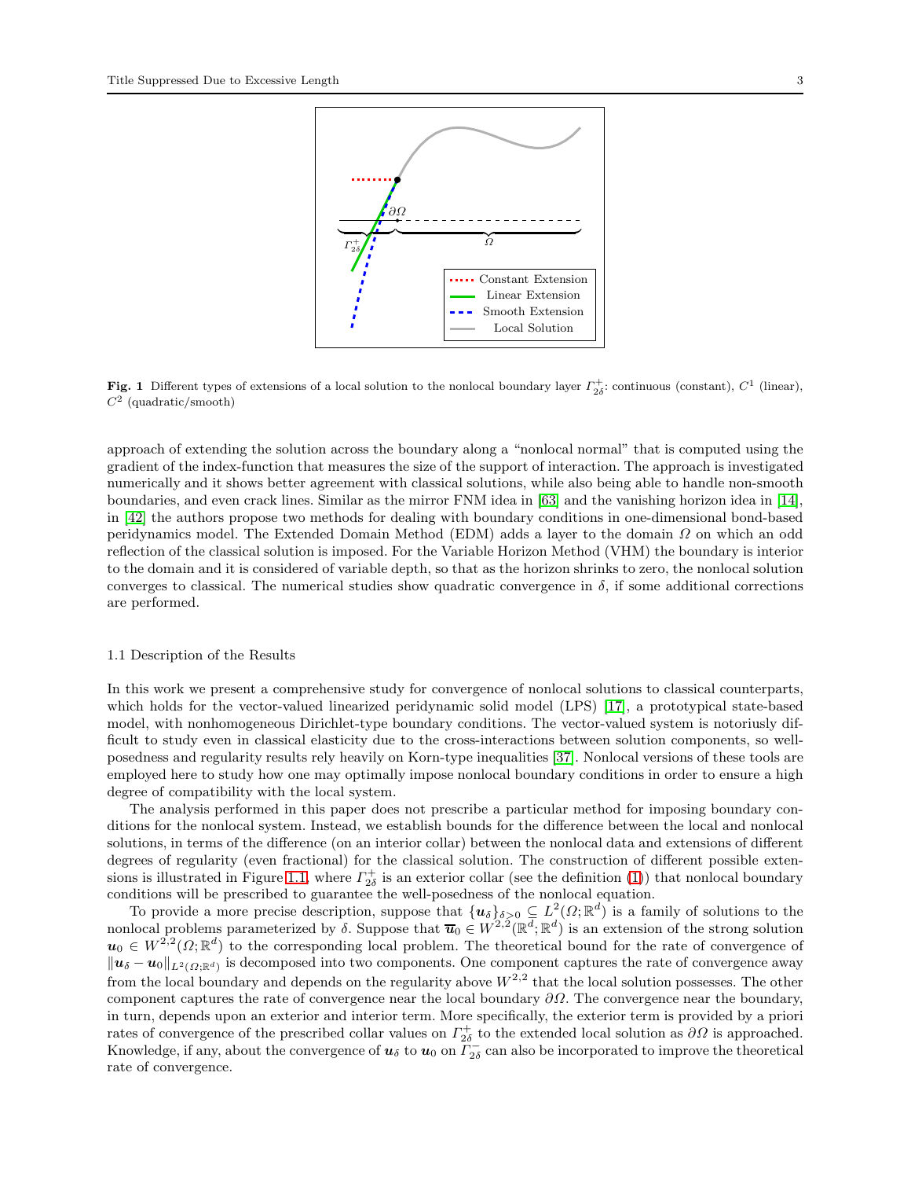Fig. 1 Different types of extensions of a local solution to the nonlocal boundary layer $\Gamma_{2\delta}^+$: continuous (constant), $C^1$ (linear), $C^2$ (quadratic/smooth)

approach of extending the solution across the boundary along a "nonlocal normal" that is computed using the gradient of the index-function that measures the size of the support of interaction. The approach is investigated numerically and it shows better agreement with classical solutions, while also being able to handle non-smooth boundaries, and even crack lines. Similar as the mirror FNM idea in [63] and the vanishing horizon idea in [14], in [42] the authors propose two methods for dealing with boundary conditions in one-dimensional bond-based peridynamics model. The Extended Domain Method (EDM) adds a layer to the domain $\Omega$ on which an odd reflection of the classical solution is imposed. For the Variable Horizon Method (VHM) the boundary is interior to the domain and it is considered of variable depth, so that as the horizon shrinks to zero, the nonlocal solution converges to classical. The numerical studies show quadratic convergence in $\delta$, if some additional corrections are performed.

### 1.1 Description of the Results

In this work we present a comprehensive study for convergence of nonlocal solutions to classical counterparts, which holds for the vector-valued linearized peridynamic solid model (LPS) [17], a prototypical state-based model, with nonhomogeneous Dirichlet-type boundary conditions. The vector-valued system is notoriusly difficult to study even in classical elasticity due to the cross-interactions between solution components, so well-posedness and regularity results rely heavily on Korn-type inequalities [37]. Nonlocal versions of these tools are employed here to study how one may optimally impose nonlocal boundary conditions in order to ensure a high degree of compatibility with the local system.

The analysis performed in this paper does not prescribe a particular method for imposing boundary conditions for the nonlocal system. Instead, we establish bounds for the difference between the local and nonlocal solutions, in terms of the difference (on an interior collar) between the nonlocal data and extensions of different degrees of regularity (even fractional) for the classical solution. The construction of different possible extensions is illustrated in Figure 1.1, where $\Gamma_{2\delta}^+$ is an exterior collar (see the definition (1)) that nonlocal boundary conditions will be prescribed to guarantee the well-posedness of the nonlocal equation.

To provide a more precise description, suppose that $\{\boldsymbol{u}_\delta\}_{\delta>0} \subseteq L^2(\Omega;\mathbb{R}^d)$ is a family of solutions to the nonlocal problems parameterized by $\delta$. Suppose that $\overline{\boldsymbol{u}}_0 \in W^{2,2}(\mathbb{R}^d;\mathbb{R}^d)$ is an extension of the strong solution $\boldsymbol{u}_0 \in W^{2,2}(\Omega;\mathbb{R}^d)$ to the corresponding local problem. The theoretical bound for the rate of convergence of $\|\boldsymbol{u}_\delta - \boldsymbol{u}_0\|_{L^2(\Omega;\mathbb{R}^d)}$ is decomposed into two components. One component captures the rate of convergence away from the local boundary and depends on the regularity above $W^{2,2}$ that the local solution possesses. The other component captures the rate of convergence near the local boundary $\partial\Omega$. The convergence near the boundary, in turn, depends upon an exterior and interior term. More specifically, the exterior term is provided by a priori rates of convergence of the prescribed collar values on $\Gamma_{2\delta}^+$ to the extended local solution as $\partial\Omega$ is approached. Knowledge, if any, about the convergence of $\boldsymbol{u}_\delta$ to $\boldsymbol{u}_0$ on $\Gamma_{2\delta}^-$ can also be incorporated to improve the theoretical rate of convergence.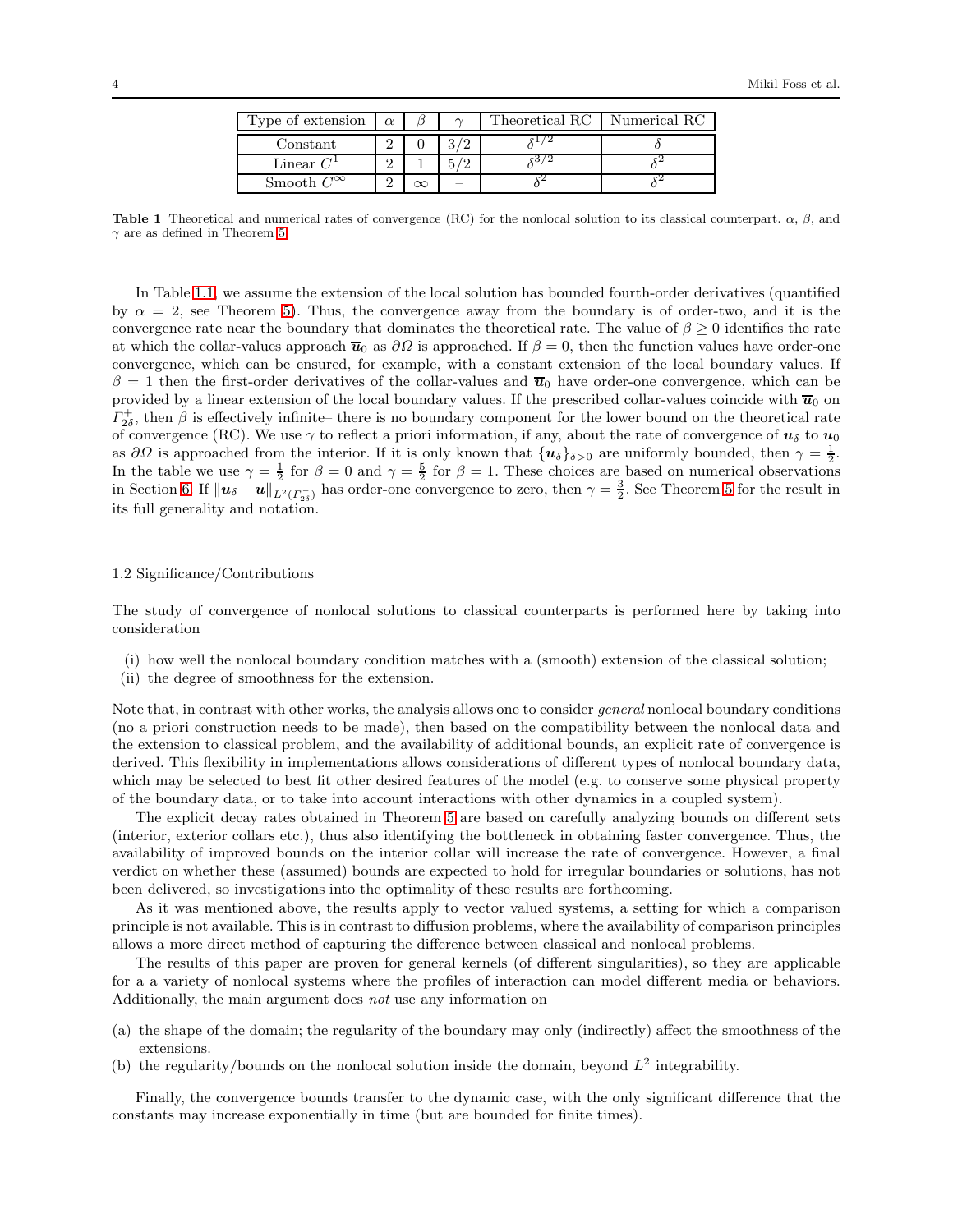| Type of extension | $\alpha$ | $\beta$ | $\gamma$ | Theoretical RC | Numerical RC |
|---|---|---|---|---|---|
| Constant | 2 | 0 | 3/2 | $\delta^{1/2}$ | $\delta$ |
| Linear $C^1$ | 2 | 1 | 5/2 | $\delta^{3/2}$ | $\delta^2$ |
| Smooth $C^\infty$ | 2 | $\infty$ | – | $\delta^2$ | $\delta^2$ |

**Table 1** Theoretical and numerical rates of convergence (RC) for the nonlocal solution to its classical counterpart. $\alpha$, $\beta$, and $\gamma$ are as defined in Theorem 5.

In Table 1.1, we assume the extension of the local solution has bounded fourth-order derivatives (quantified by $\alpha = 2$, see Theorem 5). Thus, the convergence away from the boundary is of order-two, and it is the convergence rate near the boundary that dominates the theoretical rate. The value of $\beta \geq 0$ identifies the rate at which the collar-values approach $\overline{\boldsymbol{u}}_0$ as $\partial\Omega$ is approached. If $\beta = 0$, then the function values have order-one convergence, which can be ensured, for example, with a constant extension of the local boundary values. If $\beta = 1$ then the first-order derivatives of the collar-values and $\overline{\boldsymbol{u}}_0$ have order-one convergence, which can be provided by a linear extension of the local boundary values. If the prescribed collar-values coincide with $\overline{\boldsymbol{u}}_0$ on $\Gamma^+_{2\delta}$, then $\beta$ is effectively infinite– there is no boundary component for the lower bound on the theoretical rate of convergence (RC). We use $\gamma$ to reflect a priori information, if any, about the rate of convergence of $\boldsymbol{u}_\delta$ to $\boldsymbol{u}_0$ as $\partial\Omega$ is approached from the interior. If it is only known that $\{\boldsymbol{u}_\delta\}_{\delta>0}$ are uniformly bounded, then $\gamma = \frac{1}{2}$. In the table we use $\gamma = \frac{1}{2}$ for $\beta = 0$ and $\gamma = \frac{5}{2}$ for $\beta = 1$. These choices are based on numerical observations in Section 6. If $\|\boldsymbol{u}_\delta - \boldsymbol{u}\|_{L^2(\Gamma^-_{2\delta})}$ has order-one convergence to zero, then $\gamma = \frac{3}{2}$. See Theorem 5 for the result in its full generality and notation.

### 1.2 Significance/Contributions

The study of convergence of nonlocal solutions to classical counterparts is performed here by taking into consideration

(i) how well the nonlocal boundary condition matches with a (smooth) extension of the classical solution;
(ii) the degree of smoothness for the extension.

Note that, in contrast with other works, the analysis allows one to consider *general* nonlocal boundary conditions (no a priori construction needs to be made), then based on the compatibility between the nonlocal data and the extension to classical problem, and the availability of additional bounds, an explicit rate of convergence is derived. This flexibility in implementations allows considerations of different types of nonlocal boundary data, which may be selected to best fit other desired features of the model (e.g. to conserve some physical property of the boundary data, or to take into account interactions with other dynamics in a coupled system).

The explicit decay rates obtained in Theorem 5 are based on carefully analyzing bounds on different sets (interior, exterior collars etc.), thus also identifying the bottleneck in obtaining faster convergence. Thus, the availability of improved bounds on the interior collar will increase the rate of convergence. However, a final verdict on whether these (assumed) bounds are expected to hold for irregular boundaries or solutions, has not been delivered, so investigations into the optimality of these results are forthcoming.

As it was mentioned above, the results apply to vector valued systems, a setting for which a comparison principle is not available. This is in contrast to diffusion problems, where the availability of comparison principles allows a more direct method of capturing the difference between classical and nonlocal problems.

The results of this paper are proven for general kernels (of different singularities), so they are applicable for a a variety of nonlocal systems where the profiles of interaction can model different media or behaviors. Additionally, the main argument does *not* use any information on

(a) the shape of the domain; the regularity of the boundary may only (indirectly) affect the smoothness of the extensions.
(b) the regularity/bounds on the nonlocal solution inside the domain, beyond $L^2$ integrability.

Finally, the convergence bounds transfer to the dynamic case, with the only significant difference that the constants may increase exponentially in time (but are bounded for finite times).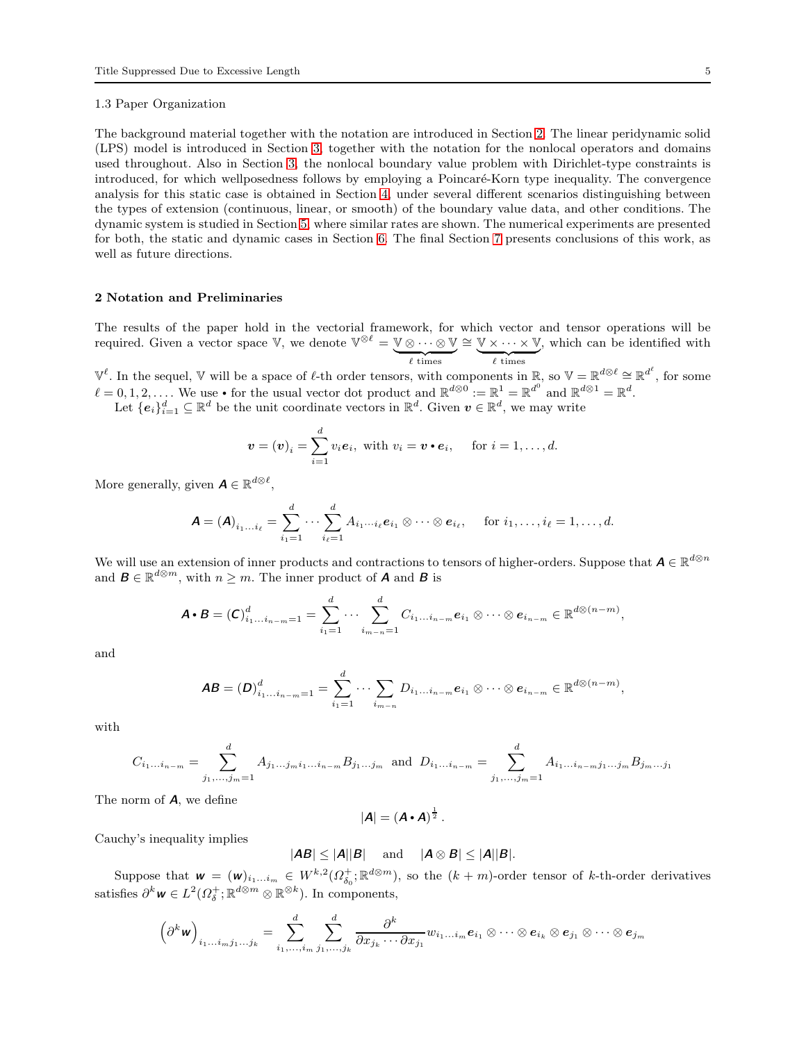### 1.3 Paper Organization

The background material together with the notation are introduced in Section 2. The linear peridynamic solid (LPS) model is introduced in Section 3, together with the notation for the nonlocal operators and domains used throughout. Also in Section 3, the nonlocal boundary value problem with Dirichlet-type constraints is introduced, for which wellposedness follows by employing a Poincaré-Korn type inequality. The convergence analysis for this static case is obtained in Section 4, under several different scenarios distinguishing between the types of extension (continuous, linear, or smooth) of the boundary value data, and other conditions. The dynamic system is studied in Section 5, where similar rates are shown. The numerical experiments are presented for both, the static and dynamic cases in Section 6. The final Section 7 presents conclusions of this work, as well as future directions.

## 2 Notation and Preliminaries

The results of the paper hold in the vectorial framework, for which vector and tensor operations will be required. Given a vector space $\mathbb{V}$, we denote $\mathbb{V}^{\otimes \ell} = \underbrace{\mathbb{V} \otimes \cdots \otimes \mathbb{V}}_{\ell \text{ times}} \cong \underbrace{\mathbb{V} \times \cdots \times \mathbb{V}}_{\ell \text{ times}}$, which can be identified with $\mathbb{V}^{\ell}$. In the sequel, $\mathbb{V}$ will be a space of $\ell$-th order tensors, with components in $\mathbb{R}$, so $\mathbb{V} = \mathbb{R}^{d\otimes \ell} \cong \mathbb{R}^{d^{\ell}}$, for some $\ell = 0, 1, 2, \ldots$. We use $\bullet$ for the usual vector dot product and $\mathbb{R}^{d\otimes 0} := \mathbb{R}^1 = \mathbb{R}^{d^0}$ and $\mathbb{R}^{d\otimes 1} = \mathbb{R}^d$.

Let $\{\boldsymbol{e}_i\}_{i=1}^d \subseteq \mathbb{R}^d$ be the unit coordinate vectors in $\mathbb{R}^d$. Given $\boldsymbol{v} \in \mathbb{R}^d$, we may write

$$
\boldsymbol{v} = (\boldsymbol{v})_i = \sum_{i=1}^d v_i \boldsymbol{e}_i, \text{ with } v_i = \boldsymbol{v} \bullet \boldsymbol{e}_i, \quad \text{ for } i = 1, \ldots, d.
$$

More generally, given $\boldsymbol{A} \in \mathbb{R}^{d\otimes \ell}$,

$$
\boldsymbol{A} = (\boldsymbol{A})_{i_1 \ldots i_\ell} = \sum_{i_1=1}^d \cdots \sum_{i_\ell=1}^d A_{i_1 \cdots i_\ell} \boldsymbol{e}_{i_1} \otimes \cdots \otimes \boldsymbol{e}_{i_\ell}, \quad \text{ for } i_1, \ldots, i_\ell = 1, \ldots, d.
$$

We will use an extension of inner products and contractions to tensors of higher-orders. Suppose that $\boldsymbol{A} \in \mathbb{R}^{d\otimes n}$ and $\boldsymbol{B} \in \mathbb{R}^{d\otimes m}$, with $n \geq m$. The inner product of $\boldsymbol{A}$ and $\boldsymbol{B}$ is

$$
\boldsymbol{A} \bullet \boldsymbol{B} = (\boldsymbol{C})_{i_1 \ldots i_{n-m}=1}^d = \sum_{i_1=1}^d \cdots \sum_{i_{m-n}=1}^d C_{i_1 \ldots i_{n-m}} \boldsymbol{e}_{i_1} \otimes \cdots \otimes \boldsymbol{e}_{i_{n-m}} \in \mathbb{R}^{d\otimes (n-m)},
$$

and

$$
\boldsymbol{A}\boldsymbol{B} = (\boldsymbol{D})_{i_1 \ldots i_{n-m}=1}^d = \sum_{i_1=1}^d \cdots \sum_{i_{m-n}} D_{i_1 \ldots i_{n-m}} \boldsymbol{e}_{i_1} \otimes \cdots \otimes \boldsymbol{e}_{i_{n-m}} \in \mathbb{R}^{d\otimes (n-m)},
$$

with

$$
C_{i_1 \ldots i_{n-m}} = \sum_{j_1, \ldots, j_m=1}^d A_{j_1 \ldots j_m i_1 \ldots i_{n-m}} B_{j_1 \ldots j_m} \text{ and } D_{i_1 \ldots i_{n-m}} = \sum_{j_1, \ldots, j_m=1}^d A_{i_1 \ldots i_{n-m} j_1 \ldots j_m} B_{j_m \ldots j_1}
$$

The norm of $\boldsymbol{A}$, we define

$$
|\boldsymbol{A}| = (\boldsymbol{A} \bullet \boldsymbol{A})^{\frac{1}{2}}.
$$

Cauchy's inequality implies

$$
|\boldsymbol{A}\boldsymbol{B}| \leq |\boldsymbol{A}||\boldsymbol{B}| \quad \text{ and } \quad |\boldsymbol{A} \otimes \boldsymbol{B}| \leq |\boldsymbol{A}||\boldsymbol{B}|.
$$

Suppose that $\boldsymbol{w} = (\boldsymbol{w})_{i_1 \ldots i_m} \in W^{k,2}(\Omega_{\delta_0}^+; \mathbb{R}^{d\otimes m})$, so the $(k+m)$-order tensor of $k$-th-order derivatives satisfies $\partial^k \boldsymbol{w} \in L^2(\Omega_\delta^+; \mathbb{R}^{d\otimes m} \otimes \mathbb{R}^{\otimes k})$. In components,

$$
\left(\partial^k \boldsymbol{w}\right)_{i_1 \ldots i_m j_1 \ldots j_k} = \sum_{i_1, \ldots, i_m}^d \sum_{j_1, \ldots, j_k}^d \frac{\partial^k}{\partial x_{j_k} \cdots \partial x_{j_1}} w_{i_1 \ldots i_m} \boldsymbol{e}_{i_1} \otimes \cdots \otimes \boldsymbol{e}_{i_k} \otimes \boldsymbol{e}_{j_1} \otimes \cdots \otimes \boldsymbol{e}_{j_m}
$$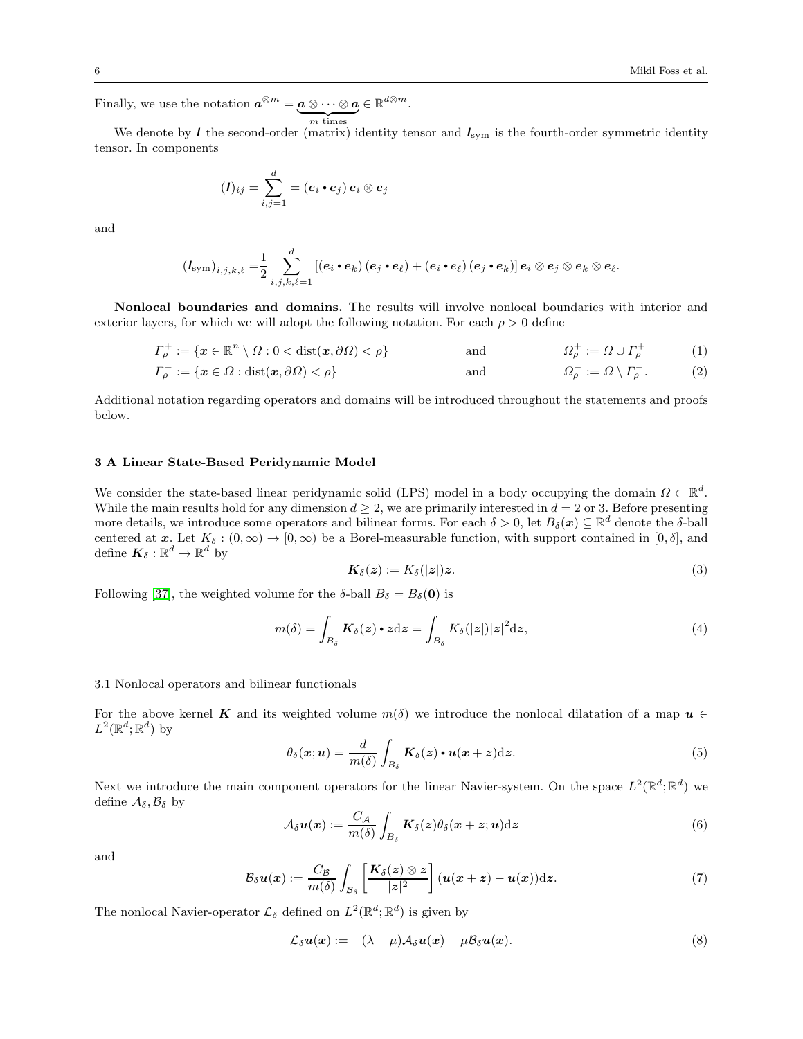Finally, we use the notation $\boldsymbol{a}^{\otimes m} = \underbrace{\boldsymbol{a} \otimes \cdots \otimes \boldsymbol{a}}_{m \text{ times}} \in \mathbb{R}^{d \otimes m}$.

We denote by $\boldsymbol{I}$ the second-order (matrix) identity tensor and $\boldsymbol{I}_{\text{sym}}$ is the fourth-order symmetric identity tensor. In components

$$
(\boldsymbol{I})_{ij} = \sum_{i,j=1}^{d} = (\boldsymbol{e}_i \bullet \boldsymbol{e}_j)\, \boldsymbol{e}_i \otimes \boldsymbol{e}_j
$$

and

$$
(\boldsymbol{I}_{\text{sym}})_{i,j,k,\ell} = \frac{1}{2} \sum_{i,j,k,\ell=1}^{d} \left[ (\boldsymbol{e}_i \bullet \boldsymbol{e}_k)(\boldsymbol{e}_j \bullet \boldsymbol{e}_\ell) + (\boldsymbol{e}_i \bullet e_\ell)(\boldsymbol{e}_j \bullet \boldsymbol{e}_k) \right] \boldsymbol{e}_i \otimes \boldsymbol{e}_j \otimes \boldsymbol{e}_k \otimes \boldsymbol{e}_\ell.
$$

**Nonlocal boundaries and domains.** The results will involve nonlocal boundaries with interior and exterior layers, for which we will adopt the following notation. For each $\rho > 0$ define

$$
\Gamma_\rho^+ := \{\boldsymbol{x} \in \mathbb{R}^n \setminus \Omega : 0 < \operatorname{dist}(\boldsymbol{x}, \partial\Omega) < \rho\} \qquad \text{and} \qquad \Omega_\rho^+ := \Omega \cup \Gamma_\rho^+ \tag{1}
$$

$$
\Gamma_\rho^- := \{\boldsymbol{x} \in \Omega : \operatorname{dist}(\boldsymbol{x}, \partial\Omega) < \rho\} \qquad \text{and} \qquad \Omega_\rho^- := \Omega \setminus \Gamma_\rho^-. \tag{2}
$$

Additional notation regarding operators and domains will be introduced throughout the statements and proofs below.

## 3 A Linear State-Based Peridynamic Model

We consider the state-based linear peridynamic solid (LPS) model in a body occupying the domain $\Omega \subset \mathbb{R}^d$. While the main results hold for any dimension $d \geq 2$, we are primarily interested in $d = 2$ or 3. Before presenting more details, we introduce some operators and bilinear forms. For each $\delta > 0$, let $B_\delta(\boldsymbol{x}) \subseteq \mathbb{R}^d$ denote the $\delta$-ball centered at $\boldsymbol{x}$. Let $K_\delta : (0, \infty) \to [0, \infty)$ be a Borel-measurable function, with support contained in $[0, \delta]$, and define $\boldsymbol{K}_\delta : \mathbb{R}^d \to \mathbb{R}^d$ by

$$
\boldsymbol{K}_\delta(\boldsymbol{z}) := K_\delta(|\boldsymbol{z}|)\boldsymbol{z}. \tag{3}
$$

Following [37], the weighted volume for the $\delta$-ball $B_\delta = B_\delta(\boldsymbol{0})$ is

$$
m(\delta) = \int_{B_\delta} \boldsymbol{K}_\delta(\boldsymbol{z}) \bullet \boldsymbol{z} \mathrm{d}\boldsymbol{z} = \int_{B_\delta} K_\delta(|\boldsymbol{z}|)|\boldsymbol{z}|^2 \mathrm{d}\boldsymbol{z}, \tag{4}
$$

### 3.1 Nonlocal operators and bilinear functionals

For the above kernel $\boldsymbol{K}$ and its weighted volume $m(\delta)$ we introduce the nonlocal dilatation of a map $\boldsymbol{u} \in L^2(\mathbb{R}^d; \mathbb{R}^d)$ by

$$
\theta_\delta(\boldsymbol{x}; \boldsymbol{u}) = \frac{d}{m(\delta)} \int_{B_\delta} \boldsymbol{K}_\delta(\boldsymbol{z}) \bullet \boldsymbol{u}(\boldsymbol{x} + \boldsymbol{z}) \mathrm{d}\boldsymbol{z}. \tag{5}
$$

Next we introduce the main component operators for the linear Navier-system. On the space $L^2(\mathbb{R}^d; \mathbb{R}^d)$ we define $\mathcal{A}_\delta, \mathcal{B}_\delta$ by

$$
\mathcal{A}_\delta \boldsymbol{u}(\boldsymbol{x}) := \frac{C_{\mathcal{A}}}{m(\delta)} \int_{B_\delta} \boldsymbol{K}_\delta(\boldsymbol{z}) \theta_\delta(\boldsymbol{x} + \boldsymbol{z}; \boldsymbol{u}) \mathrm{d}\boldsymbol{z} \tag{6}
$$

and

$$
\mathcal{B}_\delta \boldsymbol{u}(\boldsymbol{x}) := \frac{C_{\mathcal{B}}}{m(\delta)} \int_{\mathcal{B}_\delta} \left[ \frac{\boldsymbol{K}_\delta(\boldsymbol{z}) \otimes \boldsymbol{z}}{|\boldsymbol{z}|^2} \right] (\boldsymbol{u}(\boldsymbol{x} + \boldsymbol{z}) - \boldsymbol{u}(\boldsymbol{x})) \mathrm{d}\boldsymbol{z}. \tag{7}
$$

The nonlocal Navier-operator $\mathcal{L}_\delta$ defined on $L^2(\mathbb{R}^d; \mathbb{R}^d)$ is given by

$$
\mathcal{L}_\delta \boldsymbol{u}(\boldsymbol{x}) := -(\lambda - \mu)\mathcal{A}_\delta \boldsymbol{u}(\boldsymbol{x}) - \mu \mathcal{B}_\delta \boldsymbol{u}(\boldsymbol{x}). \tag{8}
$$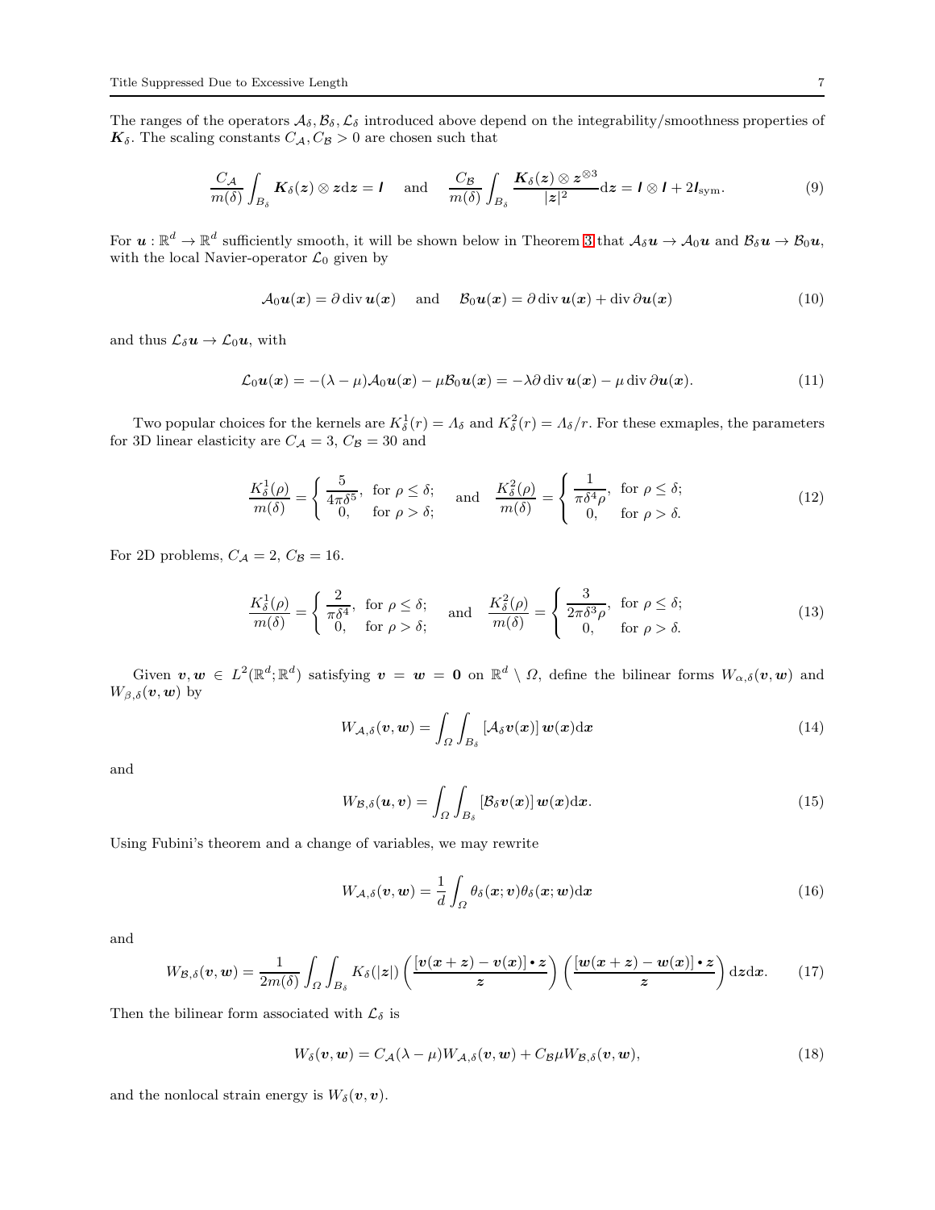The ranges of the operators $\mathcal{A}_\delta, \mathcal{B}_\delta, \mathcal{L}_\delta$ introduced above depend on the integrability/smoothness properties of $\boldsymbol{K}_\delta$. The scaling constants $C_\mathcal{A}, C_\mathcal{B} > 0$ are chosen such that

$$\frac{C_\mathcal{A}}{m(\delta)} \int_{B_\delta} \boldsymbol{K}_\delta(\boldsymbol{z}) \otimes \boldsymbol{z} \mathrm{d}\boldsymbol{z} = \boldsymbol{I} \quad \text{and} \quad \frac{C_\mathcal{B}}{m(\delta)} \int_{B_\delta} \frac{\boldsymbol{K}_\delta(\boldsymbol{z}) \otimes \boldsymbol{z}^{\otimes 3}}{|\boldsymbol{z}|^2} \mathrm{d}\boldsymbol{z} = \boldsymbol{I} \otimes \boldsymbol{I} + 2\boldsymbol{I}_{\text{sym}}. \tag{9}$$

For $\boldsymbol{u} : \mathbb{R}^d \to \mathbb{R}^d$ sufficiently smooth, it will be shown below in Theorem 3 that $\mathcal{A}_\delta \boldsymbol{u} \to \mathcal{A}_0 \boldsymbol{u}$ and $\mathcal{B}_\delta \boldsymbol{u} \to \mathcal{B}_0 \boldsymbol{u}$, with the local Navier-operator $\mathcal{L}_0$ given by

$$\mathcal{A}_0 \boldsymbol{u}(\boldsymbol{x}) = \partial \operatorname{div} \boldsymbol{u}(\boldsymbol{x}) \quad \text{and} \quad \mathcal{B}_0 \boldsymbol{u}(\boldsymbol{x}) = \partial \operatorname{div} \boldsymbol{u}(\boldsymbol{x}) + \operatorname{div} \partial \boldsymbol{u}(\boldsymbol{x}) \tag{10}$$

and thus $\mathcal{L}_\delta \boldsymbol{u} \to \mathcal{L}_0 \boldsymbol{u}$, with

$$\mathcal{L}_0 \boldsymbol{u}(\boldsymbol{x}) = -(\lambda - \mu)\mathcal{A}_0 \boldsymbol{u}(\boldsymbol{x}) - \mu \mathcal{B}_0 \boldsymbol{u}(\boldsymbol{x}) = -\lambda \partial \operatorname{div} \boldsymbol{u}(\boldsymbol{x}) - \mu \operatorname{div} \partial \boldsymbol{u}(\boldsymbol{x}). \tag{11}$$

Two popular choices for the kernels are $K_\delta^1(r) = \Lambda_\delta$ and $K_\delta^2(r) = \Lambda_\delta / r$. For these exmaples, the parameters for 3D linear elasticity are $C_\mathcal{A} = 3$, $C_\mathcal{B} = 30$ and

$$\frac{K_\delta^1(\rho)}{m(\delta)} = \begin{cases} \dfrac{5}{4\pi\delta^5}, & \text{for } \rho \le \delta; \\ 0, & \text{for } \rho > \delta; \end{cases} \quad \text{and} \quad \frac{K_\delta^2(\rho)}{m(\delta)} = \begin{cases} \dfrac{1}{\pi\delta^4\rho}, & \text{for } \rho \le \delta; \\ 0, & \text{for } \rho > \delta. \end{cases} \tag{12}$$

For 2D problems, $C_\mathcal{A} = 2$, $C_\mathcal{B} = 16$.

$$\frac{K_\delta^1(\rho)}{m(\delta)} = \begin{cases} \dfrac{2}{\pi\delta^4}, & \text{for } \rho \le \delta; \\ 0, & \text{for } \rho > \delta; \end{cases} \quad \text{and} \quad \frac{K_\delta^2(\rho)}{m(\delta)} = \begin{cases} \dfrac{3}{2\pi\delta^3\rho}, & \text{for } \rho \le \delta; \\ 0, & \text{for } \rho > \delta. \end{cases} \tag{13}$$

Given $\boldsymbol{v}, \boldsymbol{w} \in L^2(\mathbb{R}^d; \mathbb{R}^d)$ satisfying $\boldsymbol{v} = \boldsymbol{w} = \boldsymbol{0}$ on $\mathbb{R}^d \setminus \Omega$, define the bilinear forms $W_{\alpha,\delta}(\boldsymbol{v}, \boldsymbol{w})$ and $W_{\beta,\delta}(\boldsymbol{v}, \boldsymbol{w})$ by

$$W_{\mathcal{A},\delta}(\boldsymbol{v}, \boldsymbol{w}) = \int_\Omega \int_{B_\delta} \left[\mathcal{A}_\delta \boldsymbol{v}(\boldsymbol{x})\right] \boldsymbol{w}(\boldsymbol{x}) \mathrm{d}\boldsymbol{x} \tag{14}$$

and

$$W_{\mathcal{B},\delta}(\boldsymbol{u}, \boldsymbol{v}) = \int_\Omega \int_{B_\delta} \left[\mathcal{B}_\delta \boldsymbol{v}(\boldsymbol{x})\right] \boldsymbol{w}(\boldsymbol{x}) \mathrm{d}\boldsymbol{x}. \tag{15}$$

Using Fubini's theorem and a change of variables, we may rewrite

$$W_{\mathcal{A},\delta}(\boldsymbol{v}, \boldsymbol{w}) = \frac{1}{d} \int_\Omega \theta_\delta(\boldsymbol{x}; \boldsymbol{v}) \theta_\delta(\boldsymbol{x}; \boldsymbol{w}) \mathrm{d}\boldsymbol{x} \tag{16}$$

and

$$W_{\mathcal{B},\delta}(\boldsymbol{v}, \boldsymbol{w}) = \frac{1}{2m(\delta)} \int_\Omega \int_{B_\delta} K_\delta(|\boldsymbol{z}|) \left( \frac{[\boldsymbol{v}(\boldsymbol{x}+\boldsymbol{z}) - \boldsymbol{v}(\boldsymbol{x})] \bullet \boldsymbol{z}}{\boldsymbol{z}} \right) \left( \frac{[\boldsymbol{w}(\boldsymbol{x}+\boldsymbol{z}) - \boldsymbol{w}(\boldsymbol{x})] \bullet \boldsymbol{z}}{\boldsymbol{z}} \right) \mathrm{d}\boldsymbol{z} \mathrm{d}\boldsymbol{x}. \tag{17}$$

Then the bilinear form associated with $\mathcal{L}_\delta$ is

$$W_\delta(\boldsymbol{v}, \boldsymbol{w}) = C_\mathcal{A}(\lambda - \mu) W_{\mathcal{A},\delta}(\boldsymbol{v}, \boldsymbol{w}) + C_\mathcal{B} \mu W_{\mathcal{B},\delta}(\boldsymbol{v}, \boldsymbol{w}), \tag{18}$$

and the nonlocal strain energy is $W_\delta(\boldsymbol{v}, \boldsymbol{v})$.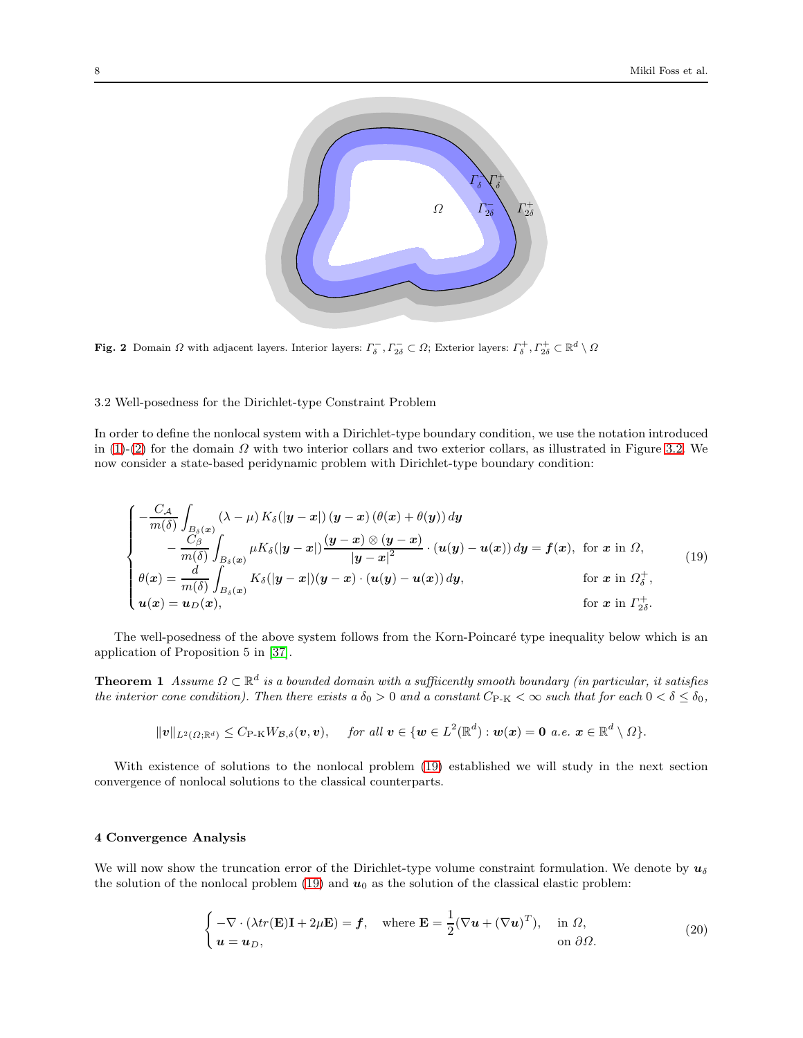Fig. 2 Domain $\Omega$ with adjacent layers. Interior layers: $\Gamma_\delta^-, \Gamma_{2\delta}^- \subset \Omega$; Exterior layers: $\Gamma_\delta^+, \Gamma_{2\delta}^+ \subset \mathbb{R}^d \setminus \Omega$

### 3.2 Well-posedness for the Dirichlet-type Constraint Problem

In order to define the nonlocal system with a Dirichlet-type boundary condition, we use the notation introduced in (1)-(2) for the domain $\Omega$ with two interior collars and two exterior collars, as illustrated in Figure 3.2. We now consider a state-based peridynamic problem with Dirichlet-type boundary condition:

$$
\begin{cases}
-\dfrac{C_{\mathcal{A}}}{m(\delta)} \displaystyle\int_{B_\delta(\boldsymbol{x})} (\lambda - \mu)\, K_\delta(|\boldsymbol{y}-\boldsymbol{x}|)\,(\boldsymbol{y}-\boldsymbol{x})\,(\theta(\boldsymbol{x}) + \theta(\boldsymbol{y}))\, d\boldsymbol{y} \\
\qquad - \dfrac{C_{\mathcal{B}}}{m(\delta)} \displaystyle\int_{B_\delta(\boldsymbol{x})} \mu K_\delta(|\boldsymbol{y}-\boldsymbol{x}|) \dfrac{(\boldsymbol{y}-\boldsymbol{x}) \otimes (\boldsymbol{y}-\boldsymbol{x})}{|\boldsymbol{y}-\boldsymbol{x}|^2} \cdot (\boldsymbol{u}(\boldsymbol{y}) - \boldsymbol{u}(\boldsymbol{x}))\, d\boldsymbol{y} = \boldsymbol{f}(\boldsymbol{x}), & \text{for } \boldsymbol{x} \text{ in } \Omega, \\
\theta(\boldsymbol{x}) = \dfrac{d}{m(\delta)} \displaystyle\int_{B_\delta(\boldsymbol{x})} K_\delta(|\boldsymbol{y}-\boldsymbol{x}|)(\boldsymbol{y}-\boldsymbol{x}) \cdot (\boldsymbol{u}(\boldsymbol{y}) - \boldsymbol{u}(\boldsymbol{x}))\, d\boldsymbol{y}, & \text{for } \boldsymbol{x} \text{ in } \Omega_\delta^+, \\
\boldsymbol{u}(\boldsymbol{x}) = \boldsymbol{u}_D(\boldsymbol{x}), & \text{for } \boldsymbol{x} \text{ in } \Gamma_{2\delta}^+.
\end{cases}
\tag{19}
$$

The well-posedness of the above system follows from the Korn-Poincaré type inequality below which is an application of Proposition 5 in [37].

**Theorem 1** *Assume $\Omega \subset \mathbb{R}^d$ is a bounded domain with a suffiicently smooth boundary (in particular, it satisfies the interior cone condition). Then there exists a $\delta_0 > 0$ and a constant $C_{\text{P-K}} < \infty$ such that for each $0 < \delta \leq \delta_0$,*

$$
\|\boldsymbol{v}\|_{L^2(\Omega;\mathbb{R}^d)} \leq C_{\text{P-K}} W_{\mathcal{B},\delta}(\boldsymbol{v}, \boldsymbol{v}), \quad \text{for all } \boldsymbol{v} \in \{\boldsymbol{w} \in L^2(\mathbb{R}^d) : \boldsymbol{w}(\boldsymbol{x}) = \boldsymbol{0} \text{ a.e. } \boldsymbol{x} \in \mathbb{R}^d \setminus \Omega\}.
$$

With existence of solutions to the nonlocal problem (19) established we will study in the next section convergence of nonlocal solutions to the classical counterparts.

## 4 Convergence Analysis

We will now show the truncation error of the Dirichlet-type volume constraint formulation. We denote by $\boldsymbol{u}_\delta$ the solution of the nonlocal problem (19) and $\boldsymbol{u}_0$ as the solution of the classical elastic problem:

$$
\begin{cases}
-\nabla \cdot (\lambda tr(\mathbf{E})\mathbf{I} + 2\mu \mathbf{E}) = \boldsymbol{f}, \quad \text{where } \mathbf{E} = \dfrac{1}{2}(\nabla \boldsymbol{u} + (\nabla \boldsymbol{u})^T), & \text{in } \Omega, \\
\boldsymbol{u} = \boldsymbol{u}_D, & \text{on } \partial\Omega.
\end{cases}
\tag{20}
$$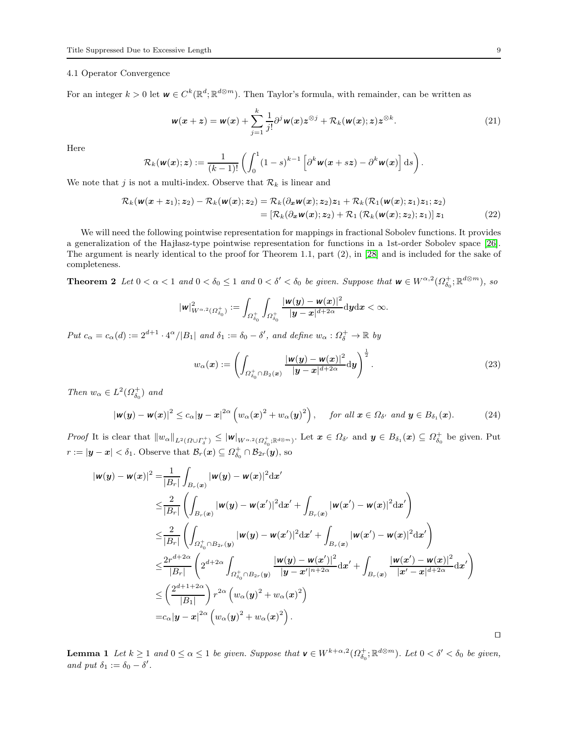### 4.1 Operator Convergence

For an integer $k > 0$ let $\boldsymbol{w} \in C^k(\mathbb{R}^d; \mathbb{R}^{d \otimes m})$. Then Taylor's formula, with remainder, can be written as

$$\boldsymbol{w}(\boldsymbol{x}+\boldsymbol{z}) = \boldsymbol{w}(\boldsymbol{x}) + \sum_{j=1}^{k} \frac{1}{j!} \partial^j \boldsymbol{w}(\boldsymbol{x}) \boldsymbol{z}^{\otimes j} + \mathcal{R}_k(\boldsymbol{w}(\boldsymbol{x}); \boldsymbol{z}) \boldsymbol{z}^{\otimes k}. \tag{21}$$

Here

$$\mathcal{R}_k(\boldsymbol{w}(\boldsymbol{x}); \boldsymbol{z}) := \frac{1}{(k-1)!} \left( \int_0^1 (1-s)^{k-1} \left[ \partial^k \boldsymbol{w}(\boldsymbol{x}+s\boldsymbol{z}) - \partial^k \boldsymbol{w}(\boldsymbol{x}) \right] \mathrm{d}s \right).$$

We note that $j$ is not a multi-index. Observe that $\mathcal{R}_k$ is linear and

$$\begin{aligned}
\mathcal{R}_k(\boldsymbol{w}(\boldsymbol{x}+\boldsymbol{z}_1); \boldsymbol{z}_2) - \mathcal{R}_k(\boldsymbol{w}(\boldsymbol{x}); \boldsymbol{z}_2) &= \mathcal{R}_k(\partial_{\boldsymbol{x}} \boldsymbol{w}(\boldsymbol{x}); \boldsymbol{z}_2) \boldsymbol{z}_1 + \mathcal{R}_k(\mathcal{R}_1(\boldsymbol{w}(\boldsymbol{x}); \boldsymbol{z}_1)\boldsymbol{z}_1; \boldsymbol{z}_2) \\
&= \left[ \mathcal{R}_k(\partial_{\boldsymbol{x}} \boldsymbol{w}(\boldsymbol{x}); \boldsymbol{z}_2) + \mathcal{R}_1\left( \mathcal{R}_k(\boldsymbol{w}(\boldsymbol{x}); \boldsymbol{z}_2); \boldsymbol{z}_1 \right) \right] \boldsymbol{z}_1
\end{aligned} \tag{22}$$

We will need the following pointwise representation for mappings in fractional Sobolev functions. It provides a generalization of the Hajłasz-type pointwise representation for functions in a 1st-order Sobolev space [26]. The argument is nearly identical to the proof for Theorem 1.1, part (2), in [28] and is included for the sake of completeness.

**Theorem 2** *Let $0 < \alpha < 1$ and $0 < \delta_0 \leq 1$ and $0 < \delta' < \delta_0$ be given. Suppose that $\boldsymbol{w} \in W^{\alpha,2}(\Omega^+_{\delta_0}; \mathbb{R}^{d\otimes m})$, so*

$$|\boldsymbol{w}|^2_{W^{\alpha,2}(\Omega^+_{\delta_0})} := \int_{\Omega^+_{\delta_0}} \int_{\Omega^+_{\delta_0}} \frac{|\boldsymbol{w}(\boldsymbol{y}) - \boldsymbol{w}(\boldsymbol{x})|^2}{|\boldsymbol{y}-\boldsymbol{x}|^{d+2\alpha}} \mathrm{d}\boldsymbol{y}\mathrm{d}\boldsymbol{x} < \infty.$$

*Put $c_\alpha = c_\alpha(d) := 2^{d+1} \cdot 4^\alpha / |B_1|$ and $\delta_1 := \delta_0 - \delta'$, and define $w_\alpha : \Omega^+_\delta \to \mathbb{R}$ by*

$$w_\alpha(\boldsymbol{x}) := \left( \int_{\Omega^+_{\delta_0} \cap B_2(\boldsymbol{x})} \frac{|\boldsymbol{w}(\boldsymbol{y}) - \boldsymbol{w}(\boldsymbol{x})|^2}{|\boldsymbol{y}-\boldsymbol{x}|^{d+2\alpha}} \mathrm{d}\boldsymbol{y} \right)^{\frac{1}{2}}. \tag{23}$$

*Then $w_\alpha \in L^2(\Omega^+_{\delta_0})$ and*

$$|\boldsymbol{w}(\boldsymbol{y}) - \boldsymbol{w}(\boldsymbol{x})|^2 \leq c_\alpha |\boldsymbol{y}-\boldsymbol{x}|^{2\alpha} \left( w_\alpha(\boldsymbol{x})^2 + w_\alpha(\boldsymbol{y})^2 \right), \quad \text{for all } \boldsymbol{x} \in \Omega_{\delta'} \text{ and } \boldsymbol{y} \in B_{\delta_1}(\boldsymbol{x}). \tag{24}$$

*Proof* It is clear that $\|w_\alpha\|_{L^2(\Omega \cup \Gamma^+_\delta)} \leq |\boldsymbol{w}|_{W^{\alpha,2}(\Omega^+_{\delta_0}; \mathbb{R}^{d\otimes m})}$. Let $\boldsymbol{x} \in \Omega_{\delta'}$ and $\boldsymbol{y} \in B_{\delta_1}(\boldsymbol{x}) \subseteq \Omega^+_{\delta_0}$ be given. Put $r := |\boldsymbol{y} - \boldsymbol{x}| < \delta_1$. Observe that $\mathcal{B}_r(\boldsymbol{x}) \subseteq \Omega^+_{\delta_0} \cap \mathcal{B}_{2r}(\boldsymbol{y})$, so

$$\begin{aligned}
|\boldsymbol{w}(\boldsymbol{y}) - \boldsymbol{w}(\boldsymbol{x})|^2 =& \frac{1}{|B_r|} \int_{B_r(\boldsymbol{x})} |\boldsymbol{w}(\boldsymbol{y}) - \boldsymbol{w}(\boldsymbol{x})|^2 \mathrm{d}\boldsymbol{x}' \\
\leq& \frac{2}{|B_r|} \left( \int_{B_r(\boldsymbol{x})} |\boldsymbol{w}(\boldsymbol{y}) - \boldsymbol{w}(\boldsymbol{x}')|^2 \mathrm{d}\boldsymbol{x}' + \int_{B_r(\boldsymbol{x})} |\boldsymbol{w}(\boldsymbol{x}') - \boldsymbol{w}(\boldsymbol{x})|^2 \mathrm{d}\boldsymbol{x}' \right) \\
\leq& \frac{2}{|B_r|} \left( \int_{\Omega^+_{\delta_0} \cap B_{2r}(\boldsymbol{y})} |\boldsymbol{w}(\boldsymbol{y}) - \boldsymbol{w}(\boldsymbol{x}')|^2 \mathrm{d}\boldsymbol{x}' + \int_{B_r(\boldsymbol{x})} |\boldsymbol{w}(\boldsymbol{x}') - \boldsymbol{w}(\boldsymbol{x})|^2 \mathrm{d}\boldsymbol{x}' \right) \\
\leq& \frac{2r^{d+2\alpha}}{|B_r|} \left( 2^{d+2\alpha} \int_{\Omega^+_{\delta_0} \cap B_{2r}(\boldsymbol{y})} \frac{|\boldsymbol{w}(\boldsymbol{y}) - \boldsymbol{w}(\boldsymbol{x}')|^2}{|\boldsymbol{y}-\boldsymbol{x}'|^{n+2\alpha}} \mathrm{d}\boldsymbol{x}' + \int_{B_r(\boldsymbol{x})} \frac{|\boldsymbol{w}(\boldsymbol{x}') - \boldsymbol{w}(\boldsymbol{x})|^2}{|\boldsymbol{x}'-\boldsymbol{x}|^{d+2\alpha}} \mathrm{d}\boldsymbol{x}' \right) \\
\leq& \left( \frac{2^{d+1+2\alpha}}{|B_1|} \right) r^{2\alpha} \left( w_\alpha(\boldsymbol{y})^2 + w_\alpha(\boldsymbol{x})^2 \right) \\
=& c_\alpha |\boldsymbol{y}-\boldsymbol{x}|^{2\alpha} \left( w_\alpha(\boldsymbol{y})^2 + w_\alpha(\boldsymbol{x})^2 \right).
\end{aligned}$$

□

**Lemma 1** *Let $k \geq 1$ and $0 \leq \alpha \leq 1$ be given. Suppose that $\boldsymbol{v} \in W^{k+\alpha,2}(\Omega^+_{\delta_0}; \mathbb{R}^{d\otimes m})$. Let $0 < \delta' < \delta_0$ be given, and put $\delta_1 := \delta_0 - \delta'$.*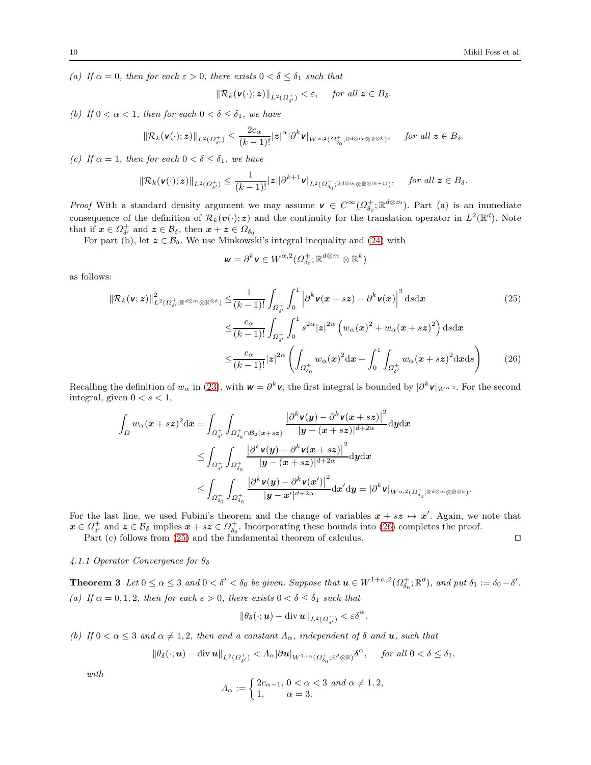*(a) If $\alpha = 0$, then for each $\varepsilon > 0$, there exists $0 < \delta \leq \delta_1$ such that*

$$\|\mathcal{R}_k(\boldsymbol{v}(\cdot);\boldsymbol{z})\|_{L^2(\Omega^+_{\delta'})} < \varepsilon, \quad \text{for all } \boldsymbol{z} \in B_\delta.$$

*(b) If $0 < \alpha < 1$, then for each $0 < \delta \leq \delta_1$, we have*

$$\|\mathcal{R}_k(\boldsymbol{v}(\cdot);\boldsymbol{z})\|_{L^2(\Omega^+_{\delta'})} \leq \frac{2c_\alpha}{(k-1)!}|\boldsymbol{z}|^\alpha |\partial^k \boldsymbol{v}|_{W^{\alpha,2}(\Omega^+_{\delta_0};\mathbb{R}^{d\otimes m}\otimes\mathbb{R}^{\otimes k})}, \quad \text{for all } \boldsymbol{z} \in B_\delta.$$

*(c) If $\alpha = 1$, then for each $0 < \delta \leq \delta_1$, we have*

$$\|\mathcal{R}_k(\boldsymbol{v}(\cdot);\boldsymbol{z})\|_{L^2(\Omega^+_{\delta'})} \leq \frac{1}{(k-1)!}|\boldsymbol{z}||\partial^{k+1} \boldsymbol{v}|_{L^2(\Omega^+_{\delta_0};\mathbb{R}^{d\otimes m}\otimes\mathbb{R}^{\otimes (k+1)})}, \quad \text{for all } \boldsymbol{z} \in B_\delta.$$

*Proof* With a standard density argument we may assume $\boldsymbol{v} \in C^\infty(\Omega^+_{\delta_0};\mathbb{R}^{d\otimes m})$. Part (a) is an immediate consequence of the definition of $\mathcal{R}_k(\boldsymbol{v}(\cdot);\boldsymbol{z})$ and the continuity for the translation operator in $L^2(\mathbb{R}^d)$. Note that if $\boldsymbol{x} \in \Omega^+_{\delta'}$ and $\boldsymbol{z} \in \mathcal{B}_\delta$, then $\boldsymbol{x} + \boldsymbol{z} \in \Omega_{\delta_0}$

For part (b), let $\boldsymbol{z} \in \mathcal{B}_\delta$. We use Minkowski's integral inequality and (24) with

$$\boldsymbol{w} = \partial^k \boldsymbol{v} \in W^{\alpha,2}(\Omega^+_{\delta_0};\mathbb{R}^{d\otimes m}\otimes\mathbb{R}^k)$$

as follows:

$$\begin{aligned}
\|\mathcal{R}_k(\boldsymbol{v};\boldsymbol{z})\|^2_{L^2(\Omega^+_{\delta'};\mathbb{R}^{d\otimes m}\otimes\mathbb{R}^{\otimes k})} \leq & \frac{1}{(k-1)!}\int_{\Omega^+_{\delta'}}\int_0^1 \left|\partial^k\boldsymbol{v}(\boldsymbol{x}+s\boldsymbol{z}) - \partial^k\boldsymbol{v}(\boldsymbol{x})\right|^2 \mathrm{d}s\mathrm{d}\boldsymbol{x} & (25)\\
\leq & \frac{c_\alpha}{(k-1)!}\int_{\Omega^+_{\delta'}}\int_0^1 s^{2\alpha}|\boldsymbol{z}|^{2\alpha}\left(w_\alpha(\boldsymbol{x})^2 + w_\alpha(\boldsymbol{x}+s\boldsymbol{z})^2\right)\mathrm{d}s\mathrm{d}\boldsymbol{x} \\
\leq & \frac{c_\alpha}{(k-1)!}|\boldsymbol{z}|^{2\alpha}\left(\int_{\Omega^+_{\delta'}} w_\alpha(\boldsymbol{x})^2\mathrm{d}\boldsymbol{x} + \int_0^1\int_{\Omega^+_{\delta'}} w_\alpha(\boldsymbol{x}+s\boldsymbol{z})^2\mathrm{d}\boldsymbol{x}\mathrm{d}s\right) & (26)
\end{aligned}$$

Recalling the definition of $w_\alpha$ in (23), with $\boldsymbol{w} = \partial^k\boldsymbol{v}$, the first integral is bounded by $|\partial^k\boldsymbol{v}|_{W^{\alpha,2}}$. For the second integral, given $0 < s < 1$,

$$\begin{aligned}
\int_\Omega w_\alpha(\boldsymbol{x}+s\boldsymbol{z})^2\mathrm{d}\boldsymbol{x} &= \int_{\Omega^+_{\delta'}}\int_{\Omega^+_{\delta_0}\cap\mathcal{B}_2(\boldsymbol{x}+s\boldsymbol{z})} \frac{\left|\partial^k\boldsymbol{v}(\boldsymbol{y}) - \partial^k\boldsymbol{v}(\boldsymbol{x}+s\boldsymbol{z})\right|^2}{|\boldsymbol{y}-(\boldsymbol{x}+s\boldsymbol{z})|^{d+2\alpha}}\mathrm{d}\boldsymbol{y}\mathrm{d}\boldsymbol{x} \\
&\leq \int_{\Omega^+_{\delta'}}\int_{\Omega^+_{\delta_0}} \frac{\left|\partial^k\boldsymbol{v}(\boldsymbol{y}) - \partial^k\boldsymbol{v}(\boldsymbol{x}+s\boldsymbol{z})\right|^2}{|\boldsymbol{y}-(\boldsymbol{x}+s\boldsymbol{z})|^{d+2\alpha}}\mathrm{d}\boldsymbol{y}\mathrm{d}\boldsymbol{x} \\
&\leq \int_{\Omega^+_{\delta_0}}\int_{\Omega^+_{\delta_0}} \frac{\left|\partial^k\boldsymbol{v}(\boldsymbol{y}) - \partial^k\boldsymbol{v}(\boldsymbol{x}')\right|^2}{|\boldsymbol{y}-\boldsymbol{x}'|^{d+2\alpha}}\mathrm{d}\boldsymbol{x}'\mathrm{d}\boldsymbol{y} = |\partial^k\boldsymbol{v}|_{W^{\alpha,2}(\Omega^+_{\delta_0};\mathbb{R}^{d\otimes m}\otimes\mathbb{R}^{\otimes k})}.
\end{aligned}$$

For the last line, we used Fubini's theorem and the change of variables $\boldsymbol{x} + s\boldsymbol{z} \mapsto \boldsymbol{x}'$. Again, we note that $\boldsymbol{x} \in \Omega^+_{\delta'}$ and $\boldsymbol{z} \in \mathcal{B}_\delta$ implies $\boldsymbol{x} + s\boldsymbol{z} \in \Omega^+_{\delta_0}$. Incorporating these bounds into (26) completes the proof.

Part (c) follows from (25) and the fundamental theorem of calculus. $\square$

#### 4.1.1 Operator Convergence for $\theta_\delta$

**Theorem 3** *Let $0 \leq \alpha \leq 3$ and $0 < \delta' < \delta_0$ be given. Suppose that $\boldsymbol{u} \in W^{1+\alpha,2}(\Omega^+_{\delta_0};\mathbb{R}^d)$, and put $\delta_1 := \delta_0 - \delta'$.*

*(a) If $\alpha = 0, 1, 2$, then for each $\varepsilon > 0$, there exists $0 < \delta \leq \delta_1$ such that*

$$\|\theta_\delta(\cdot;\boldsymbol{u}) - \operatorname{div}\boldsymbol{u}\|_{L^2(\Omega^+_{\delta'})} < \varepsilon\delta^\alpha.$$

*(b) If $0 < \alpha \leq 3$ and $\alpha \neq 1, 2$, then and a constant $\Lambda_\alpha$, independent of $\delta$ and $\boldsymbol{u}$, such that*

$$\|\theta_\delta(\cdot;\boldsymbol{u}) - \operatorname{div}\boldsymbol{u}\|_{L^2(\Omega^+_{\delta'})} < \Lambda_\alpha|\partial\boldsymbol{u}|_{W^{1+\alpha}(\Omega^+_{\delta_0};\mathbb{R}^d\otimes\mathbb{R})}\delta^\alpha, \quad \text{for all } 0 < \delta \leq \delta_1,$$

*with*

$$\Lambda_\alpha := \begin{cases} 2c_{\alpha-1}, & 0 < \alpha < 3 \text{ and } \alpha \neq 1, 2, \\ 1, & \alpha = 3. \end{cases}$$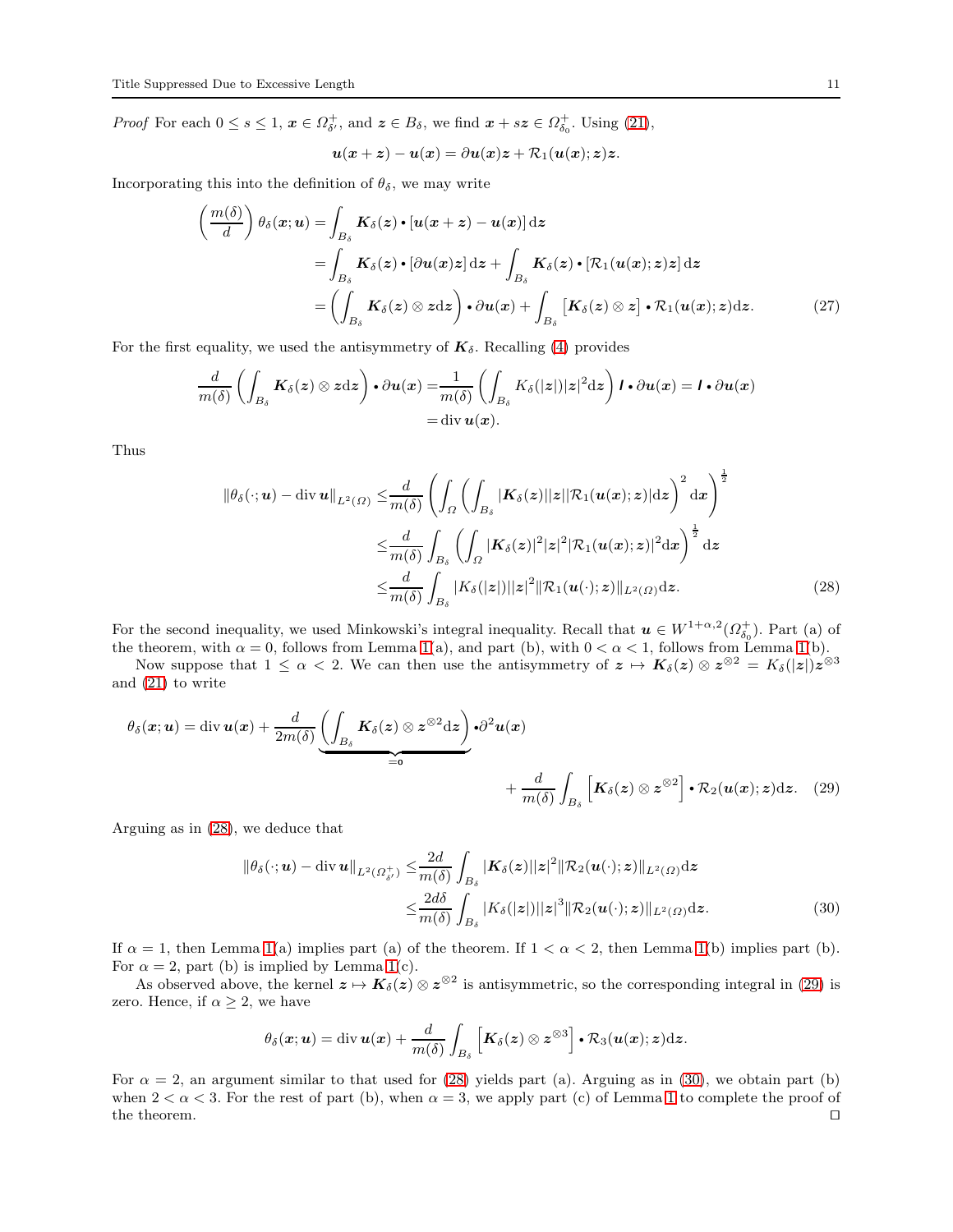*Proof* For each $0 \le s \le 1$, $\boldsymbol{x} \in \Omega^+_{\delta'}$, and $\boldsymbol{z} \in B_\delta$, we find $\boldsymbol{x} + s\boldsymbol{z} \in \Omega^+_{\delta_0}$. Using (21),

$$\boldsymbol{u}(\boldsymbol{x}+\boldsymbol{z}) - \boldsymbol{u}(\boldsymbol{x}) = \partial \boldsymbol{u}(\boldsymbol{x})\boldsymbol{z} + \mathcal{R}_1(\boldsymbol{u}(\boldsymbol{x});\boldsymbol{z})\boldsymbol{z}.$$

Incorporating this into the definition of $\theta_\delta$, we may write

$$\begin{aligned}
\left(\frac{m(\delta)}{d}\right)\theta_\delta(\boldsymbol{x};\boldsymbol{u}) &= \int_{B_\delta} \boldsymbol{K}_\delta(\boldsymbol{z}) \bullet [\boldsymbol{u}(\boldsymbol{x}+\boldsymbol{z}) - \boldsymbol{u}(\boldsymbol{x})]\,\mathrm{d}\boldsymbol{z} \\
&= \int_{B_\delta} \boldsymbol{K}_\delta(\boldsymbol{z}) \bullet [\partial \boldsymbol{u}(\boldsymbol{x})\boldsymbol{z}]\,\mathrm{d}\boldsymbol{z} + \int_{B_\delta} \boldsymbol{K}_\delta(\boldsymbol{z}) \bullet [\mathcal{R}_1(\boldsymbol{u}(\boldsymbol{x});\boldsymbol{z})\boldsymbol{z}]\,\mathrm{d}\boldsymbol{z} \\
&= \left(\int_{B_\delta} \boldsymbol{K}_\delta(\boldsymbol{z}) \otimes \boldsymbol{z}\,\mathrm{d}\boldsymbol{z}\right) \bullet \partial \boldsymbol{u}(\boldsymbol{x}) + \int_{B_\delta} \left[\boldsymbol{K}_\delta(\boldsymbol{z}) \otimes \boldsymbol{z}\right] \bullet \mathcal{R}_1(\boldsymbol{u}(\boldsymbol{x});\boldsymbol{z})\mathrm{d}\boldsymbol{z}. \qquad (27)
\end{aligned}$$

For the first equality, we used the antisymmetry of $\boldsymbol{K}_\delta$. Recalling (4) provides

$$\begin{aligned}
\frac{d}{m(\delta)}\left(\int_{B_\delta} \boldsymbol{K}_\delta(\boldsymbol{z}) \otimes \boldsymbol{z}\,\mathrm{d}\boldsymbol{z}\right) \bullet \partial \boldsymbol{u}(\boldsymbol{x}) &= \frac{1}{m(\delta)}\left(\int_{B_\delta} K_\delta(|\boldsymbol{z}|)|\boldsymbol{z}|^2 \mathrm{d}\boldsymbol{z}\right) \boldsymbol{I} \bullet \partial \boldsymbol{u}(\boldsymbol{x}) = \boldsymbol{I} \bullet \partial \boldsymbol{u}(\boldsymbol{x}) \\
&= \operatorname{div} \boldsymbol{u}(\boldsymbol{x}).
\end{aligned}$$

Thus

$$\begin{aligned}
\|\theta_\delta(\cdot;\boldsymbol{u}) - \operatorname{div}\boldsymbol{u}\|_{L^2(\Omega)} &\le \frac{d}{m(\delta)}\left(\int_\Omega \left(\int_{B_\delta} |\boldsymbol{K}_\delta(\boldsymbol{z})||\boldsymbol{z}||\mathcal{R}_1(\boldsymbol{u}(\boldsymbol{x});\boldsymbol{z})|\mathrm{d}\boldsymbol{z}\right)^2 \mathrm{d}\boldsymbol{x}\right)^{\frac{1}{2}} \\
&\le \frac{d}{m(\delta)} \int_{B_\delta} \left(\int_\Omega |\boldsymbol{K}_\delta(\boldsymbol{z})|^2|\boldsymbol{z}|^2|\mathcal{R}_1(\boldsymbol{u}(\boldsymbol{x});\boldsymbol{z})|^2 \mathrm{d}\boldsymbol{x}\right)^{\frac{1}{2}} \mathrm{d}\boldsymbol{z} \\
&\le \frac{d}{m(\delta)} \int_{B_\delta} |K_\delta(|\boldsymbol{z}|)||\boldsymbol{z}|^2 \|\mathcal{R}_1(\boldsymbol{u}(\cdot);\boldsymbol{z})\|_{L^2(\Omega)} \mathrm{d}\boldsymbol{z}. \qquad (28)
\end{aligned}$$

For the second inequality, we used Minkowski's integral inequality. Recall that $\boldsymbol{u} \in W^{1+\alpha,2}(\Omega^+_{\delta_0})$. Part (a) of the theorem, with $\alpha = 0$, follows from Lemma 1(a), and part (b), with $0 < \alpha < 1$, follows from Lemma 1(b).

Now suppose that $1 \le \alpha < 2$. We can then use the antisymmetry of $\boldsymbol{z} \mapsto \boldsymbol{K}_\delta(\boldsymbol{z}) \otimes \boldsymbol{z}^{\otimes 2} = K_\delta(|\boldsymbol{z}|)\boldsymbol{z}^{\otimes 3}$ and (21) to write

$$\theta_\delta(\boldsymbol{x};\boldsymbol{u}) = \operatorname{div}\boldsymbol{u}(\boldsymbol{x}) + \frac{d}{2m(\delta)} \underbrace{\left(\int_{B_\delta} \boldsymbol{K}_\delta(\boldsymbol{z}) \otimes \boldsymbol{z}^{\otimes 2}\mathrm{d}\boldsymbol{z}\right)}_{=\boldsymbol{0}} \bullet \partial^2 \boldsymbol{u}(\boldsymbol{x}) + \frac{d}{m(\delta)} \int_{B_\delta} \left[\boldsymbol{K}_\delta(\boldsymbol{z}) \otimes \boldsymbol{z}^{\otimes 2}\right] \bullet \mathcal{R}_2(\boldsymbol{u}(\boldsymbol{x});\boldsymbol{z})\mathrm{d}\boldsymbol{z}. \quad (29)$$

Arguing as in (28), we deduce that

$$\begin{aligned}
\|\theta_\delta(\cdot;\boldsymbol{u}) - \operatorname{div}\boldsymbol{u}\|_{L^2(\Omega^+_{\delta'})} &\le \frac{2d}{m(\delta)} \int_{B_\delta} |\boldsymbol{K}_\delta(\boldsymbol{z})||\boldsymbol{z}|^2 \|\mathcal{R}_2(\boldsymbol{u}(\cdot);\boldsymbol{z})\|_{L^2(\Omega)} \mathrm{d}\boldsymbol{z} \\
&\le \frac{2d\delta}{m(\delta)} \int_{B_\delta} |K_\delta(|\boldsymbol{z}|)||\boldsymbol{z}|^3 \|\mathcal{R}_2(\boldsymbol{u}(\cdot);\boldsymbol{z})\|_{L^2(\Omega)} \mathrm{d}\boldsymbol{z}. \qquad (30)
\end{aligned}$$

If $\alpha = 1$, then Lemma 1(a) implies part (a) of the theorem. If $1 < \alpha < 2$, then Lemma 1(b) implies part (b). For $\alpha = 2$, part (b) is implied by Lemma 1(c).

As observed above, the kernel $\boldsymbol{z} \mapsto \boldsymbol{K}_\delta(\boldsymbol{z}) \otimes \boldsymbol{z}^{\otimes 2}$ is antisymmetric, so the corresponding integral in (29) is zero. Hence, if $\alpha \ge 2$, we have

$$\theta_\delta(\boldsymbol{x};\boldsymbol{u}) = \operatorname{div}\boldsymbol{u}(\boldsymbol{x}) + \frac{d}{m(\delta)} \int_{B_\delta} \left[\boldsymbol{K}_\delta(\boldsymbol{z}) \otimes \boldsymbol{z}^{\otimes 3}\right] \bullet \mathcal{R}_3(\boldsymbol{u}(\boldsymbol{x});\boldsymbol{z})\mathrm{d}\boldsymbol{z}.$$

For $\alpha = 2$, an argument similar to that used for (28) yields part (a). Arguing as in (30), we obtain part (b) when $2 < \alpha < 3$. For the rest of part (b), when $\alpha = 3$, we apply part (c) of Lemma 1 to complete the proof of the theorem. ◻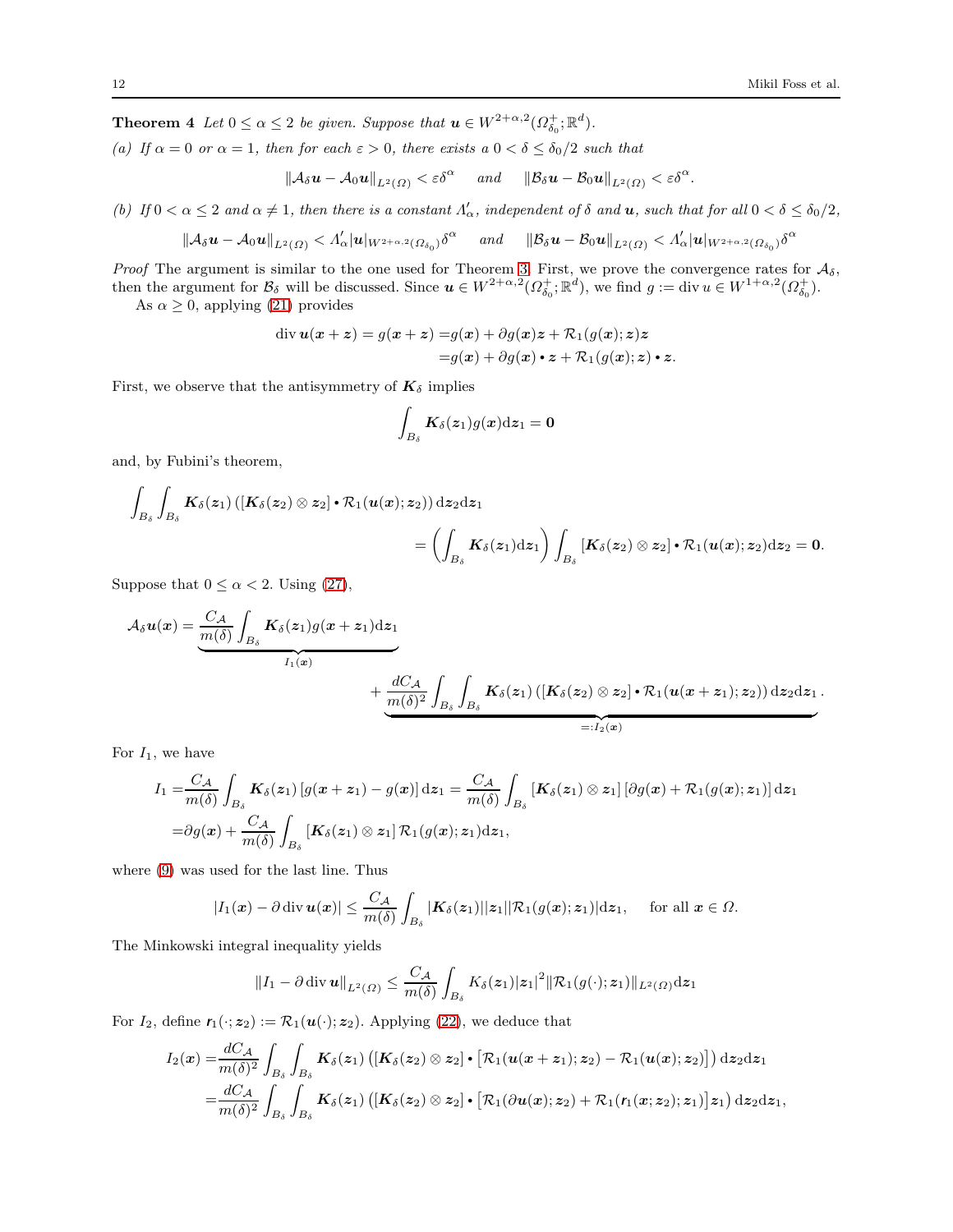**Theorem 4** *Let $0 \le \alpha \le 2$ be given. Suppose that $\boldsymbol{u} \in W^{2+\alpha,2}(\Omega^+_{\delta_0};\mathbb{R}^d)$.*

*(a) If $\alpha = 0$ or $\alpha = 1$, then for each $\varepsilon > 0$, there exists a $0 < \delta \le \delta_0/2$ such that*

$$\|\mathcal{A}_\delta \boldsymbol{u} - \mathcal{A}_0 \boldsymbol{u}\|_{L^2(\Omega)} < \varepsilon\delta^\alpha \quad \text{and} \quad \|\mathcal{B}_\delta \boldsymbol{u} - \mathcal{B}_0 \boldsymbol{u}\|_{L^2(\Omega)} < \varepsilon\delta^\alpha.$$

*(b) If $0 < \alpha \le 2$ and $\alpha \ne 1$, then there is a constant $\Lambda'_\alpha$, independent of $\delta$ and $\boldsymbol{u}$, such that for all $0 < \delta \le \delta_0/2$,*

$$\|\mathcal{A}_\delta \boldsymbol{u} - \mathcal{A}_0 \boldsymbol{u}\|_{L^2(\Omega)} < \Lambda'_\alpha |\boldsymbol{u}|_{W^{2+\alpha,2}(\Omega_{\delta_0})}\delta^\alpha \quad \text{and} \quad \|\mathcal{B}_\delta \boldsymbol{u} - \mathcal{B}_0 \boldsymbol{u}\|_{L^2(\Omega)} < \Lambda'_\alpha |\boldsymbol{u}|_{W^{2+\alpha,2}(\Omega_{\delta_0})}\delta^\alpha$$

*Proof* The argument is similar to the one used for Theorem 3. First, we prove the convergence rates for $\mathcal{A}_\delta$, then the argument for $\mathcal{B}_\delta$ will be discussed. Since $\boldsymbol{u} \in W^{2+\alpha,2}(\Omega^+_{\delta_0};\mathbb{R}^d)$, we find $g := \operatorname{div} u \in W^{1+\alpha,2}(\Omega^+_{\delta_0})$.

As $\alpha \ge 0$, applying (21) provides

$$\begin{aligned}
\operatorname{div} \boldsymbol{u}(\boldsymbol{x}+\boldsymbol{z}) = g(\boldsymbol{x}+\boldsymbol{z}) =& g(\boldsymbol{x}) + \partial g(\boldsymbol{x})\boldsymbol{z} + \mathcal{R}_1(g(\boldsymbol{x});\boldsymbol{z})\boldsymbol{z} \\
=& g(\boldsymbol{x}) + \partial g(\boldsymbol{x}) \bullet \boldsymbol{z} + \mathcal{R}_1(g(\boldsymbol{x});\boldsymbol{z}) \bullet \boldsymbol{z}.
\end{aligned}$$

First, we observe that the antisymmetry of $\boldsymbol{K}_\delta$ implies

$$\int_{B_\delta} \boldsymbol{K}_\delta(\boldsymbol{z}_1) g(\boldsymbol{x}) \mathrm{d}\boldsymbol{z}_1 = \boldsymbol{0}$$

and, by Fubini's theorem,

$$\begin{aligned}
\int_{B_\delta}\int_{B_\delta} \boldsymbol{K}_\delta(\boldsymbol{z}_1)\left([\boldsymbol{K}_\delta(\boldsymbol{z}_2)\otimes \boldsymbol{z}_2] \bullet \mathcal{R}_1(\boldsymbol{u}(\boldsymbol{x});\boldsymbol{z}_2)\right)\mathrm{d}\boldsymbol{z}_2\mathrm{d}\boldsymbol{z}_1& \\
= \left(\int_{B_\delta} \boldsymbol{K}_\delta(\boldsymbol{z}_1)\mathrm{d}\boldsymbol{z}_1\right)\int_{B_\delta}[\boldsymbol{K}_\delta(\boldsymbol{z}_2)\otimes \boldsymbol{z}_2] \bullet \mathcal{R}_1(\boldsymbol{u}(\boldsymbol{x});\boldsymbol{z}_2)\mathrm{d}\boldsymbol{z}_2 &= \boldsymbol{0}.
\end{aligned}$$

Suppose that $0 \le \alpha < 2$. Using (27),

$$\mathcal{A}_\delta \boldsymbol{u}(\boldsymbol{x}) = \underbrace{\frac{C_\mathcal{A}}{m(\delta)}\int_{B_\delta}\boldsymbol{K}_\delta(\boldsymbol{z}_1) g(\boldsymbol{x}+\boldsymbol{z}_1)\mathrm{d}\boldsymbol{z}_1}_{I_1(\boldsymbol{x})} + \underbrace{\frac{dC_\mathcal{A}}{m(\delta)^2}\int_{B_\delta}\int_{B_\delta}\boldsymbol{K}_\delta(\boldsymbol{z}_1)\left([\boldsymbol{K}_\delta(\boldsymbol{z}_2)\otimes\boldsymbol{z}_2]\bullet\mathcal{R}_1(\boldsymbol{u}(\boldsymbol{x}+\boldsymbol{z}_1);\boldsymbol{z}_2)\right)\mathrm{d}\boldsymbol{z}_2\mathrm{d}\boldsymbol{z}_1}_{=:I_2(\boldsymbol{x})}.$$

For $I_1$, we have

$$\begin{aligned}
I_1 =& \frac{C_\mathcal{A}}{m(\delta)}\int_{B_\delta}\boldsymbol{K}_\delta(\boldsymbol{z}_1)\left[g(\boldsymbol{x}+\boldsymbol{z}_1) - g(\boldsymbol{x})\right]\mathrm{d}\boldsymbol{z}_1 = \frac{C_\mathcal{A}}{m(\delta)}\int_{B_\delta}[\boldsymbol{K}_\delta(\boldsymbol{z}_1)\otimes\boldsymbol{z}_1]\left[\partial g(\boldsymbol{x}) + \mathcal{R}_1(g(\boldsymbol{x});\boldsymbol{z}_1)\right]\mathrm{d}\boldsymbol{z}_1 \\
=& \partial g(\boldsymbol{x}) + \frac{C_\mathcal{A}}{m(\delta)}\int_{B_\delta}[\boldsymbol{K}_\delta(\boldsymbol{z}_1)\otimes\boldsymbol{z}_1]\,\mathcal{R}_1(g(\boldsymbol{x});\boldsymbol{z}_1)\mathrm{d}\boldsymbol{z}_1,
\end{aligned}$$

where (9) was used for the last line. Thus

$$|I_1(\boldsymbol{x}) - \partial \operatorname{div}\boldsymbol{u}(\boldsymbol{x})| \le \frac{C_\mathcal{A}}{m(\delta)}\int_{B_\delta}|\boldsymbol{K}_\delta(\boldsymbol{z}_1)||\boldsymbol{z}_1||\mathcal{R}_1(g(\boldsymbol{x});\boldsymbol{z}_1)|\mathrm{d}\boldsymbol{z}_1, \quad \text{for all } \boldsymbol{x}\in\Omega.$$

The Minkowski integral inequality yields

$$\|I_1 - \partial\operatorname{div}\boldsymbol{u}\|_{L^2(\Omega)} \le \frac{C_\mathcal{A}}{m(\delta)}\int_{B_\delta}K_\delta(\boldsymbol{z}_1)|\boldsymbol{z}_1|^2\|\mathcal{R}_1(g(\cdot);\boldsymbol{z}_1)\|_{L^2(\Omega)}\mathrm{d}\boldsymbol{z}_1$$

For $I_2$, define $\boldsymbol{r}_1(\cdot;\boldsymbol{z}_2) := \mathcal{R}_1(\boldsymbol{u}(\cdot);\boldsymbol{z}_2)$. Applying (22), we deduce that

$$\begin{aligned}
I_2(\boldsymbol{x}) =& \frac{dC_\mathcal{A}}{m(\delta)^2}\int_{B_\delta}\int_{B_\delta}\boldsymbol{K}_\delta(\boldsymbol{z}_1)\left([\boldsymbol{K}_\delta(\boldsymbol{z}_2)\otimes\boldsymbol{z}_2]\bullet\left[\mathcal{R}_1(\boldsymbol{u}(\boldsymbol{x}+\boldsymbol{z}_1);\boldsymbol{z}_2) - \mathcal{R}_1(\boldsymbol{u}(\boldsymbol{x});\boldsymbol{z}_2)\right]\right)\mathrm{d}\boldsymbol{z}_2\mathrm{d}\boldsymbol{z}_1 \\
=& \frac{dC_\mathcal{A}}{m(\delta)^2}\int_{B_\delta}\int_{B_\delta}\boldsymbol{K}_\delta(\boldsymbol{z}_1)\left([\boldsymbol{K}_\delta(\boldsymbol{z}_2)\otimes\boldsymbol{z}_2]\bullet\left[\mathcal{R}_1(\partial\boldsymbol{u}(\boldsymbol{x});\boldsymbol{z}_2) + \mathcal{R}_1(\boldsymbol{r}_1(\boldsymbol{x};\boldsymbol{z}_2);\boldsymbol{z}_1)\right]\boldsymbol{z}_1\right)\mathrm{d}\boldsymbol{z}_2\mathrm{d}\boldsymbol{z}_1,
\end{aligned}$$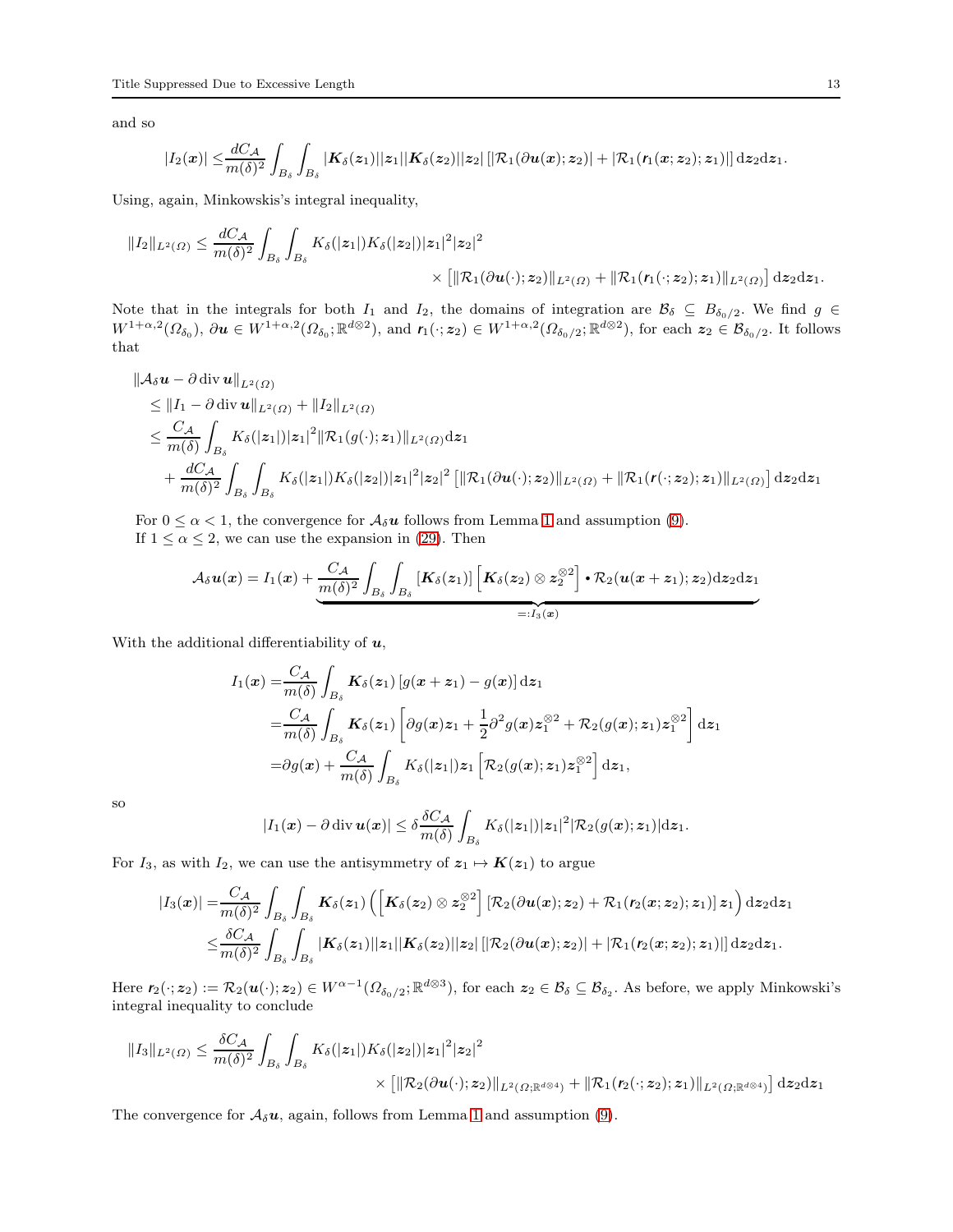and so

$$|I_2(\boldsymbol{x})| \leq \frac{dC_{\mathcal{A}}}{m(\delta)^2} \int_{B_\delta} \int_{B_\delta} |\boldsymbol{K}_\delta(\boldsymbol{z}_1)||\boldsymbol{z}_1||\boldsymbol{K}_\delta(\boldsymbol{z}_2)||\boldsymbol{z}_2| \left[|\mathcal{R}_1(\partial \boldsymbol{u}(\boldsymbol{x}); \boldsymbol{z}_2)| + |\mathcal{R}_1(\boldsymbol{r}_1(\boldsymbol{x}; \boldsymbol{z}_2); \boldsymbol{z}_1)|\right] \mathrm{d}\boldsymbol{z}_2 \mathrm{d}\boldsymbol{z}_1.$$

Using, again, Minkowskis's integral inequality,

$$\|I_2\|_{L^2(\Omega)} \leq \frac{dC_{\mathcal{A}}}{m(\delta)^2} \int_{B_\delta} \int_{B_\delta} K_\delta(|\boldsymbol{z}_1|) K_\delta(|\boldsymbol{z}_2|) |\boldsymbol{z}_1|^2 |\boldsymbol{z}_2|^2 \times \left[\|\mathcal{R}_1(\partial \boldsymbol{u}(\cdot); \boldsymbol{z}_2)\|_{L^2(\Omega)} + \|\mathcal{R}_1(\boldsymbol{r}_1(\cdot; \boldsymbol{z}_2); \boldsymbol{z}_1)\|_{L^2(\Omega)}\right] \mathrm{d}\boldsymbol{z}_2 \mathrm{d}\boldsymbol{z}_1.$$

Note that in the integrals for both $I_1$ and $I_2$, the domains of integration are $\mathcal{B}_\delta \subseteq B_{\delta_0/2}$. We find $g \in W^{1+\alpha,2}(\Omega_{\delta_0})$, $\partial \boldsymbol{u} \in W^{1+\alpha,2}(\Omega_{\delta_0}; \mathbb{R}^{d\otimes 2})$, and $\boldsymbol{r}_1(\cdot; \boldsymbol{z}_2) \in W^{1+\alpha,2}(\Omega_{\delta_0/2}; \mathbb{R}^{d\otimes 2})$, for each $\boldsymbol{z}_2 \in \mathcal{B}_{\delta_0/2}$. It follows that

$$\begin{aligned}
&\|\mathcal{A}_\delta \boldsymbol{u} - \partial \operatorname{div} \boldsymbol{u}\|_{L^2(\Omega)} \\
&\leq \|I_1 - \partial \operatorname{div} \boldsymbol{u}\|_{L^2(\Omega)} + \|I_2\|_{L^2(\Omega)} \\
&\leq \frac{C_{\mathcal{A}}}{m(\delta)} \int_{B_\delta} K_\delta(|\boldsymbol{z}_1|) |\boldsymbol{z}_1|^2 \|\mathcal{R}_1(g(\cdot); \boldsymbol{z}_1)\|_{L^2(\Omega)} \mathrm{d}\boldsymbol{z}_1 \\
&\quad + \frac{dC_{\mathcal{A}}}{m(\delta)^2} \int_{B_\delta} \int_{B_\delta} K_\delta(|\boldsymbol{z}_1|) K_\delta(|\boldsymbol{z}_2|) |\boldsymbol{z}_1|^2 |\boldsymbol{z}_2|^2 \left[\|\mathcal{R}_1(\partial \boldsymbol{u}(\cdot); \boldsymbol{z}_2)\|_{L^2(\Omega)} + \|\mathcal{R}_1(\boldsymbol{r}(\cdot; \boldsymbol{z}_2); \boldsymbol{z}_1)\|_{L^2(\Omega)}\right] \mathrm{d}\boldsymbol{z}_2 \mathrm{d}\boldsymbol{z}_1
\end{aligned}$$

For $0 \leq \alpha < 1$, the convergence for $\mathcal{A}_\delta \boldsymbol{u}$ follows from Lemma 1 and assumption (9).
If $1 \leq \alpha \leq 2$, we can use the expansion in (29). Then

$$\mathcal{A}_\delta \boldsymbol{u}(\boldsymbol{x}) = I_1(\boldsymbol{x}) + \underbrace{\frac{C_{\mathcal{A}}}{m(\delta)^2} \int_{B_\delta} \int_{B_\delta} [\boldsymbol{K}_\delta(\boldsymbol{z}_1)] \left[\boldsymbol{K}_\delta(\boldsymbol{z}_2) \otimes \boldsymbol{z}_2^{\otimes 2}\right] \bullet \mathcal{R}_2(\boldsymbol{u}(\boldsymbol{x} + \boldsymbol{z}_1); \boldsymbol{z}_2) \mathrm{d}\boldsymbol{z}_2 \mathrm{d}\boldsymbol{z}_1}_{=:I_3(\boldsymbol{x})}$$

With the additional differentiability of $\boldsymbol{u}$,

$$\begin{aligned}
I_1(\boldsymbol{x}) &= \frac{C_{\mathcal{A}}}{m(\delta)} \int_{B_\delta} \boldsymbol{K}_\delta(\boldsymbol{z}_1) \left[g(\boldsymbol{x} + \boldsymbol{z}_1) - g(\boldsymbol{x})\right] \mathrm{d}\boldsymbol{z}_1 \\
&= \frac{C_{\mathcal{A}}}{m(\delta)} \int_{B_\delta} \boldsymbol{K}_\delta(\boldsymbol{z}_1) \left[\partial g(\boldsymbol{x}) \boldsymbol{z}_1 + \frac{1}{2} \partial^2 g(\boldsymbol{x}) \boldsymbol{z}_1^{\otimes 2} + \mathcal{R}_2(g(\boldsymbol{x}); \boldsymbol{z}_1) \boldsymbol{z}_1^{\otimes 2}\right] \mathrm{d}\boldsymbol{z}_1 \\
&= \partial g(\boldsymbol{x}) + \frac{C_{\mathcal{A}}}{m(\delta)} \int_{B_\delta} K_\delta(|\boldsymbol{z}_1|) \boldsymbol{z}_1 \left[\mathcal{R}_2(g(\boldsymbol{x}); \boldsymbol{z}_1) \boldsymbol{z}_1^{\otimes 2}\right] \mathrm{d}\boldsymbol{z}_1,
\end{aligned}$$

so

$$|I_1(\boldsymbol{x}) - \partial \operatorname{div} \boldsymbol{u}(\boldsymbol{x})| \leq \delta \frac{\delta C_{\mathcal{A}}}{m(\delta)} \int_{B_\delta} K_\delta(|\boldsymbol{z}_1|) |\boldsymbol{z}_1|^2 |\mathcal{R}_2(g(\boldsymbol{x}); \boldsymbol{z}_1)| \mathrm{d}\boldsymbol{z}_1.$$

For $I_3$, as with $I_2$, we can use the antisymmetry of $\boldsymbol{z}_1 \mapsto \boldsymbol{K}(\boldsymbol{z}_1)$ to argue

$$\begin{aligned}
|I_3(\boldsymbol{x})| &= \frac{C_{\mathcal{A}}}{m(\delta)^2} \int_{B_\delta} \int_{B_\delta} \boldsymbol{K}_\delta(\boldsymbol{z}_1) \left(\left[\boldsymbol{K}_\delta(\boldsymbol{z}_2) \otimes \boldsymbol{z}_2^{\otimes 2}\right] \left[\mathcal{R}_2(\partial \boldsymbol{u}(\boldsymbol{x}); \boldsymbol{z}_2) + \mathcal{R}_1(\boldsymbol{r}_2(\boldsymbol{x}; \boldsymbol{z}_2); \boldsymbol{z}_1)\right] \boldsymbol{z}_1\right) \mathrm{d}\boldsymbol{z}_2 \mathrm{d}\boldsymbol{z}_1 \\
&\leq \frac{\delta C_{\mathcal{A}}}{m(\delta)^2} \int_{B_\delta} \int_{B_\delta} |\boldsymbol{K}_\delta(\boldsymbol{z}_1)||\boldsymbol{z}_1||\boldsymbol{K}_\delta(\boldsymbol{z}_2)||\boldsymbol{z}_2| \left[|\mathcal{R}_2(\partial \boldsymbol{u}(\boldsymbol{x}); \boldsymbol{z}_2)| + |\mathcal{R}_1(\boldsymbol{r}_2(\boldsymbol{x}; \boldsymbol{z}_2); \boldsymbol{z}_1)|\right] \mathrm{d}\boldsymbol{z}_2 \mathrm{d}\boldsymbol{z}_1.
\end{aligned}$$

Here $\boldsymbol{r}_2(\cdot; \boldsymbol{z}_2) := \mathcal{R}_2(\boldsymbol{u}(\cdot); \boldsymbol{z}_2) \in W^{\alpha-1}(\Omega_{\delta_0/2}; \mathbb{R}^{d\otimes 3})$, for each $\boldsymbol{z}_2 \in \mathcal{B}_\delta \subseteq \mathcal{B}_{\delta_2}$. As before, we apply Minkowski's integral inequality to conclude

$$\|I_3\|_{L^2(\Omega)} \leq \frac{\delta C_{\mathcal{A}}}{m(\delta)^2} \int_{B_\delta} \int_{B_\delta} K_\delta(|\boldsymbol{z}_1|) K_\delta(|\boldsymbol{z}_2|) |\boldsymbol{z}_1|^2 |\boldsymbol{z}_2|^2 \times \left[\|\mathcal{R}_2(\partial \boldsymbol{u}(\cdot); \boldsymbol{z}_2)\|_{L^2(\Omega; \mathbb{R}^{d\otimes 4})} + \|\mathcal{R}_1(\boldsymbol{r}_2(\cdot; \boldsymbol{z}_2); \boldsymbol{z}_1)\|_{L^2(\Omega; \mathbb{R}^{d\otimes 4})}\right] \mathrm{d}\boldsymbol{z}_2 \mathrm{d}\boldsymbol{z}_1$$

The convergence for $\mathcal{A}_\delta \boldsymbol{u}$, again, follows from Lemma 1 and assumption (9).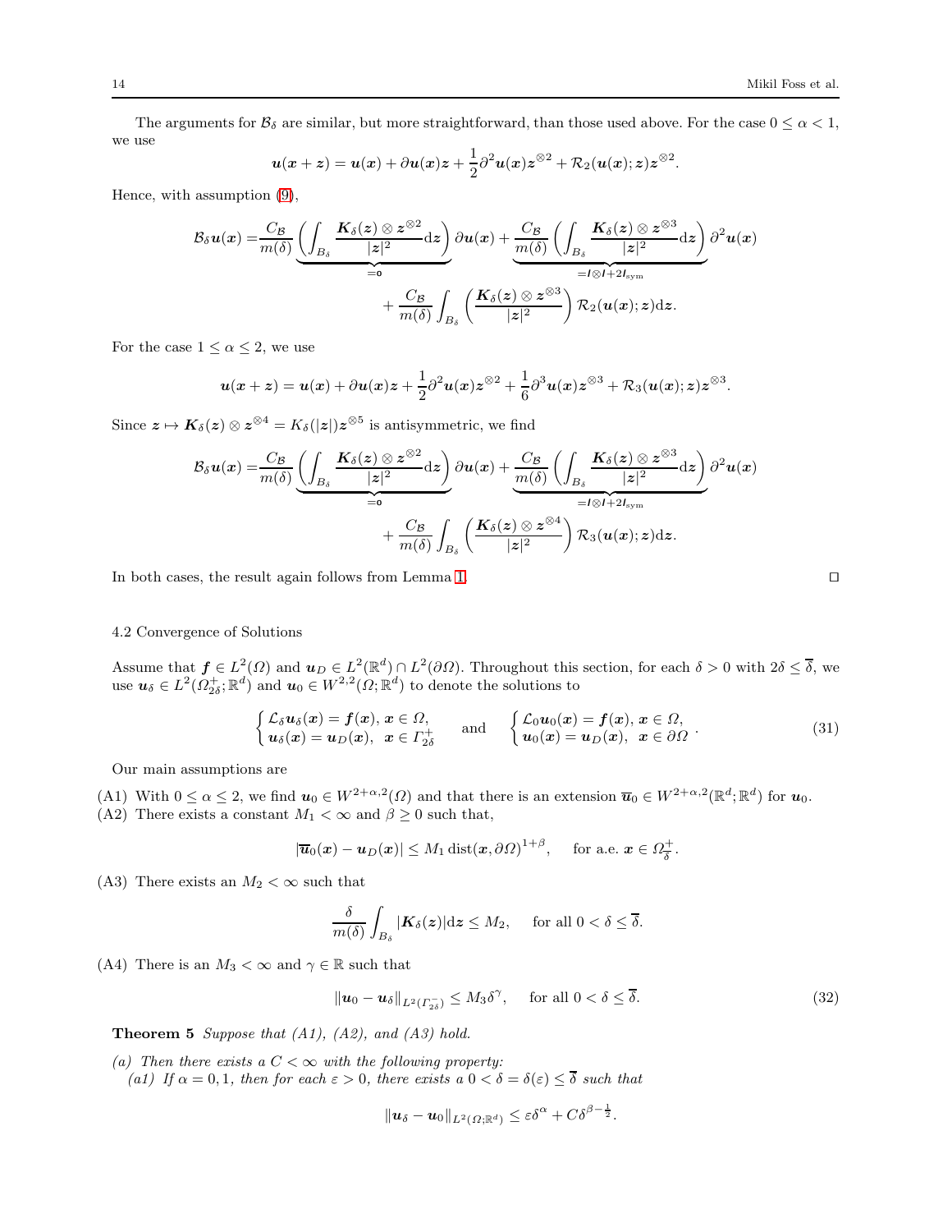The arguments for $\mathcal{B}_\delta$ are similar, but more straightforward, than those used above. For the case $0 \le \alpha < 1$, we use

$$\boldsymbol{u}(\boldsymbol{x}+\boldsymbol{z}) = \boldsymbol{u}(\boldsymbol{x}) + \partial \boldsymbol{u}(\boldsymbol{x})\boldsymbol{z} + \frac{1}{2}\partial^2\boldsymbol{u}(\boldsymbol{x})\boldsymbol{z}^{\otimes 2} + \mathcal{R}_2(\boldsymbol{u}(\boldsymbol{x});\boldsymbol{z})\boldsymbol{z}^{\otimes 2}.$$

Hence, with assumption (9),

$$\begin{aligned}\mathcal{B}_\delta \boldsymbol{u}(\boldsymbol{x}) =& \frac{C_{\mathcal{B}}}{m(\delta)} \underbrace{\left(\int_{B_\delta} \frac{\boldsymbol{K}_\delta(\boldsymbol{z}) \otimes \boldsymbol{z}^{\otimes 2}}{|\boldsymbol{z}|^2} \mathrm{d}\boldsymbol{z}\right)}_{=\boldsymbol{o}} \partial \boldsymbol{u}(\boldsymbol{x}) + \underbrace{\frac{C_{\mathcal{B}}}{m(\delta)}\left(\int_{B_\delta} \frac{\boldsymbol{K}_\delta(\boldsymbol{z}) \otimes \boldsymbol{z}^{\otimes 3}}{|\boldsymbol{z}|^2} \mathrm{d}\boldsymbol{z}\right)}_{=\boldsymbol{I}\otimes\boldsymbol{I}+2\boldsymbol{I}_{\mathrm{sym}}} \partial^2 \boldsymbol{u}(\boldsymbol{x}) \\ &+ \frac{C_{\mathcal{B}}}{m(\delta)} \int_{B_\delta} \left(\frac{\boldsymbol{K}_\delta(\boldsymbol{z}) \otimes \boldsymbol{z}^{\otimes 3}}{|\boldsymbol{z}|^2}\right) \mathcal{R}_2(\boldsymbol{u}(\boldsymbol{x});\boldsymbol{z})\mathrm{d}\boldsymbol{z}.\end{aligned}$$

For the case $1 \le \alpha \le 2$, we use

$$\boldsymbol{u}(\boldsymbol{x}+\boldsymbol{z}) = \boldsymbol{u}(\boldsymbol{x}) + \partial \boldsymbol{u}(\boldsymbol{x})\boldsymbol{z} + \frac{1}{2}\partial^2\boldsymbol{u}(\boldsymbol{x})\boldsymbol{z}^{\otimes 2} + \frac{1}{6}\partial^3\boldsymbol{u}(\boldsymbol{x})\boldsymbol{z}^{\otimes 3} + \mathcal{R}_3(\boldsymbol{u}(\boldsymbol{x});\boldsymbol{z})\boldsymbol{z}^{\otimes 3}.$$

Since $\boldsymbol{z} \mapsto \boldsymbol{K}_\delta(\boldsymbol{z}) \otimes \boldsymbol{z}^{\otimes 4} = K_\delta(|\boldsymbol{z}|)\boldsymbol{z}^{\otimes 5}$ is antisymmetric, we find

$$\begin{aligned}\mathcal{B}_\delta \boldsymbol{u}(\boldsymbol{x}) =& \frac{C_{\mathcal{B}}}{m(\delta)} \underbrace{\left(\int_{B_\delta} \frac{\boldsymbol{K}_\delta(\boldsymbol{z}) \otimes \boldsymbol{z}^{\otimes 2}}{|\boldsymbol{z}|^2} \mathrm{d}\boldsymbol{z}\right)}_{=\boldsymbol{o}} \partial \boldsymbol{u}(\boldsymbol{x}) + \underbrace{\frac{C_{\mathcal{B}}}{m(\delta)}\left(\int_{B_\delta} \frac{\boldsymbol{K}_\delta(\boldsymbol{z}) \otimes \boldsymbol{z}^{\otimes 3}}{|\boldsymbol{z}|^2} \mathrm{d}\boldsymbol{z}\right)}_{=\boldsymbol{I}\otimes\boldsymbol{I}+2\boldsymbol{I}_{\mathrm{sym}}} \partial^2 \boldsymbol{u}(\boldsymbol{x}) \\ &+ \frac{C_{\mathcal{B}}}{m(\delta)} \int_{B_\delta} \left(\frac{\boldsymbol{K}_\delta(\boldsymbol{z}) \otimes \boldsymbol{z}^{\otimes 4}}{|\boldsymbol{z}|^2}\right) \mathcal{R}_3(\boldsymbol{u}(\boldsymbol{x});\boldsymbol{z})\mathrm{d}\boldsymbol{z}.\end{aligned}$$

In both cases, the result again follows from Lemma 1. $\square$

### 4.2 Convergence of Solutions

Assume that $\boldsymbol{f} \in L^2(\Omega)$ and $\boldsymbol{u}_D \in L^2(\mathbb{R}^d) \cap L^2(\partial\Omega)$. Throughout this section, for each $\delta > 0$ with $2\delta \le \overline{\delta}$, we use $\boldsymbol{u}_\delta \in L^2(\Omega^+_{2\delta};\mathbb{R}^d)$ and $\boldsymbol{u}_0 \in W^{2,2}(\Omega;\mathbb{R}^d)$ to denote the solutions to

$$\begin{cases} \mathcal{L}_\delta \boldsymbol{u}_\delta(\boldsymbol{x}) = \boldsymbol{f}(\boldsymbol{x}),\, \boldsymbol{x} \in \Omega, \\ \boldsymbol{u}_\delta(\boldsymbol{x}) = \boldsymbol{u}_D(\boldsymbol{x}),\;\; \boldsymbol{x} \in \Gamma^+_{2\delta} \end{cases} \quad \text{and} \quad \begin{cases} \mathcal{L}_0 \boldsymbol{u}_0(\boldsymbol{x}) = \boldsymbol{f}(\boldsymbol{x}),\, \boldsymbol{x} \in \Omega, \\ \boldsymbol{u}_0(\boldsymbol{x}) = \boldsymbol{u}_D(\boldsymbol{x}),\;\; \boldsymbol{x} \in \partial\Omega \end{cases}. \tag{31}$$

Our main assumptions are

(A1) With $0 \le \alpha \le 2$, we find $\boldsymbol{u}_0 \in W^{2+\alpha,2}(\Omega)$ and that there is an extension $\overline{\boldsymbol{u}}_0 \in W^{2+\alpha,2}(\mathbb{R}^d;\mathbb{R}^d)$ for $\boldsymbol{u}_0$.

(A2) There exists a constant $M_1 < \infty$ and $\beta \ge 0$ such that,

$$|\overline{\boldsymbol{u}}_0(\boldsymbol{x}) - \boldsymbol{u}_D(\boldsymbol{x})| \le M_1 \operatorname{dist}(\boldsymbol{x},\partial\Omega)^{1+\beta}, \quad \text{for a.e. } \boldsymbol{x} \in \Omega^+_{\overline{\delta}}.$$

(A3) There exists an $M_2 < \infty$ such that

$$\frac{\delta}{m(\delta)} \int_{B_\delta} |\boldsymbol{K}_\delta(\boldsymbol{z})| \mathrm{d}\boldsymbol{z} \le M_2, \quad \text{for all } 0 < \delta \le \overline{\delta}.$$

(A4) There is an $M_3 < \infty$ and $\gamma \in \mathbb{R}$ such that

$$\|\boldsymbol{u}_0 - \boldsymbol{u}_\delta\|_{L^2(\Gamma^-_{2\delta})} \le M_3\delta^\gamma, \quad \text{for all } 0 < \delta \le \overline{\delta}. \tag{32}$$

**Theorem 5** *Suppose that (A1), (A2), and (A3) hold.*

*(a) Then there exists a $C < \infty$ with the following property:*
*(a1) If $\alpha = 0, 1$, then for each $\varepsilon > 0$, there exists a $0 < \delta = \delta(\varepsilon) \le \overline{\delta}$ such that*

$$\|\boldsymbol{u}_\delta - \boldsymbol{u}_0\|_{L^2(\Omega;\mathbb{R}^d)} \le \varepsilon\delta^\alpha + C\delta^{\beta-\frac{1}{2}}.$$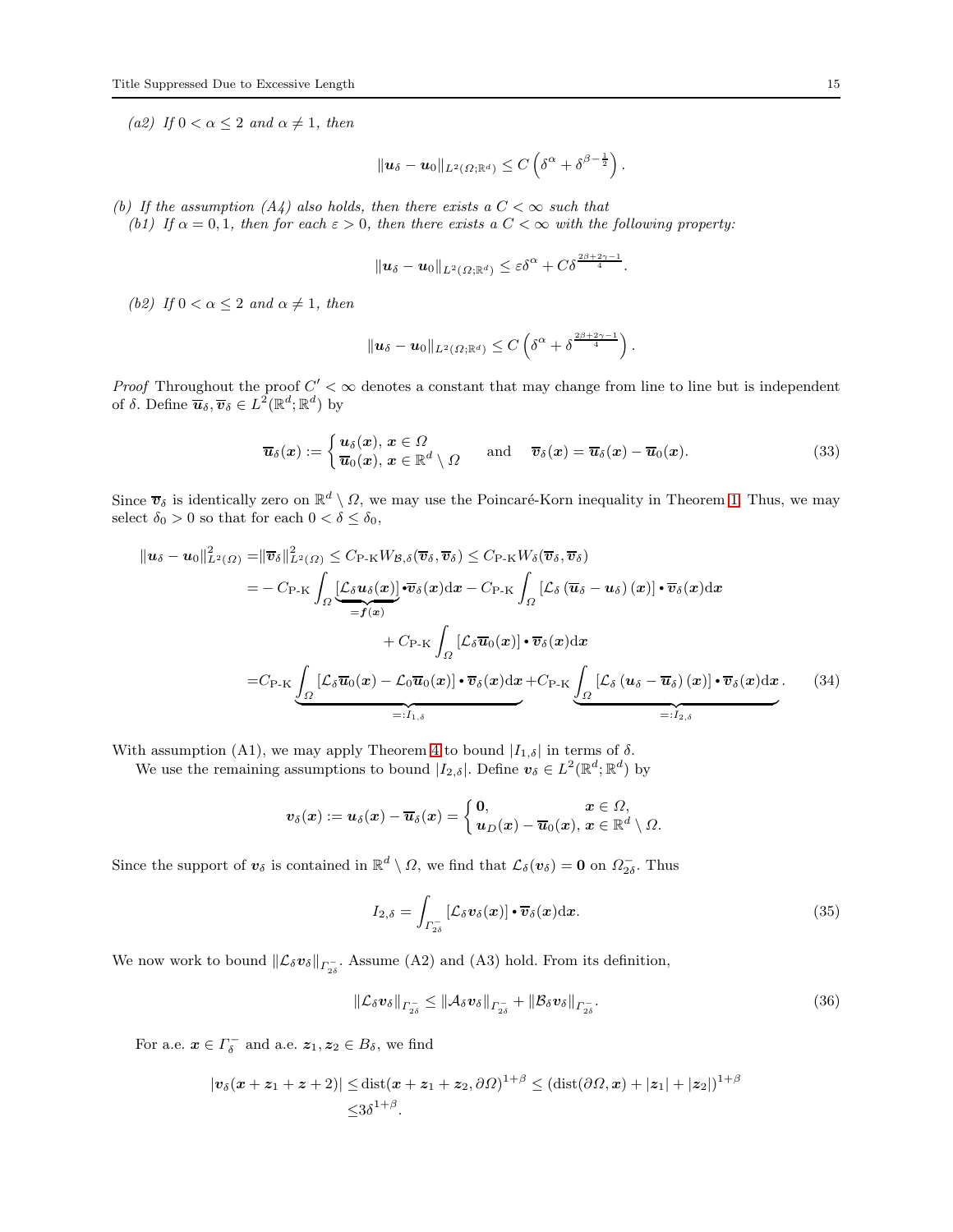*(a2) If $0 < \alpha \leq 2$ and $\alpha \neq 1$, then*

$$\|\boldsymbol{u}_\delta - \boldsymbol{u}_0\|_{L^2(\Omega;\mathbb{R}^d)} \leq C\left(\delta^\alpha + \delta^{\beta - \frac{1}{2}}\right).$$

*(b) If the assumption (A4) also holds, then there exists a $C < \infty$ such that*

*(b1) If $\alpha = 0, 1$, then for each $\varepsilon > 0$, then there exists a $C < \infty$ with the following property:*

$$\|\boldsymbol{u}_\delta - \boldsymbol{u}_0\|_{L^2(\Omega;\mathbb{R}^d)} \leq \varepsilon\delta^\alpha + C\delta^{\frac{2\beta+2\gamma-1}{4}}.$$

*(b2) If $0 < \alpha \leq 2$ and $\alpha \neq 1$, then*

$$\|\boldsymbol{u}_\delta - \boldsymbol{u}_0\|_{L^2(\Omega;\mathbb{R}^d)} \leq C\left(\delta^\alpha + \delta^{\frac{2\beta+2\gamma-1}{4}}\right).$$

*Proof* Throughout the proof $C' < \infty$ denotes a constant that may change from line to line but is independent of $\delta$. Define $\overline{\boldsymbol{u}}_\delta, \overline{\boldsymbol{v}}_\delta \in L^2(\mathbb{R}^d;\mathbb{R}^d)$ by

$$\overline{\boldsymbol{u}}_\delta(\boldsymbol{x}) := \begin{cases} \boldsymbol{u}_\delta(\boldsymbol{x}), \ \boldsymbol{x} \in \Omega \\ \overline{\boldsymbol{u}}_0(\boldsymbol{x}), \ \boldsymbol{x} \in \mathbb{R}^d \setminus \Omega \end{cases} \quad \text{and} \quad \overline{\boldsymbol{v}}_\delta(\boldsymbol{x}) = \overline{\boldsymbol{u}}_\delta(\boldsymbol{x}) - \overline{\boldsymbol{u}}_0(\boldsymbol{x}). \tag{33}$$

Since $\overline{\boldsymbol{v}}_\delta$ is identically zero on $\mathbb{R}^d \setminus \Omega$, we may use the Poincaré-Korn inequality in Theorem 1. Thus, we may select $\delta_0 > 0$ so that for each $0 < \delta \leq \delta_0$,

$$\begin{aligned}
\|\boldsymbol{u}_\delta - \boldsymbol{u}_0\|^2_{L^2(\Omega)} =& \|\overline{\boldsymbol{v}}_\delta\|^2_{L^2(\Omega)} \leq C_{\text{P-K}} W_{\mathcal{B},\delta}(\overline{\boldsymbol{v}}_\delta, \overline{\boldsymbol{v}}_\delta) \leq C_{\text{P-K}} W_\delta(\overline{\boldsymbol{v}}_\delta, \overline{\boldsymbol{v}}_\delta) \\
=& - C_{\text{P-K}} \int_\Omega \underbrace{[\mathcal{L}_\delta \boldsymbol{u}_\delta(\boldsymbol{x})]}_{=\boldsymbol{f}(\boldsymbol{x})} \bullet \overline{\boldsymbol{v}}_\delta(\boldsymbol{x}) \mathrm{d}\boldsymbol{x} - C_{\text{P-K}} \int_\Omega \left[\mathcal{L}_\delta \left(\overline{\boldsymbol{u}}_\delta - \boldsymbol{u}_\delta\right)(\boldsymbol{x})\right] \bullet \overline{\boldsymbol{v}}_\delta(\boldsymbol{x}) \mathrm{d}\boldsymbol{x} \\
& + C_{\text{P-K}} \int_\Omega [\mathcal{L}_\delta \overline{\boldsymbol{u}}_0(\boldsymbol{x})] \bullet \overline{\boldsymbol{v}}_\delta(\boldsymbol{x}) \mathrm{d}\boldsymbol{x} \\
=& C_{\text{P-K}} \underbrace{\int_\Omega [\mathcal{L}_\delta \overline{\boldsymbol{u}}_0(\boldsymbol{x}) - \mathcal{L}_0 \overline{\boldsymbol{u}}_0(\boldsymbol{x})] \bullet \overline{\boldsymbol{v}}_\delta(\boldsymbol{x}) \mathrm{d}\boldsymbol{x}}_{=:I_{1,\delta}} + C_{\text{P-K}} \underbrace{\int_\Omega \left[\mathcal{L}_\delta \left(\boldsymbol{u}_\delta - \overline{\boldsymbol{u}}_\delta\right)(\boldsymbol{x})\right] \bullet \overline{\boldsymbol{v}}_\delta(\boldsymbol{x}) \mathrm{d}\boldsymbol{x}}_{=:I_{2,\delta}}.
\end{aligned} \tag{34}$$

With assumption (A1), we may apply Theorem 4 to bound $|I_{1,\delta}|$ in terms of $\delta$.

We use the remaining assumptions to bound $|I_{2,\delta}|$. Define $\boldsymbol{v}_\delta \in L^2(\mathbb{R}^d;\mathbb{R}^d)$ by

$$\boldsymbol{v}_\delta(\boldsymbol{x}) := \boldsymbol{u}_\delta(\boldsymbol{x}) - \overline{\boldsymbol{u}}_\delta(\boldsymbol{x}) = \begin{cases} \boldsymbol{0}, & \boldsymbol{x} \in \Omega, \\ \boldsymbol{u}_D(\boldsymbol{x}) - \overline{\boldsymbol{u}}_0(\boldsymbol{x}), & \boldsymbol{x} \in \mathbb{R}^d \setminus \Omega. \end{cases}$$

Since the support of $\boldsymbol{v}_\delta$ is contained in $\mathbb{R}^d \setminus \Omega$, we find that $\mathcal{L}_\delta(\boldsymbol{v}_\delta) = \boldsymbol{0}$ on $\Omega^-_{2\delta}$. Thus

$$I_{2,\delta} = \int_{\Gamma^-_{2\delta}} [\mathcal{L}_\delta \boldsymbol{v}_\delta(\boldsymbol{x})] \bullet \overline{\boldsymbol{v}}_\delta(\boldsymbol{x}) \mathrm{d}\boldsymbol{x}. \tag{35}$$

We now work to bound $\|\mathcal{L}_\delta \boldsymbol{v}_\delta\|_{\Gamma^-_{2\delta}}$. Assume (A2) and (A3) hold. From its definition,

$$\|\mathcal{L}_\delta \boldsymbol{v}_\delta\|_{\Gamma^-_{2\delta}} \leq \|\mathcal{A}_\delta \boldsymbol{v}_\delta\|_{\Gamma^-_{2\delta}} + \|\mathcal{B}_\delta \boldsymbol{v}_\delta\|_{\Gamma^-_{2\delta}}. \tag{36}$$

For a.e. $\boldsymbol{x} \in \Gamma^-_\delta$ and a.e. $\boldsymbol{z}_1, \boldsymbol{z}_2 \in B_\delta$, we find

$$\begin{aligned}
|\boldsymbol{v}_\delta(\boldsymbol{x} + \boldsymbol{z}_1 + \boldsymbol{z} + 2)| \leq& \operatorname{dist}(\boldsymbol{x} + \boldsymbol{z}_1 + \boldsymbol{z}_2, \partial\Omega)^{1+\beta} \leq (\operatorname{dist}(\partial\Omega, \boldsymbol{x}) + |\boldsymbol{z}_1| + |\boldsymbol{z}_2|)^{1+\beta} \\
\leq& 3\delta^{1+\beta}.
\end{aligned}$$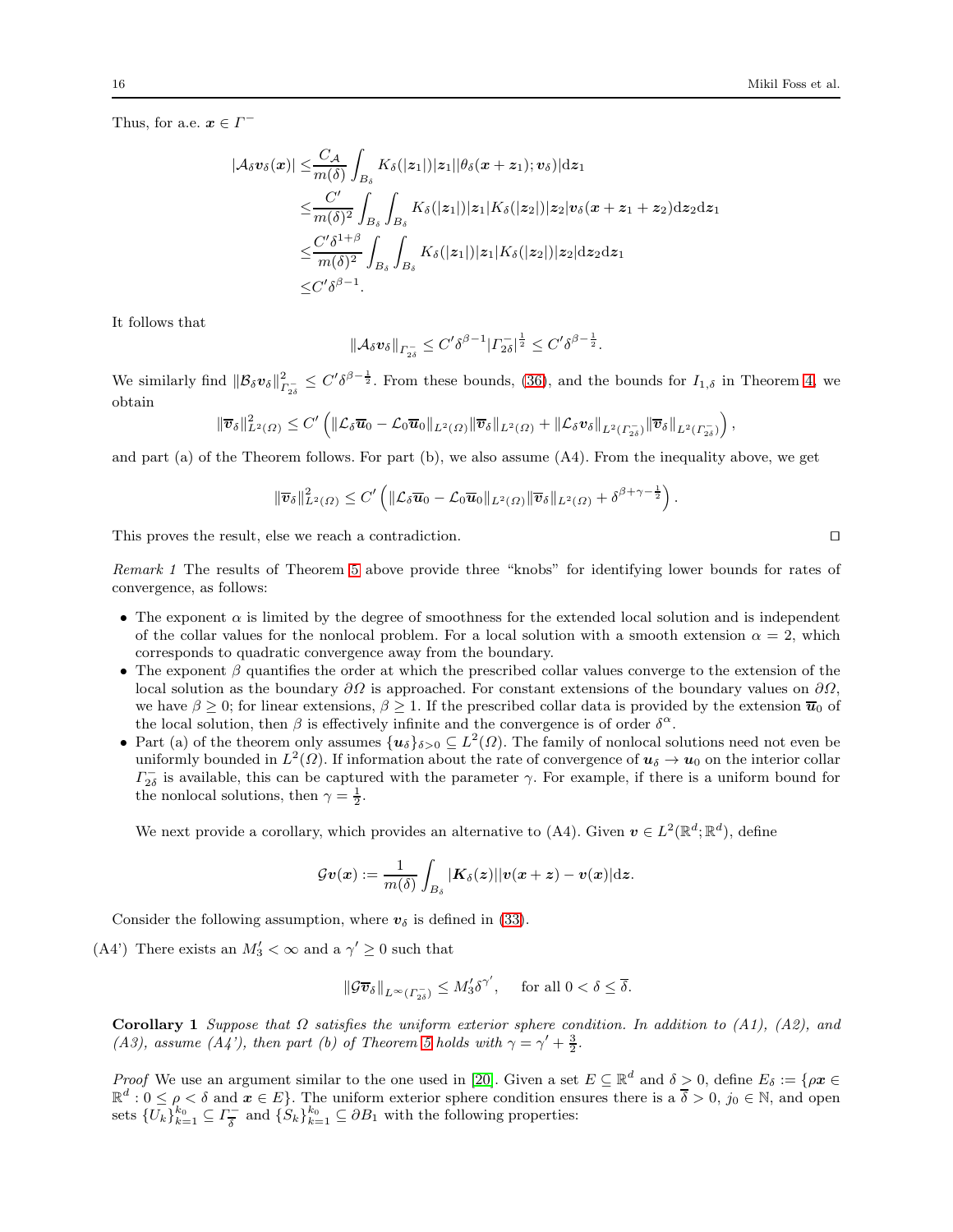Thus, for a.e. $\boldsymbol{x} \in \Gamma^-$

$$
\begin{aligned}
|\mathcal{A}_\delta \boldsymbol{v}_\delta(\boldsymbol{x})| \leq & \frac{C_{\mathcal{A}}}{m(\delta)} \int_{B_\delta} K_\delta(|\boldsymbol{z}_1|)|\boldsymbol{z}_1||\theta_\delta(\boldsymbol{x}+\boldsymbol{z}_1);\boldsymbol{v}_\delta)|\mathrm{d}\boldsymbol{z}_1 \\
\leq & \frac{C'}{m(\delta)^2} \int_{B_\delta} \int_{B_\delta} K_\delta(|\boldsymbol{z}_1|)|\boldsymbol{z}_1| K_\delta(|\boldsymbol{z}_2|)|\boldsymbol{z}_2| \boldsymbol{v}_\delta(\boldsymbol{x}+\boldsymbol{z}_1+\boldsymbol{z}_2)\mathrm{d}\boldsymbol{z}_2\mathrm{d}\boldsymbol{z}_1 \\
\leq & \frac{C'\delta^{1+\beta}}{m(\delta)^2} \int_{B_\delta} \int_{B_\delta} K_\delta(|\boldsymbol{z}_1|)|\boldsymbol{z}_1| K_\delta(|\boldsymbol{z}_2|)|\boldsymbol{z}_2|\mathrm{d}\boldsymbol{z}_2\mathrm{d}\boldsymbol{z}_1 \\
\leq & C'\delta^{\beta-1}.
\end{aligned}
$$

It follows that

$$
\|\mathcal{A}_\delta \boldsymbol{v}_\delta\|_{\Gamma_{2\delta}^-} \leq C'\delta^{\beta-1}|\Gamma_{2\delta}^-|^{\frac{1}{2}} \leq C'\delta^{\beta-\frac{1}{2}}.
$$

We similarly find $\|\mathcal{B}_\delta \boldsymbol{v}_\delta\|^2_{\Gamma_{2\delta}^-} \leq C'\delta^{\beta-\frac{1}{2}}$. From these bounds, (36), and the bounds for $I_{1,\delta}$ in Theorem 4, we obtain

$$
\|\overline{\boldsymbol{v}}_\delta\|^2_{L^2(\Omega)} \leq C'\left(\|\mathcal{L}_\delta \overline{\boldsymbol{u}}_0 - \mathcal{L}_0 \overline{\boldsymbol{u}}_0\|_{L^2(\Omega)} \|\overline{\boldsymbol{v}}_\delta\|_{L^2(\Omega)} + \|\mathcal{L}_\delta \boldsymbol{v}_\delta\|_{L^2(\Gamma_{2\delta}^-)} \|\overline{\boldsymbol{v}}_\delta\|_{L^2(\Gamma_{2\delta}^-)}\right),
$$

and part (a) of the Theorem follows. For part (b), we also assume (A4). From the inequality above, we get

$$
\|\overline{\boldsymbol{v}}_\delta\|^2_{L^2(\Omega)} \leq C'\left(\|\mathcal{L}_\delta \overline{\boldsymbol{u}}_0 - \mathcal{L}_0 \overline{\boldsymbol{u}}_0\|_{L^2(\Omega)} \|\overline{\boldsymbol{v}}_\delta\|_{L^2(\Omega)} + \delta^{\beta+\gamma-\frac{1}{2}}\right).
$$

This proves the result, else we reach a contradiction. □

*Remark 1* The results of Theorem 5 above provide three "knobs" for identifying lower bounds for rates of convergence, as follows:

- The exponent $\alpha$ is limited by the degree of smoothness for the extended local solution and is independent of the collar values for the nonlocal problem. For a local solution with a smooth extension $\alpha = 2$, which corresponds to quadratic convergence away from the boundary.
- The exponent $\beta$ quantifies the order at which the prescribed collar values converge to the extension of the local solution as the boundary $\partial\Omega$ is approached. For constant extensions of the boundary values on $\partial\Omega$, we have $\beta \geq 0$; for linear extensions, $\beta \geq 1$. If the prescribed collar data is provided by the extension $\overline{\boldsymbol{u}}_0$ of the local solution, then $\beta$ is effectively infinite and the convergence is of order $\delta^\alpha$.
- Part (a) of the theorem only assumes $\{\boldsymbol{u}_\delta\}_{\delta>0} \subseteq L^2(\Omega)$. The family of nonlocal solutions need not even be uniformly bounded in $L^2(\Omega)$. If information about the rate of convergence of $\boldsymbol{u}_\delta \to \boldsymbol{u}_0$ on the interior collar $\Gamma_{2\delta}^-$ is available, this can be captured with the parameter $\gamma$. For example, if there is a uniform bound for the nonlocal solutions, then $\gamma = \frac{1}{2}$.

We next provide a corollary, which provides an alternative to (A4). Given $\boldsymbol{v} \in L^2(\mathbb{R}^d;\mathbb{R}^d)$, define

$$
\mathcal{G}\boldsymbol{v}(\boldsymbol{x}) := \frac{1}{m(\delta)} \int_{B_\delta} |\boldsymbol{K}_\delta(\boldsymbol{z})||\boldsymbol{v}(\boldsymbol{x}+\boldsymbol{z}) - \boldsymbol{v}(\boldsymbol{x})|\mathrm{d}\boldsymbol{z}.
$$

Consider the following assumption, where $\boldsymbol{v}_\delta$ is defined in (33).

(A4') There exists an $M_3' < \infty$ and a $\gamma' \geq 0$ such that

$$
\|\mathcal{G}\overline{\boldsymbol{v}}_\delta\|_{L^\infty(\Gamma_{2\delta}^-)} \leq M_3' \delta^{\gamma'}, \quad \text{for all } 0 < \delta \leq \overline{\delta}.
$$

**Corollary 1** *Suppose that $\Omega$ satisfies the uniform exterior sphere condition. In addition to (A1), (A2), and (A3), assume (A4'), then part (b) of Theorem 5 holds with $\gamma = \gamma' + \frac{3}{2}$.*

*Proof* We use an argument similar to the one used in [20]. Given a set $E \subseteq \mathbb{R}^d$ and $\delta > 0$, define $E_\delta := \{\rho\boldsymbol{x} \in \mathbb{R}^d : 0 \leq \rho < \delta \text{ and } \boldsymbol{x} \in E\}$. The uniform exterior sphere condition ensures there is a $\overline{\delta} > 0$, $j_0 \in \mathbb{N}$, and open sets $\{U_k\}_{k=1}^{k_0} \subseteq \Gamma_{\overline{\delta}}^-$ and $\{S_k\}_{k=1}^{k_0} \subseteq \partial B_1$ with the following properties: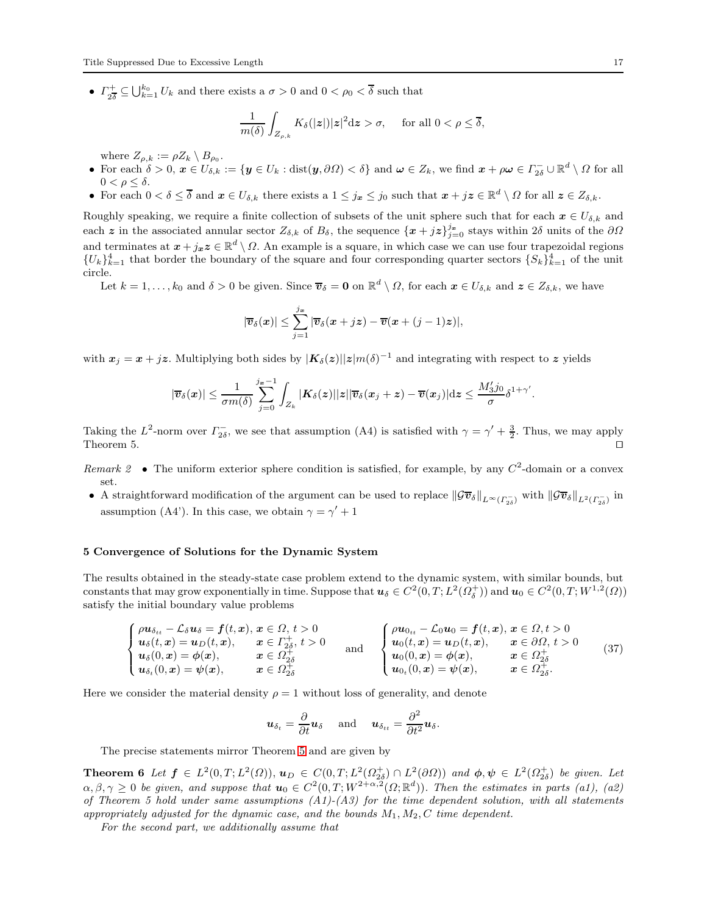- $\Gamma_{2\overline{\delta}}^+ \subseteq \bigcup_{k=1}^{k_0} U_k$ and there exists a $\sigma > 0$ and $0 < \rho_0 < \overline{\delta}$ such that

$$\frac{1}{m(\delta)} \int_{Z_{\rho,k}} K_\delta(|\boldsymbol{z}|)|\boldsymbol{z}|^2 \mathrm{d}\boldsymbol{z} > \sigma, \quad \text{ for all } 0 < \rho \leq \overline{\delta},$$

  where $Z_{\rho,k} := \rho Z_k \setminus B_{\rho_0}$.
- For each $\delta > 0$, $\boldsymbol{x} \in U_{\delta,k} := \{\boldsymbol{y} \in U_k : \operatorname{dist}(\boldsymbol{y}, \partial\Omega) < \delta\}$ and $\boldsymbol{\omega} \in Z_k$, we find $\boldsymbol{x} + \rho\boldsymbol{\omega} \in \Gamma_{2\delta}^- \cup \mathbb{R}^d \setminus \Omega$ for all $0 < \rho \leq \delta$.
- For each $0 < \delta \leq \overline{\delta}$ and $\boldsymbol{x} \in U_{\delta,k}$ there exists a $1 \leq j_{\boldsymbol{x}} \leq j_0$ such that $\boldsymbol{x} + j\boldsymbol{z} \in \mathbb{R}^d \setminus \Omega$ for all $\boldsymbol{z} \in Z_{\delta,k}$.

Roughly speaking, we require a finite collection of subsets of the unit sphere such that for each $\boldsymbol{x} \in U_{\delta,k}$ and each $\boldsymbol{z}$ in the associated annular sector $Z_{\delta,k}$ of $B_\delta$, the sequence $\{\boldsymbol{x} + j\boldsymbol{z}\}_{j=0}^{j_{\boldsymbol{x}}}$ stays within $2\delta$ units of the $\partial\Omega$ and terminates at $\boldsymbol{x} + j_{\boldsymbol{x}}\boldsymbol{z} \in \mathbb{R}^d \setminus \Omega$. An example is a square, in which case we can use four trapezoidal regions $\{U_k\}_{k=1}^4$ that border the boundary of the square and four corresponding quarter sectors $\{S_k\}_{k=1}^4$ of the unit circle.

Let $k = 1, \ldots, k_0$ and $\delta > 0$ be given. Since $\overline{\boldsymbol{v}}_\delta = \boldsymbol{0}$ on $\mathbb{R}^d \setminus \Omega$, for each $\boldsymbol{x} \in U_{\delta,k}$ and $\boldsymbol{z} \in Z_{\delta,k}$, we have

$$|\overline{\boldsymbol{v}}_\delta(\boldsymbol{x})| \leq \sum_{j=1}^{j_{\boldsymbol{x}}} |\overline{\boldsymbol{v}}_\delta(\boldsymbol{x} + j\boldsymbol{z}) - \overline{\boldsymbol{v}}(\boldsymbol{x} + (j-1)\boldsymbol{z})|,$$

with $\boldsymbol{x}_j = \boldsymbol{x} + j\boldsymbol{z}$. Multiplying both sides by $|\boldsymbol{K}_\delta(\boldsymbol{z})||\boldsymbol{z}|m(\delta)^{-1}$ and integrating with respect to $\boldsymbol{z}$ yields

$$|\overline{\boldsymbol{v}}_\delta(\boldsymbol{x})| \leq \frac{1}{\sigma m(\delta)} \sum_{j=0}^{j_{\boldsymbol{x}}-1} \int_{Z_k} |\boldsymbol{K}_\delta(\boldsymbol{z})||\boldsymbol{z}||\overline{\boldsymbol{v}}_\delta(\boldsymbol{x}_j + \boldsymbol{z}) - \overline{\boldsymbol{v}}(\boldsymbol{x}_j)| \mathrm{d}\boldsymbol{z} \leq \frac{M_3' j_0}{\sigma} \delta^{1+\gamma'}.$$

Taking the $L^2$-norm over $\Gamma_{2\delta}^-$, we see that assumption (A4) is satisfied with $\gamma = \gamma' + \frac{3}{2}$. Thus, we may apply Theorem 5. $\square$

*Remark 2*
- The uniform exterior sphere condition is satisfied, for example, by any $C^2$-domain or a convex set.
- A straightforward modification of the argument can be used to replace $\|\mathcal{G}\overline{\boldsymbol{v}}_\delta\|_{L^\infty(\Gamma_{2\delta}^-)}$ with $\|\mathcal{G}\overline{\boldsymbol{v}}_\delta\|_{L^2(\Gamma_{2\delta}^-)}$ in assumption (A4'). In this case, we obtain $\gamma = \gamma' + 1$

## 5 Convergence of Solutions for the Dynamic System

The results obtained in the steady-state case problem extend to the dynamic system, with similar bounds, but constants that may grow exponentially in time. Suppose that $\boldsymbol{u}_\delta \in C^2(0, T; L^2(\Omega_\delta^+))$ and $\boldsymbol{u}_0 \in C^2(0, T; W^{1,2}(\Omega))$ satisfy the initial boundary value problems

$$\begin{cases} \rho\boldsymbol{u}_{\delta_{tt}} - \mathcal{L}_\delta\boldsymbol{u}_\delta = \boldsymbol{f}(t, \boldsymbol{x}), & \boldsymbol{x} \in \Omega,\ t > 0 \\ \boldsymbol{u}_\delta(t, \boldsymbol{x}) = \boldsymbol{u}_D(t, \boldsymbol{x}), & \boldsymbol{x} \in \Gamma_{2\delta}^+,\ t > 0 \\ \boldsymbol{u}_\delta(0, \boldsymbol{x}) = \boldsymbol{\phi}(\boldsymbol{x}), & \boldsymbol{x} \in \Omega_{2\delta}^+ \\ \boldsymbol{u}_{\delta_t}(0, \boldsymbol{x}) = \boldsymbol{\psi}(\boldsymbol{x}), & \boldsymbol{x} \in \Omega_{2\delta}^+ \end{cases} \quad \text{and} \quad \begin{cases} \rho\boldsymbol{u}_{0_{tt}} - \mathcal{L}_0\boldsymbol{u}_0 = \boldsymbol{f}(t, \boldsymbol{x}), & \boldsymbol{x} \in \Omega, t > 0 \\ \boldsymbol{u}_0(t, \boldsymbol{x}) = \boldsymbol{u}_D(t, \boldsymbol{x}), & \boldsymbol{x} \in \partial\Omega,\ t > 0 \\ \boldsymbol{u}_0(0, \boldsymbol{x}) = \boldsymbol{\phi}(\boldsymbol{x}), & \boldsymbol{x} \in \Omega_{2\delta}^+ \\ \boldsymbol{u}_{0_t}(0, \boldsymbol{x}) = \boldsymbol{\psi}(\boldsymbol{x}), & \boldsymbol{x} \in \Omega_{2\delta}^+. \end{cases} \tag{37}$$

Here we consider the material density $\rho = 1$ without loss of generality, and denote

$$\boldsymbol{u}_{\delta_t} = \frac{\partial}{\partial t}\boldsymbol{u}_\delta \quad \text{ and } \quad \boldsymbol{u}_{\delta_{tt}} = \frac{\partial^2}{\partial t^2}\boldsymbol{u}_\delta.$$

The precise statements mirror Theorem 5 and are given by

**Theorem 6** *Let $\boldsymbol{f} \in L^2(0, T; L^2(\Omega))$, $\boldsymbol{u}_D \in C(0, T; L^2(\Omega_{2\delta}^+) \cap L^2(\partial\Omega))$ and $\boldsymbol{\phi}, \boldsymbol{\psi} \in L^2(\Omega_{2\delta}^+)$ be given. Let $\alpha, \beta, \gamma \geq 0$ be given, and suppose that $\boldsymbol{u}_0 \in C^2(0, T; W^{2+\alpha,2}(\Omega; \mathbb{R}^d))$. Then the estimates in parts (a1), (a2) of Theorem 5 hold under same assumptions (A1)-(A3) for the time dependent solution, with all statements appropriately adjusted for the dynamic case, and the bounds $M_1, M_2, C$ time dependent.*

*For the second part, we additionally assume that*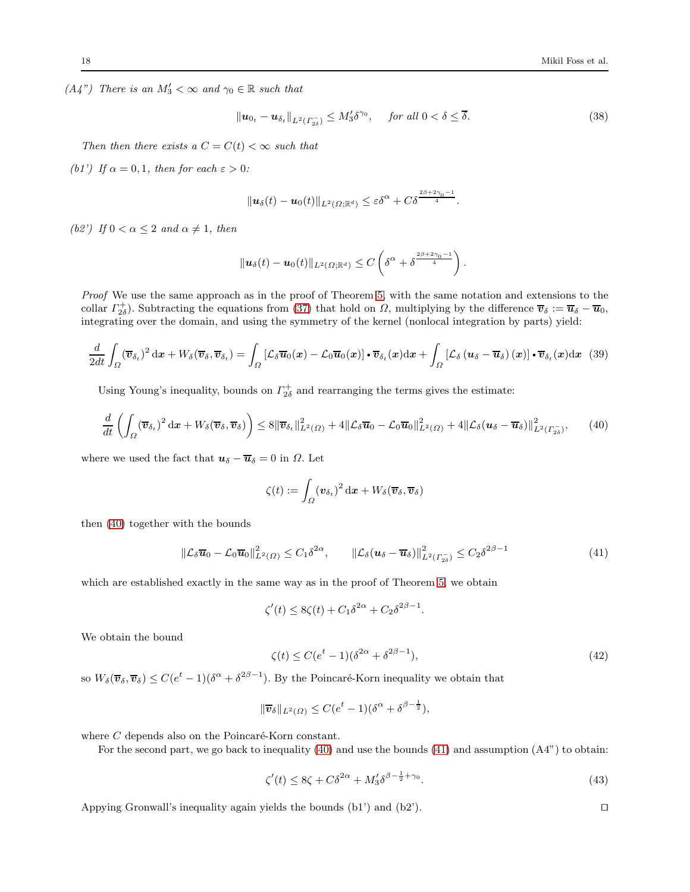*(A4") There is an $M_3' < \infty$ and $\gamma_0 \in \mathbb{R}$ such that*

$$
\|\boldsymbol{u}_{0_t} - \boldsymbol{u}_{\delta_t}\|_{L^2(\Gamma_{2\delta}^-)} \le M_3' \delta^{\gamma_0}, \quad \text{for all } 0 < \delta \le \overline{\delta}. \tag{38}
$$

*Then then there exists a $C = C(t) < \infty$ such that*

*(b1') If $\alpha = 0, 1$, then for each $\varepsilon > 0$:*

$$
\|\boldsymbol{u}_\delta(t) - \boldsymbol{u}_0(t)\|_{L^2(\Omega;\mathbb{R}^d)} \le \varepsilon \delta^\alpha + C\delta^{\frac{2\beta+2\gamma_0-1}{4}}.
$$

*(b2') If $0 < \alpha \le 2$ and $\alpha \ne 1$, then*

$$
\|\boldsymbol{u}_\delta(t) - \boldsymbol{u}_0(t)\|_{L^2(\Omega;\mathbb{R}^d)} \le C\left(\delta^\alpha + \delta^{\frac{2\beta+2\gamma_0-1}{4}}\right).
$$

*Proof* We use the same approach as in the proof of Theorem 5, with the same notation and extensions to the collar $\Gamma_{2\delta}^+$). Subtracting the equations from (37) that hold on $\Omega$, multiplying by the difference $\overline{\boldsymbol{v}}_\delta := \overline{\boldsymbol{u}}_\delta - \overline{\boldsymbol{u}}_0$, integrating over the domain, and using the symmetry of the kernel (nonlocal integration by parts) yield:

$$
\frac{d}{2dt}\int_\Omega (\overline{\boldsymbol{v}}_{\delta_t})^2 \,\mathrm{d}\boldsymbol{x} + W_\delta(\overline{\boldsymbol{v}}_\delta, \overline{\boldsymbol{v}}_{\delta_t}) = \int_\Omega \left[\mathcal{L}_\delta \overline{\boldsymbol{u}}_0(\boldsymbol{x}) - \mathcal{L}_0 \overline{\boldsymbol{u}}_0(\boldsymbol{x})\right] \bullet \overline{\boldsymbol{v}}_{\delta_t}(\boldsymbol{x})\mathrm{d}\boldsymbol{x} + \int_\Omega \left[\mathcal{L}_\delta\left(\boldsymbol{u}_\delta - \overline{\boldsymbol{u}}_\delta\right)(\boldsymbol{x})\right] \bullet \overline{\boldsymbol{v}}_{\delta_t}(\boldsymbol{x})\mathrm{d}\boldsymbol{x} \tag{39}
$$

Using Young's inequality, bounds on $\Gamma_{2\delta}^+$ and rearranging the terms gives the estimate:

$$
\frac{d}{dt}\left(\int_\Omega (\overline{\boldsymbol{v}}_{\delta_t})^2 \,\mathrm{d}\boldsymbol{x} + W_\delta(\overline{\boldsymbol{v}}_\delta, \overline{\boldsymbol{v}}_\delta)\right) \le 8\|\overline{\boldsymbol{v}}_{\delta_t}\|^2_{L^2(\Omega)} + 4\|\mathcal{L}_\delta \overline{\boldsymbol{u}}_0 - \mathcal{L}_0 \overline{\boldsymbol{u}}_0\|^2_{L^2(\Omega)} + 4\|\mathcal{L}_\delta(\boldsymbol{u}_\delta - \overline{\boldsymbol{u}}_\delta)\|^2_{L^2(\Gamma_{2\delta}^-)}, \tag{40}
$$

where we used the fact that $\boldsymbol{u}_\delta - \overline{\boldsymbol{u}}_\delta = 0$ in $\Omega$. Let

$$
\zeta(t) := \int_\Omega (\boldsymbol{v}_{\delta_t})^2 \,\mathrm{d}\boldsymbol{x} + W_\delta(\overline{\boldsymbol{v}}_\delta, \overline{\boldsymbol{v}}_\delta)
$$

then (40) together with the bounds

$$
\|\mathcal{L}_\delta \overline{\boldsymbol{u}}_0 - \mathcal{L}_0 \overline{\boldsymbol{u}}_0\|^2_{L^2(\Omega)} \le C_1 \delta^{2\alpha}, \qquad \|\mathcal{L}_\delta(\boldsymbol{u}_\delta - \overline{\boldsymbol{u}}_\delta)\|^2_{L^2(\Gamma_{2\delta}^-)} \le C_2 \delta^{2\beta-1} \tag{41}
$$

which are established exactly in the same way as in the proof of Theorem 5, we obtain

$$
\zeta'(t) \le 8\zeta(t) + C_1\delta^{2\alpha} + C_2\delta^{2\beta-1}.
$$

We obtain the bound

$$
\zeta(t) \le C(e^t - 1)(\delta^{2\alpha} + \delta^{2\beta-1}), \tag{42}
$$

so $W_\delta(\overline{\boldsymbol{v}}_\delta, \overline{\boldsymbol{v}}_\delta) \le C(e^t - 1)(\delta^\alpha + \delta^{2\beta-1})$. By the Poincaré-Korn inequality we obtain that

$$
\|\overline{\boldsymbol{v}}_\delta\|_{L^2(\Omega)} \le C(e^t - 1)(\delta^\alpha + \delta^{\beta-\frac{1}{2}}),
$$

where $C$ depends also on the Poincaré-Korn constant.

For the second part, we go back to inequality (40) and use the bounds (41) and assumption (A4") to obtain:

$$
\zeta'(t) \le 8\zeta + C\delta^{2\alpha} + M_3'\delta^{\beta-\frac{1}{2}+\gamma_0}. \tag{43}
$$

Appying Gronwall's inequality again yields the bounds (b1') and (b2'). ◻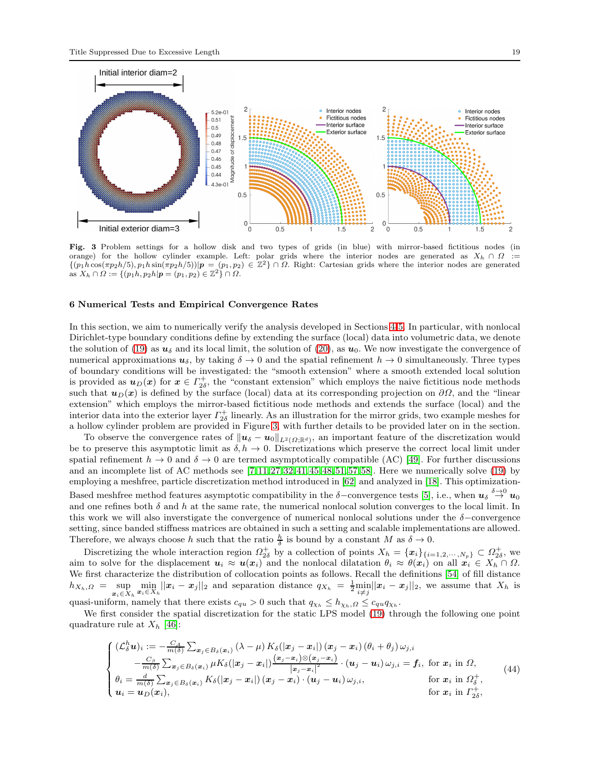**Fig. 3** Problem settings for a hollow disk and two types of grids (in blue) with mirror-based fictitious nodes (in orange) for the hollow cylinder example. Left: polar grids where the interior nodes are generated as $X_h \cap \Omega := \{(p_1 h \cos(\pi p_2 h/5), p_1 h \sin(\pi p_2 h/5)) | \boldsymbol{p} = (p_1, p_2) \in \mathbb{Z}^2\} \cap \Omega$. Right: Cartesian grids where the interior nodes are generated as $X_h \cap \Omega := \{(p_1 h, p_2 h | \boldsymbol{p} = (p_1, p_2) \in \mathbb{Z}^2\} \cap \Omega$.

## 6 Numerical Tests and Empirical Convergence Rates

In this section, we aim to numerically verify the analysis developed in Sections 4-5. In particular, with nonlocal Dirichlet-type boundary conditions define by extending the surface (local) data into volumetric data, we denote the solution of (19) as $\boldsymbol{u}_\delta$ and its local limit, the solution of (20), as $\boldsymbol{u}_0$. We now investigate the convergence of numerical approximations $\boldsymbol{u}_\delta$, by taking $\delta \to 0$ and the spatial refinement $h \to 0$ simultaneously. Three types of boundary conditions will be investigated: the "smooth extension" where a smooth extended local solution is provided as $\boldsymbol{u}_D(\boldsymbol{x})$ for $\boldsymbol{x} \in \Gamma^+_{2\delta}$, the "constant extension" which employs the naive fictitious node methods such that $\boldsymbol{u}_D(\boldsymbol{x})$ is defined by the surface (local) data at its corresponding projection on $\partial\Omega$, and the "linear extension" which employs the mirror-based fictitious node methods and extends the surface (local) and the interior data into the exterior layer $\Gamma^+_{2\delta}$ linearly. As an illustration for the mirror grids, two example meshes for a hollow cylinder problem are provided in Figure 3, with further details to be provided later on in the section.

To observe the convergence rates of $||\boldsymbol{u}_\delta - \boldsymbol{u}_0||_{L^2(\Omega;\mathbb{R}^d)}$, an important feature of the discretization would be to preserve this asymptotic limit as $\delta, h \to 0$. Discretizations which preserve the correct local limit under spatial refinement $h \to 0$ and $\delta \to 0$ are termed asymptotically compatible (AC) [49]. For further discussions and an incomplete list of AC methods see [7,11,27,32,41,45,48,51,57,58]. Here we numerically solve (19) by employing a meshfree, particle discretization method introduced in [62] and analyzed in [18]. This optimization-Based meshfree method features asymptotic compatibility in the $\delta$−convergence tests [5], i.e., when $\boldsymbol{u}_\delta \overset{\delta\to 0}{\to} \boldsymbol{u}_0$ and one refines both $\delta$ and $h$ at the same rate, the numerical nonlocal solution converges to the local limit. In this work we will also investigate the convergence of numerical nonlocal solutions under the $\delta$−convergence setting, since banded stiffness matrices are obtained in such a setting and scalable implementations are allowed. Therefore, we always choose $h$ such that the ratio $\frac{h}{\delta}$ is bound by a constant $M$ as $\delta \to 0$.

Discretizing the whole interaction region $\Omega^+_{2\delta}$ by a collection of points $X_h = \{\boldsymbol{x}_i\}_{\{i=1,2,\cdots,N_p\}} \subset \Omega^+_{2\delta}$, we aim to solve for the displacement $\boldsymbol{u}_i \approx \boldsymbol{u}(\boldsymbol{x}_i)$ and the nonlocal dilatation $\theta_i \approx \theta(\boldsymbol{x}_i)$ on all $\boldsymbol{x}_i \in X_h \cap \Omega$. We first characterize the distribution of collocation points as follows. Recall the definitions [54] of fill distance $h_{X_h,\Omega} = \sup\limits_{\boldsymbol{x}_i \in X_h} \min\limits_{\boldsymbol{x}_i \in X_h} ||\boldsymbol{x}_i - \boldsymbol{x}_j||_2$ and separation distance $q_{X_h} = \frac{1}{2}\min\limits_{i\neq j}||\boldsymbol{x}_i - \boldsymbol{x}_j||_2$, we assume that $X_h$ is quasi-uniform, namely that there exists $c_{qu} > 0$ such that $q_{\chi_h} \leq h_{\chi_h,\Omega} \leq c_{qu} q_{\chi_h}$.

We first consider the spatial discretization for the static LPS model (19) through the following one point quadrature rule at $X_h$ [46]:

$$
\begin{cases}
(\mathcal{L}^h_\delta \boldsymbol{u})_i := -\frac{C_A}{m(\delta)} \sum_{\boldsymbol{x}_j \in B_\delta(\boldsymbol{x}_i)} (\lambda - \mu) \, K_\delta(|\boldsymbol{x}_j - \boldsymbol{x}_i|) \, (\boldsymbol{x}_j - \boldsymbol{x}_i) \, (\theta_i + \theta_j) \, \omega_{j,i} & \\
\qquad -\frac{C_\beta}{m(\delta)} \sum_{\boldsymbol{x}_j \in B_\delta(\boldsymbol{x}_i)} \mu K_\delta(|\boldsymbol{x}_j - \boldsymbol{x}_i|) \frac{(\boldsymbol{x}_j - \boldsymbol{x}_i) \otimes (\boldsymbol{x}_j - \boldsymbol{x}_i)}{|\boldsymbol{x}_j - \boldsymbol{x}_i|^2} \cdot (\boldsymbol{u}_j - \boldsymbol{u}_i) \, \omega_{j,i} = \boldsymbol{f}_i, & \text{for } \boldsymbol{x}_i \text{ in } \Omega, \\
\theta_i = \frac{d}{m(\delta)} \sum_{\boldsymbol{x}_j \in B_\delta(\boldsymbol{x}_i)} K_\delta(|\boldsymbol{x}_j - \boldsymbol{x}_i|) \, (\boldsymbol{x}_j - \boldsymbol{x}_i) \cdot (\boldsymbol{u}_j - \boldsymbol{u}_i) \, \omega_{j,i}, & \text{for } \boldsymbol{x}_i \text{ in } \Omega^+_\delta, \\
\boldsymbol{u}_i = \boldsymbol{u}_D(\boldsymbol{x}_i), & \text{for } \boldsymbol{x}_i \text{ in } \Gamma^+_{2\delta},
\end{cases}
\tag{44}
$$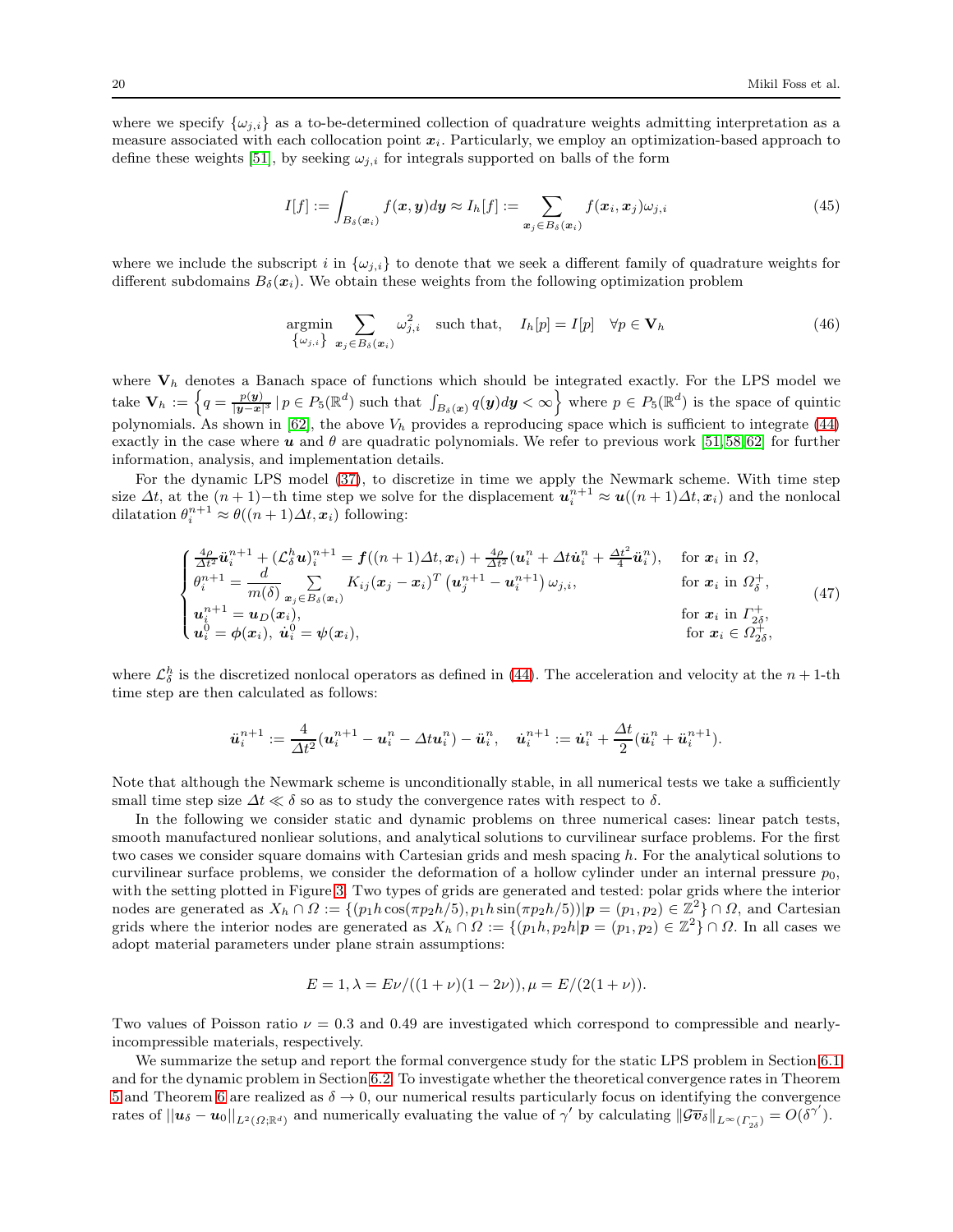where we specify $\{\omega_{j,i}\}$ as a to-be-determined collection of quadrature weights admitting interpretation as a measure associated with each collocation point $\boldsymbol{x}_i$. Particularly, we employ an optimization-based approach to define these weights [51], by seeking $\omega_{j,i}$ for integrals supported on balls of the form

$$I[f] := \int_{B_\delta(\boldsymbol{x}_i)} f(\boldsymbol{x},\boldsymbol{y})d\boldsymbol{y} \approx I_h[f] := \sum_{\boldsymbol{x}_j \in B_\delta(\boldsymbol{x}_i)} f(\boldsymbol{x}_i,\boldsymbol{x}_j)\omega_{j,i} \tag{45}$$

where we include the subscript $i$ in $\{\omega_{j,i}\}$ to denote that we seek a different family of quadrature weights for different subdomains $B_\delta(\boldsymbol{x}_i)$. We obtain these weights from the following optimization problem

$$\underset{\{\omega_{j,i}\}}{\text{argmin}} \sum_{\boldsymbol{x}_j \in B_\delta(\boldsymbol{x}_i)} \omega_{j,i}^2 \quad \text{such that,} \quad I_h[p] = I[p] \quad \forall p \in \mathbf{V}_h \tag{46}$$

where $\mathbf{V}_h$ denotes a Banach space of functions which should be integrated exactly. For the LPS model we take $\mathbf{V}_h := \left\{ q = \frac{p(\boldsymbol{y})}{|\boldsymbol{y}-\boldsymbol{x}|^3} \,|\, p \in P_5(\mathbb{R}^d) \text{ such that } \int_{B_\delta(\boldsymbol{x})} q(\boldsymbol{y})d\boldsymbol{y} < \infty \right\}$ where $p \in P_5(\mathbb{R}^d)$ is the space of quintic polynomials. As shown in [62], the above $V_h$ provides a reproducing space which is sufficient to integrate (44) exactly in the case where $\boldsymbol{u}$ and $\theta$ are quadratic polynomials. We refer to previous work [51,58,62] for further information, analysis, and implementation details.

For the dynamic LPS model (37), to discretize in time we apply the Newmark scheme. With time step size $\Delta t$, at the $(n+1)-$th time step we solve for the displacement $\boldsymbol{u}_i^{n+1} \approx \boldsymbol{u}((n+1)\Delta t, \boldsymbol{x}_i)$ and the nonlocal dilatation $\theta_i^{n+1} \approx \theta((n+1)\Delta t, \boldsymbol{x}_i)$ following:

$$\begin{cases} \frac{4\rho}{\Delta t^2}\ddot{\boldsymbol{u}}_i^{n+1} + (\mathcal{L}_\delta^h \boldsymbol{u})_i^{n+1} = \boldsymbol{f}((n+1)\Delta t, \boldsymbol{x}_i) + \frac{4\rho}{\Delta t^2}(\boldsymbol{u}_i^n + \Delta t \dot{\boldsymbol{u}}_i^n + \frac{\Delta t^2}{4}\ddot{\boldsymbol{u}}_i^n), & \text{for } \boldsymbol{x}_i \text{ in } \Omega, \\ \theta_i^{n+1} = \dfrac{d}{m(\delta)} \sum\limits_{\boldsymbol{x}_j \in B_\delta(\boldsymbol{x}_i)} K_{ij}(\boldsymbol{x}_j - \boldsymbol{x}_i)^T \left(\boldsymbol{u}_j^{n+1} - \boldsymbol{u}_i^{n+1}\right)\omega_{j,i}, & \text{for } \boldsymbol{x}_i \text{ in } \Omega_\delta^+, \\ \boldsymbol{u}_i^{n+1} = \boldsymbol{u}_D(\boldsymbol{x}_i), & \text{for } \boldsymbol{x}_i \text{ in } \Gamma_{2\delta}^+, \\ \boldsymbol{u}_i^0 = \boldsymbol{\phi}(\boldsymbol{x}_i),\ \dot{\boldsymbol{u}}_i^0 = \boldsymbol{\psi}(\boldsymbol{x}_i), & \text{for } \boldsymbol{x}_i \in \Omega_{2\delta}^+, \end{cases} \tag{47}$$

where $\mathcal{L}_\delta^h$ is the discretized nonlocal operators as defined in (44). The acceleration and velocity at the $n+1$-th time step are then calculated as follows:

$$\ddot{\boldsymbol{u}}_i^{n+1} := \frac{4}{\Delta t^2}(\boldsymbol{u}_i^{n+1} - \boldsymbol{u}_i^n - \Delta t \boldsymbol{u}_i^n) - \ddot{\boldsymbol{u}}_i^n, \quad \dot{\boldsymbol{u}}_i^{n+1} := \dot{\boldsymbol{u}}_i^n + \frac{\Delta t}{2}(\ddot{\boldsymbol{u}}_i^n + \ddot{\boldsymbol{u}}_i^{n+1}).$$

Note that although the Newmark scheme is unconditionally stable, in all numerical tests we take a sufficiently small time step size $\Delta t \ll \delta$ so as to study the convergence rates with respect to $\delta$.

In the following we consider static and dynamic problems on three numerical cases: linear patch tests, smooth manufactured nonliear solutions, and analytical solutions to curvilinear surface problems. For the first two cases we consider square domains with Cartesian grids and mesh spacing $h$. For the analytical solutions to curvilinear surface problems, we consider the deformation of a hollow cylinder under an internal pressure $p_0$, with the setting plotted in Figure 3. Two types of grids are generated and tested: polar grids where the interior nodes are generated as $X_h \cap \Omega := \{(p_1 h \cos(\pi p_2 h/5), p_1 h \sin(\pi p_2 h/5)) | \boldsymbol{p} = (p_1, p_2) \in \mathbb{Z}^2\} \cap \Omega$, and Cartesian grids where the interior nodes are generated as $X_h \cap \Omega := \{(p_1 h, p_2 h | \boldsymbol{p} = (p_1, p_2) \in \mathbb{Z}^2\} \cap \Omega$. In all cases we adopt material parameters under plane strain assumptions:

$$E = 1, \lambda = E\nu/((1+\nu)(1-2\nu)), \mu = E/(2(1+\nu)).$$

Two values of Poisson ratio $\nu = 0.3$ and $0.49$ are investigated which correspond to compressible and nearly-incompressible materials, respectively.

We summarize the setup and report the formal convergence study for the static LPS problem in Section 6.1 and for the dynamic problem in Section 6.2. To investigate whether the theoretical convergence rates in Theorem 5 and Theorem 6 are realized as $\delta \to 0$, our numerical results particularly focus on identifying the convergence rates of $||\boldsymbol{u}_\delta - \boldsymbol{u}_0||_{L^2(\Omega;\mathbb{R}^d)}$ and numerically evaluating the value of $\gamma'$ by calculating $\|\mathcal{G}\overline{\boldsymbol{v}}_\delta\|_{L^\infty(\Gamma_{2\delta}^-)} = O(\delta^{\gamma'})$.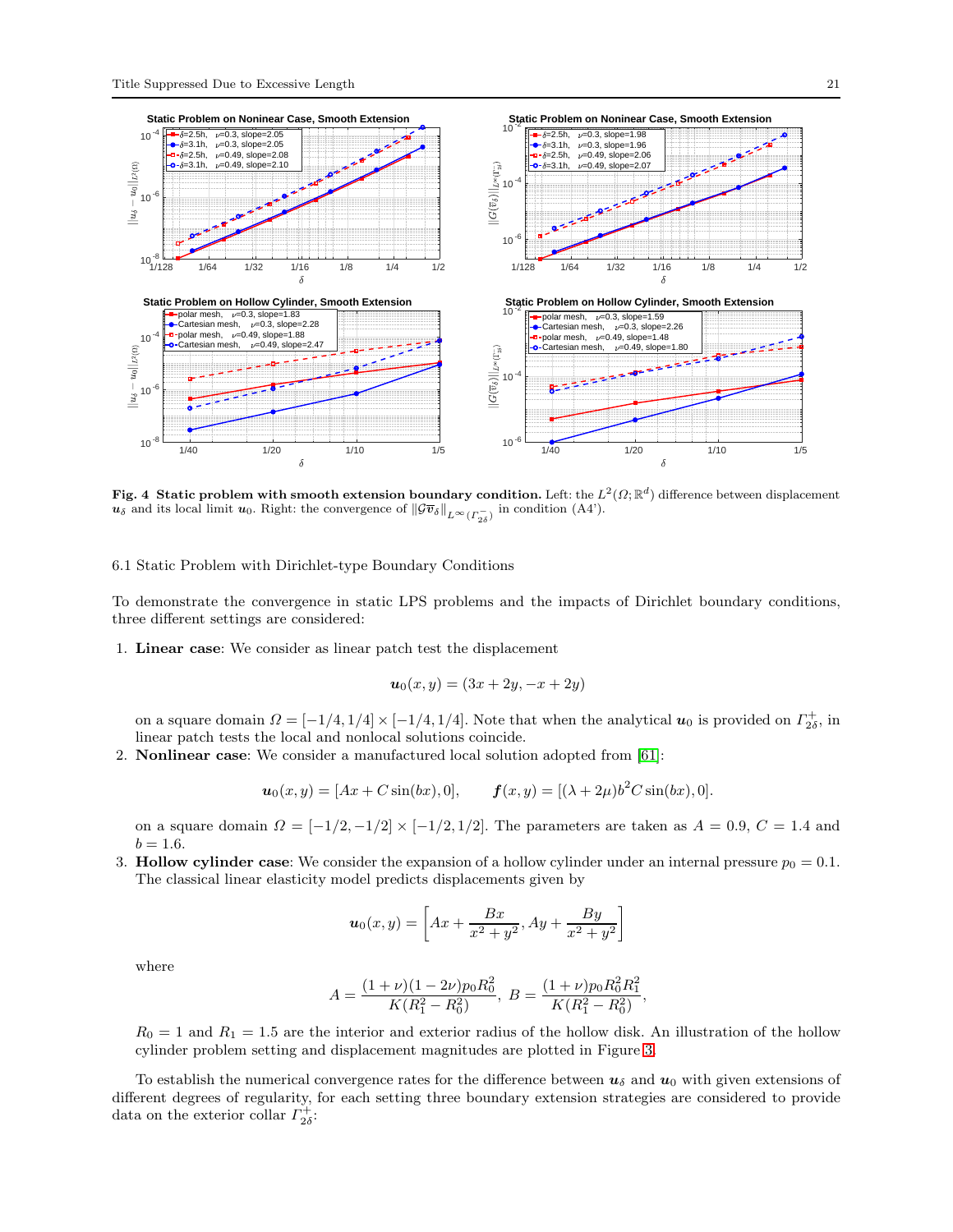**Fig. 4 Static problem with smooth extension boundary condition.** Left: the $L^2(\Omega;\mathbb{R}^d)$ difference between displacement $\boldsymbol{u}_\delta$ and its local limit $\boldsymbol{u}_0$. Right: the convergence of $\|\mathcal{G}\overline{\boldsymbol{v}}_\delta\|_{L^\infty(\Gamma^-_{2\delta})}$ in condition (A4').

## 6.1 Static Problem with Dirichlet-type Boundary Conditions

To demonstrate the convergence in static LPS problems and the impacts of Dirichlet boundary conditions, three different settings are considered:

1. **Linear case**: We consider as linear patch test the displacement

$$\boldsymbol{u}_0(x, y) = (3x + 2y, -x + 2y)$$

   on a square domain $\Omega = [-1/4, 1/4] \times [-1/4, 1/4]$. Note that when the analytical $\boldsymbol{u}_0$ is provided on $\Gamma^+_{2\delta}$, in linear patch tests the local and nonlocal solutions coincide.
2. **Nonlinear case**: We consider a manufactured local solution adopted from [61]:

$$\boldsymbol{u}_0(x, y) = [Ax + C\sin(bx), 0], \qquad \boldsymbol{f}(x, y) = [(\lambda + 2\mu)b^2 C\sin(bx), 0].$$

   on a square domain $\Omega = [-1/2, -1/2] \times [-1/2, 1/2]$. The parameters are taken as $A = 0.9$, $C = 1.4$ and $b = 1.6$.
3. **Hollow cylinder case**: We consider the expansion of a hollow cylinder under an internal pressure $p_0 = 0.1$. The classical linear elasticity model predicts displacements given by

$$\boldsymbol{u}_0(x, y) = \left[Ax + \frac{Bx}{x^2 + y^2}, Ay + \frac{By}{x^2 + y^2}\right]$$

   where

$$A = \frac{(1 + \nu)(1 - 2\nu)p_0 R_0^2}{K(R_1^2 - R_0^2)},\ B = \frac{(1 + \nu)p_0 R_0^2 R_1^2}{K(R_1^2 - R_0^2)},$$

   $R_0 = 1$ and $R_1 = 1.5$ are the interior and exterior radius of the hollow disk. An illustration of the hollow cylinder problem setting and displacement magnitudes are plotted in Figure 3.

To establish the numerical convergence rates for the difference between $\boldsymbol{u}_\delta$ and $\boldsymbol{u}_0$ with given extensions of different degrees of regularity, for each setting three boundary extension strategies are considered to provide data on the exterior collar $\Gamma^+_{2\delta}$: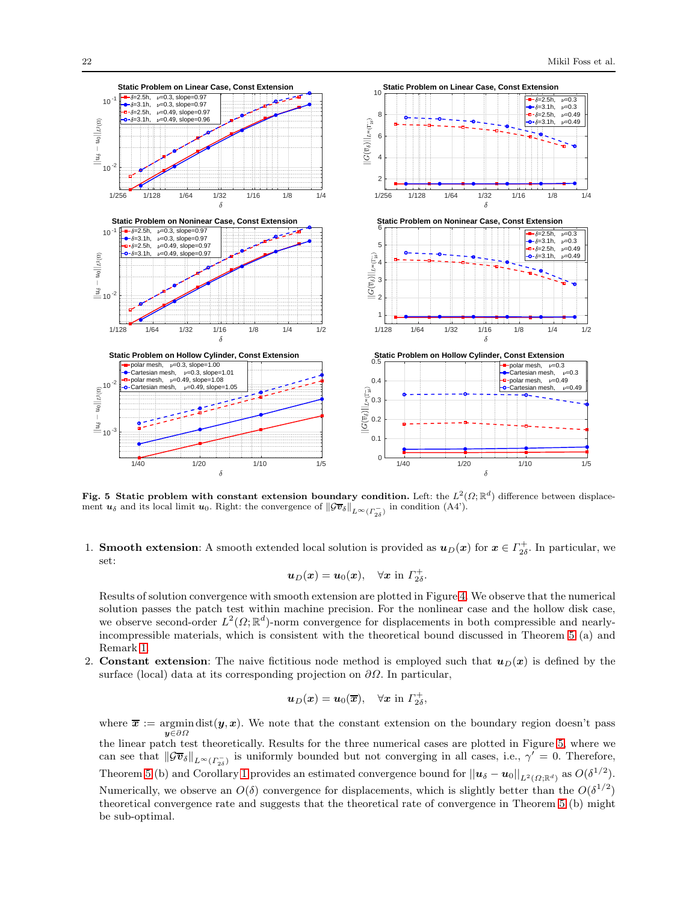**Fig. 5 Static problem with constant extension boundary condition.** Left: the $L^2(\Omega;\mathbb{R}^d)$ difference between displacement $\boldsymbol{u}_\delta$ and its local limit $\boldsymbol{u}_0$. Right: the convergence of $\|\mathcal{G}\overline{\boldsymbol{v}}_\delta\|_{L^\infty(\Gamma^-_{2\delta})}$ in condition (A4').

1. **Smooth extension**: A smooth extended local solution is provided as $\boldsymbol{u}_D(\boldsymbol{x})$ for $\boldsymbol{x} \in \Gamma^+_{2\delta}$. In particular, we set:

$$\boldsymbol{u}_D(\boldsymbol{x}) = \boldsymbol{u}_0(\boldsymbol{x}), \quad \forall \boldsymbol{x} \text{ in } \Gamma^+_{2\delta}.$$

   Results of solution convergence with smooth extension are plotted in Figure 4. We observe that the numerical solution passes the patch test within machine precision. For the nonlinear case and the hollow disk case, we observe second-order $L^2(\Omega;\mathbb{R}^d)$-norm convergence for displacements in both compressible and nearly-incompressible materials, which is consistent with the theoretical bound discussed in Theorem 5 (a) and Remark 1.

2. **Constant extension**: The naive fictitious node method is employed such that $\boldsymbol{u}_D(\boldsymbol{x})$ is defined by the surface (local) data at its corresponding projection on $\partial\Omega$. In particular,

$$\boldsymbol{u}_D(\boldsymbol{x}) = \boldsymbol{u}_0(\overline{\boldsymbol{x}}), \quad \forall \boldsymbol{x} \text{ in } \Gamma^+_{2\delta},$$

   where $\overline{\boldsymbol{x}} := \underset{\boldsymbol{y}\in\partial\Omega}{\operatorname{argmin}}\, \text{dist}(\boldsymbol{y},\boldsymbol{x})$. We note that the constant extension on the boundary region doesn't pass the linear patch test theoretically. Results for the three numerical cases are plotted in Figure 5, where we can see that $\|\mathcal{G}\overline{\boldsymbol{v}}_\delta\|_{L^\infty(\Gamma^-_{2\delta})}$ is uniformly bounded but not converging in all cases, i.e., $\gamma' = 0$. Therefore, Theorem 5 (b) and Corollary 1 provides an estimated convergence bound for $\|\boldsymbol{u}_\delta - \boldsymbol{u}_0\|_{L^2(\Omega;\mathbb{R}^d)}$ as $O(\delta^{1/2})$. Numerically, we observe an $O(\delta)$ convergence for displacements, which is slightly better than the $O(\delta^{1/2})$ theoretical convergence rate and suggests that the theoretical rate of convergence in Theorem 5 (b) might be sub-optimal.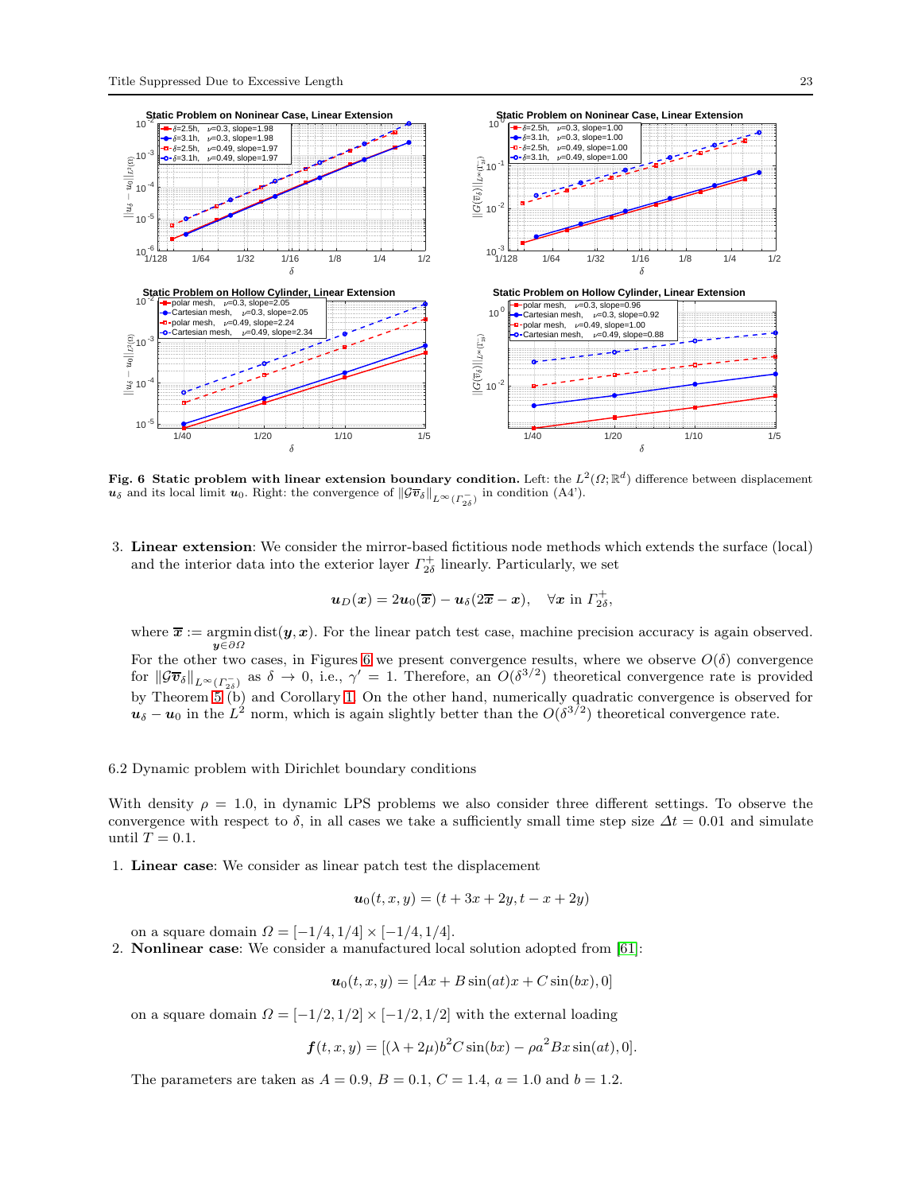**Fig. 6 Static problem with linear extension boundary condition.** Left: the $L^2(\Omega;\mathbb{R}^d)$ difference between displacement $\boldsymbol{u}_\delta$ and its local limit $\boldsymbol{u}_0$. Right: the convergence of $\|\mathcal{G}\overline{\boldsymbol{v}}_\delta\|_{L^\infty(\Gamma^-_{2\delta})}$ in condition (A4').

3. **Linear extension**: We consider the mirror-based fictitious node methods which extends the surface (local) and the interior data into the exterior layer $\Gamma^+_{2\delta}$ linearly. Particularly, we set

$$\boldsymbol{u}_D(\boldsymbol{x}) = 2\boldsymbol{u}_0(\overline{\boldsymbol{x}}) - \boldsymbol{u}_\delta(2\overline{\boldsymbol{x}} - \boldsymbol{x}), \quad \forall \boldsymbol{x} \text{ in } \Gamma^+_{2\delta},$$

where $\overline{\boldsymbol{x}} := \underset{\boldsymbol{y}\in\partial\Omega}{\operatorname{argmin}}\, \mathrm{dist}(\boldsymbol{y},\boldsymbol{x})$. For the linear patch test case, machine precision accuracy is again observed. For the other two cases, in Figures 6 we present convergence results, where we observe $O(\delta)$ convergence for $\|\mathcal{G}\overline{\boldsymbol{v}}_\delta\|_{L^\infty(\Gamma^-_{2\delta})}$ as $\delta \to 0$, i.e., $\gamma' = 1$. Therefore, an $O(\delta^{3/2})$ theoretical convergence rate is provided by Theorem 5 (b) and Corollary 1. On the other hand, numerically quadratic convergence is observed for $\boldsymbol{u}_\delta - \boldsymbol{u}_0$ in the $L^2$ norm, which is again slightly better than the $O(\delta^{3/2})$ theoretical convergence rate.

### 6.2 Dynamic problem with Dirichlet boundary conditions

With density $\rho = 1.0$, in dynamic LPS problems we also consider three different settings. To observe the convergence with respect to $\delta$, in all cases we take a sufficiently small time step size $\Delta t = 0.01$ and simulate until $T = 0.1$.

1. **Linear case**: We consider as linear patch test the displacement

$$\boldsymbol{u}_0(t,x,y) = (t + 3x + 2y, t - x + 2y)$$

on a square domain $\Omega = [-1/4, 1/4] \times [-1/4, 1/4]$.

2. **Nonlinear case**: We consider a manufactured local solution adopted from [61]:

$$\boldsymbol{u}_0(t,x,y) = [Ax + B\sin(at)x + C\sin(bx), 0]$$

on a square domain $\Omega = [-1/2, 1/2] \times [-1/2, 1/2]$ with the external loading

$$\boldsymbol{f}(t,x,y) = [(\lambda + 2\mu)b^2 C\sin(bx) - \rho a^2 Bx\sin(at), 0].$$

The parameters are taken as $A = 0.9$, $B = 0.1$, $C = 1.4$, $a = 1.0$ and $b = 1.2$.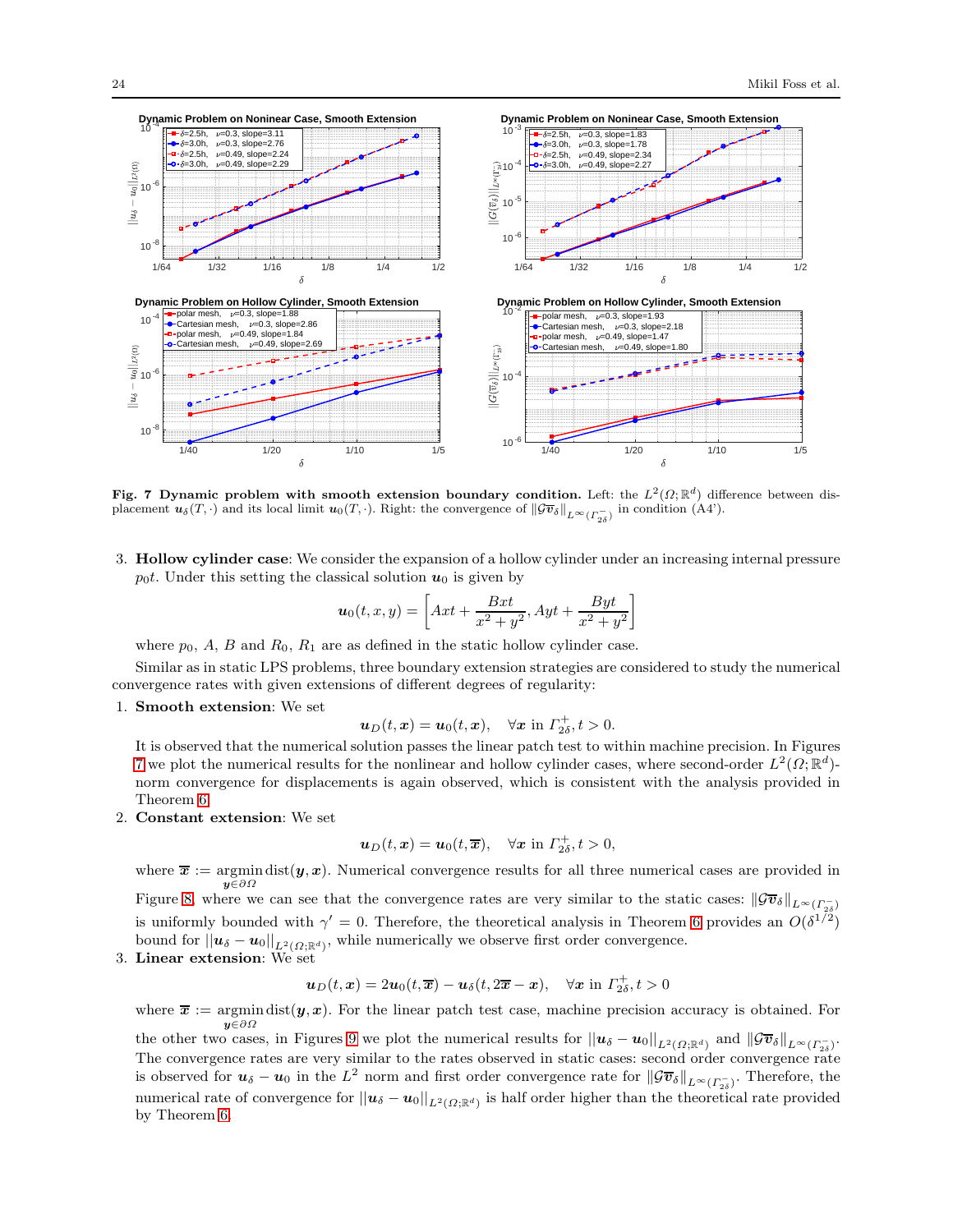**Fig. 7 Dynamic problem with smooth extension boundary condition.** Left: the $L^2(\Omega;\mathbb{R}^d)$ difference between displacement $\boldsymbol{u}_\delta(T,\cdot)$ and its local limit $\boldsymbol{u}_0(T,\cdot)$. Right: the convergence of $\|\mathcal{G}\overline{\boldsymbol{v}}_\delta\|_{L^\infty(\Gamma_{2\delta}^-)}$ in condition (A4').

3. **Hollow cylinder case**: We consider the expansion of a hollow cylinder under an increasing internal pressure $p_0 t$. Under this setting the classical solution $\boldsymbol{u}_0$ is given by

$$\boldsymbol{u}_0(t,x,y) = \left[Axt + \frac{Bxt}{x^2+y^2}, Ayt + \frac{Byt}{x^2+y^2}\right]$$

where $p_0$, $A$, $B$ and $R_0$, $R_1$ are as defined in the static hollow cylinder case.

Similar as in static LPS problems, three boundary extension strategies are considered to study the numerical convergence rates with given extensions of different degrees of regularity:

1. **Smooth extension**: We set

$$\boldsymbol{u}_D(t,\boldsymbol{x}) = \boldsymbol{u}_0(t,\boldsymbol{x}), \quad \forall \boldsymbol{x} \text{ in } \Gamma_{2\delta}^+, t > 0.$$

It is observed that the numerical solution passes the linear patch test to within machine precision. In Figures 7 we plot the numerical results for the nonlinear and hollow cylinder cases, where second-order $L^2(\Omega;\mathbb{R}^d)$-norm convergence for displacements is again observed, which is consistent with the analysis provided in Theorem 6.

2. **Constant extension**: We set

$$\boldsymbol{u}_D(t,\boldsymbol{x}) = \boldsymbol{u}_0(t,\overline{\boldsymbol{x}}), \quad \forall \boldsymbol{x} \text{ in } \Gamma_{2\delta}^+, t > 0,$$

where $\overline{\boldsymbol{x}} := \underset{\boldsymbol{y}\in\partial\Omega}{\operatorname{argmin}}\, \text{dist}(\boldsymbol{y},\boldsymbol{x})$. Numerical convergence results for all three numerical cases are provided in Figure 8, where we can see that the convergence rates are very similar to the static cases: $\|\mathcal{G}\overline{\boldsymbol{v}}_\delta\|_{L^\infty(\Gamma_{2\delta}^-)}$ is uniformly bounded with $\gamma' = 0$. Therefore, the theoretical analysis in Theorem 6 provides an $O(\delta^{1/2})$ bound for $\|\boldsymbol{u}_\delta - \boldsymbol{u}_0\|_{L^2(\Omega;\mathbb{R}^d)}$, while numerically we observe first order convergence.

3. **Linear extension**: We set

$$\boldsymbol{u}_D(t,\boldsymbol{x}) = 2\boldsymbol{u}_0(t,\overline{\boldsymbol{x}}) - \boldsymbol{u}_\delta(t, 2\overline{\boldsymbol{x}} - \boldsymbol{x}), \quad \forall \boldsymbol{x} \text{ in } \Gamma_{2\delta}^+, t > 0$$

where $\overline{\boldsymbol{x}} := \underset{\boldsymbol{y}\in\partial\Omega}{\operatorname{argmin}}\, \text{dist}(\boldsymbol{y},\boldsymbol{x})$. For the linear patch test case, machine precision accuracy is obtained. For the other two cases, in Figures 9 we plot the numerical results for $\|\boldsymbol{u}_\delta - \boldsymbol{u}_0\|_{L^2(\Omega;\mathbb{R}^d)}$ and $\|\mathcal{G}\overline{\boldsymbol{v}}_\delta\|_{L^\infty(\Gamma_{2\delta}^-)}$. The convergence rates are very similar to the rates observed in static cases: second order convergence rate is observed for $\boldsymbol{u}_\delta - \boldsymbol{u}_0$ in the $L^2$ norm and first order convergence rate for $\|\mathcal{G}\overline{\boldsymbol{v}}_\delta\|_{L^\infty(\Gamma_{2\delta}^-)}$. Therefore, the numerical rate of convergence for $\|\boldsymbol{u}_\delta - \boldsymbol{u}_0\|_{L^2(\Omega;\mathbb{R}^d)}$ is half order higher than the theoretical rate provided by Theorem 6.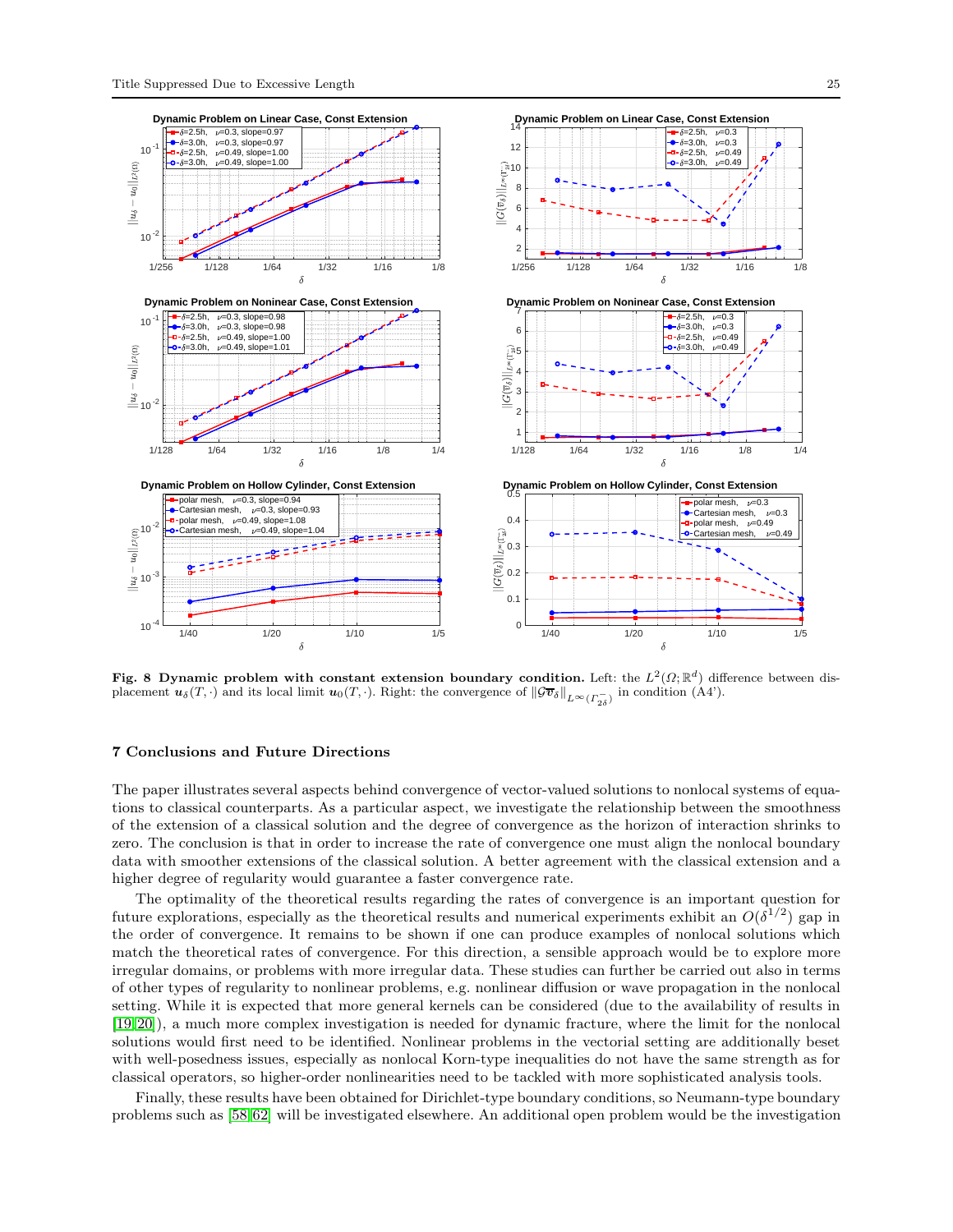**Fig. 8 Dynamic problem with constant extension boundary condition.** Left: the $L^2(\Omega;\mathbb{R}^d)$ difference between displacement $\boldsymbol{u}_\delta(T,\cdot)$ and its local limit $\boldsymbol{u}_0(T,\cdot)$. Right: the convergence of $\|\mathcal{G}\overline{\boldsymbol{v}}_\delta\|_{L^\infty(\Gamma^-_{2\delta})}$ in condition (A4').

## 7 Conclusions and Future Directions

The paper illustrates several aspects behind convergence of vector-valued solutions to nonlocal systems of equations to classical counterparts. As a particular aspect, we investigate the relationship between the smoothness of the extension of a classical solution and the degree of convergence as the horizon of interaction shrinks to zero. The conclusion is that in order to increase the rate of convergence one must align the nonlocal boundary data with smoother extensions of the classical solution. A better agreement with the classical extension and a higher degree of regularity would guarantee a faster convergence rate.

The optimality of the theoretical results regarding the rates of convergence is an important question for future explorations, especially as the theoretical results and numerical experiments exhibit an $O(\delta^{1/2})$ gap in the order of convergence. It remains to be shown if one can produce examples of nonlocal solutions which match the theoretical rates of convergence. For this direction, a sensible approach would be to explore more irregular domains, or problems with more irregular data. These studies can further be carried out also in terms of other types of regularity to nonlinear problems, e.g. nonlinear diffusion or wave propagation in the nonlocal setting. While it is expected that more general kernels can be considered (due to the availability of results in [19,20]), a much more complex investigation is needed for dynamic fracture, where the limit for the nonlocal solutions would first need to be identified. Nonlinear problems in the vectorial setting are additionally beset with well-posedness issues, especially as nonlocal Korn-type inequalities do not have the same strength as for classical operators, so higher-order nonlinearities need to be tackled with more sophisticated analysis tools.

Finally, these results have been obtained for Dirichlet-type boundary conditions, so Neumann-type boundary problems such as [58,62] will be investigated elsewhere. An additional open problem would be the investigation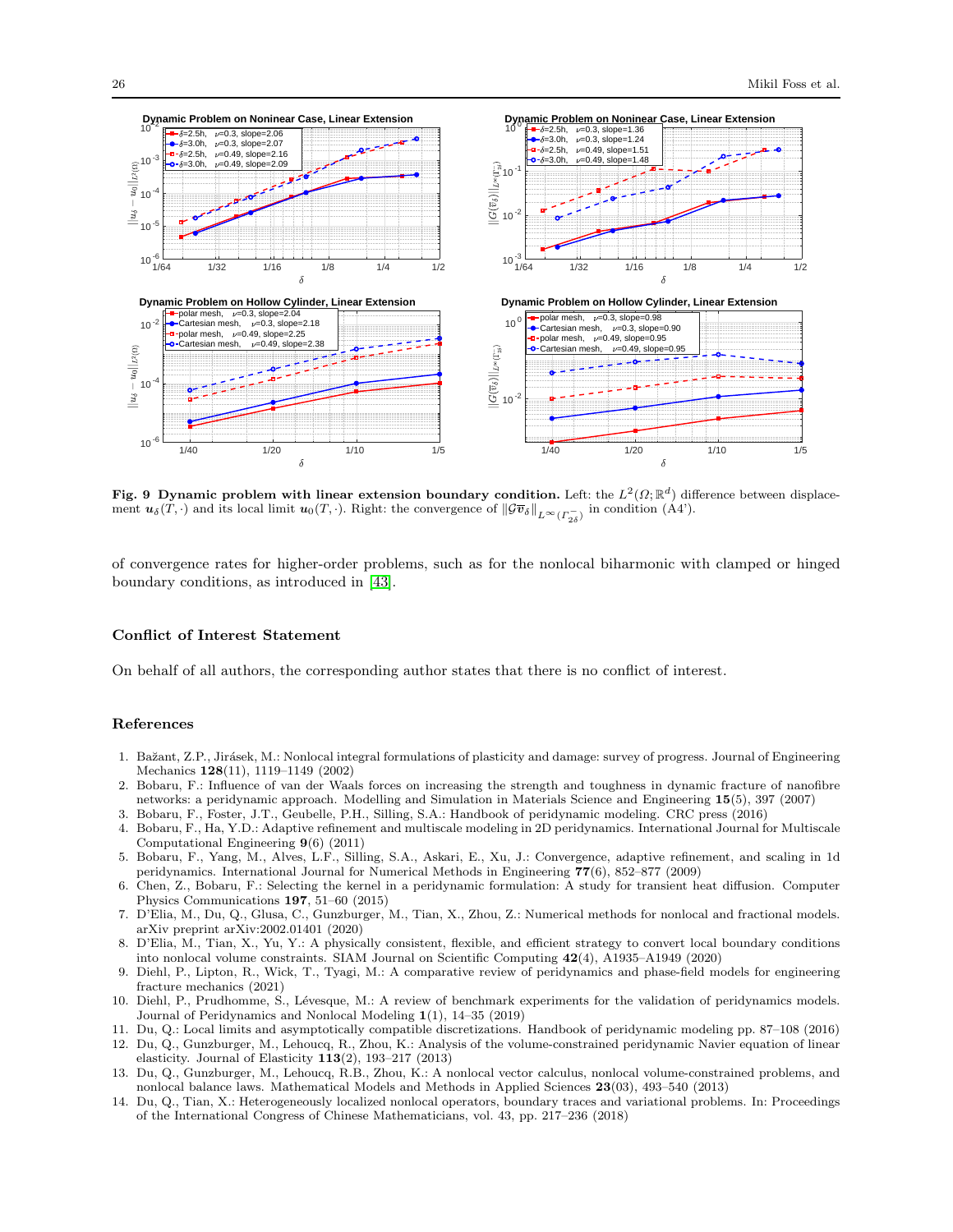**Fig. 9 Dynamic problem with linear extension boundary condition.** Left: the $L^2(\Omega;\mathbb{R}^d)$ difference between displacement $\boldsymbol{u}_\delta(T,\cdot)$ and its local limit $\boldsymbol{u}_0(T,\cdot)$. Right: the convergence of $\|\mathcal{G}\overline{\boldsymbol{v}}_\delta\|_{L^\infty(\Gamma^-_{2\delta})}$ in condition (A4').

of convergence rates for higher-order problems, such as for the nonlocal biharmonic with clamped or hinged boundary conditions, as introduced in [43].

## Conflict of Interest Statement

On behalf of all authors, the corresponding author states that there is no conflict of interest.

## References

1. Bažant, Z.P., Jirásek, M.: Nonlocal integral formulations of plasticity and damage: survey of progress. Journal of Engineering Mechanics **128**(11), 1119–1149 (2002)
2. Bobaru, F.: Influence of van der Waals forces on increasing the strength and toughness in dynamic fracture of nanofibre networks: a peridynamic approach. Modelling and Simulation in Materials Science and Engineering **15**(5), 397 (2007)
3. Bobaru, F., Foster, J.T., Geubelle, P.H., Silling, S.A.: Handbook of peridynamic modeling. CRC press (2016)
4. Bobaru, F., Ha, Y.D.: Adaptive refinement and multiscale modeling in 2D peridynamics. International Journal for Multiscale Computational Engineering **9**(6) (2011)
5. Bobaru, F., Yang, M., Alves, L.F., Silling, S.A., Askari, E., Xu, J.: Convergence, adaptive refinement, and scaling in 1d peridynamics. International Journal for Numerical Methods in Engineering **77**(6), 852–877 (2009)
6. Chen, Z., Bobaru, F.: Selecting the kernel in a peridynamic formulation: A study for transient heat diffusion. Computer Physics Communications **197**, 51–60 (2015)
7. D'Elia, M., Du, Q., Glusa, C., Gunzburger, M., Tian, X., Zhou, Z.: Numerical methods for nonlocal and fractional models. arXiv preprint arXiv:2002.01401 (2020)
8. D'Elia, M., Tian, X., Yu, Y.: A physically consistent, flexible, and efficient strategy to convert local boundary conditions into nonlocal volume constraints. SIAM Journal on Scientific Computing **42**(4), A1935–A1949 (2020)
9. Diehl, P., Lipton, R., Wick, T., Tyagi, M.: A comparative review of peridynamics and phase-field models for engineering fracture mechanics (2021)
10. Diehl, P., Prudhomme, S., Lévesque, M.: A review of benchmark experiments for the validation of peridynamics models. Journal of Peridynamics and Nonlocal Modeling **1**(1), 14–35 (2019)
11. Du, Q.: Local limits and asymptotically compatible discretizations. Handbook of peridynamic modeling pp. 87–108 (2016)
12. Du, Q., Gunzburger, M., Lehoucq, R., Zhou, K.: Analysis of the volume-constrained peridynamic Navier equation of linear elasticity. Journal of Elasticity **113**(2), 193–217 (2013)
13. Du, Q., Gunzburger, M., Lehoucq, R.B., Zhou, K.: A nonlocal vector calculus, nonlocal volume-constrained problems, and nonlocal balance laws. Mathematical Models and Methods in Applied Sciences **23**(03), 493–540 (2013)
14. Du, Q., Tian, X.: Heterogeneously localized nonlocal operators, boundary traces and variational problems. In: Proceedings of the International Congress of Chinese Mathematicians, vol. 43, pp. 217–236 (2018)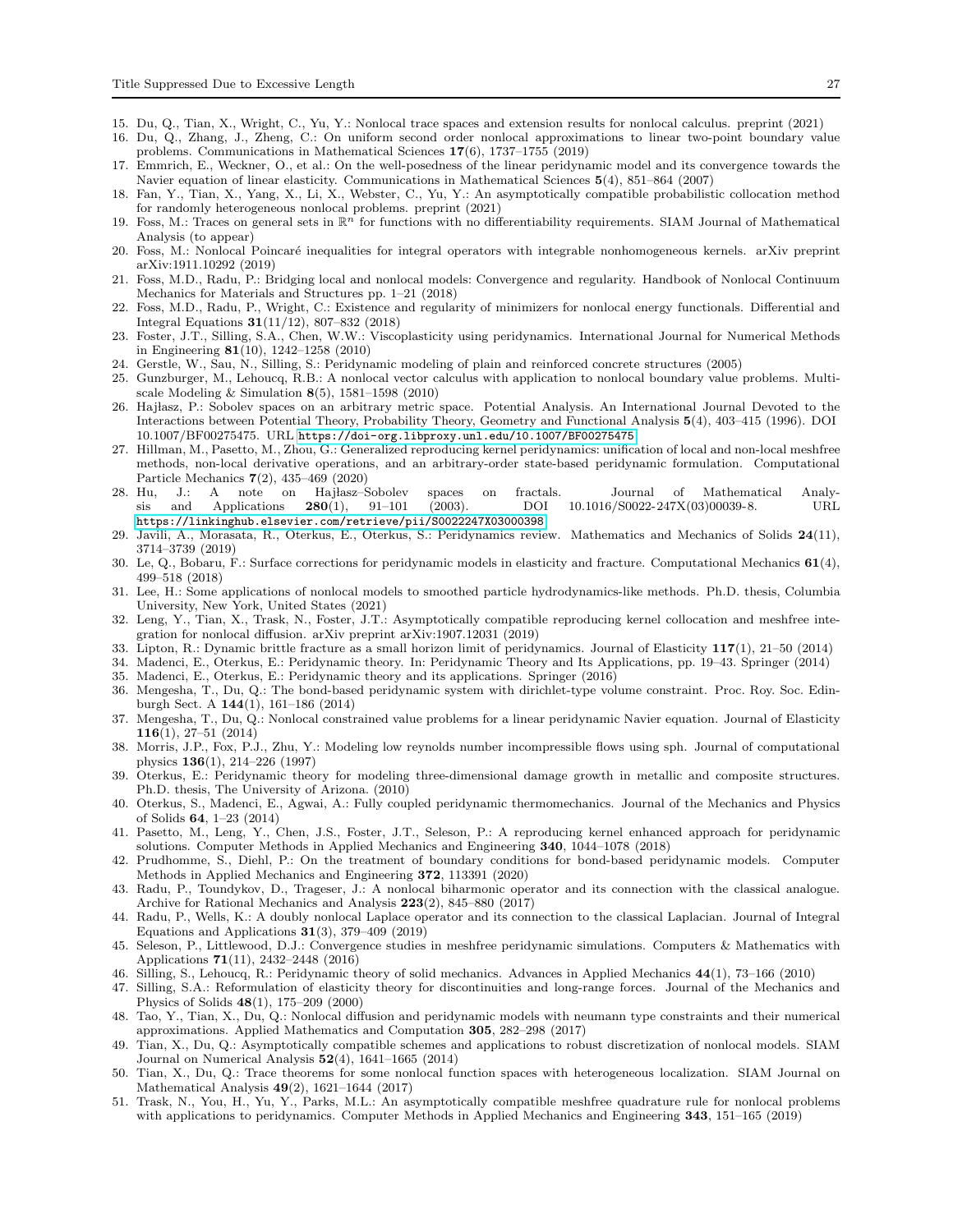15. Du, Q., Tian, X., Wright, C., Yu, Y.: Nonlocal trace spaces and extension results for nonlocal calculus. preprint (2021)
16. Du, Q., Zhang, J., Zheng, C.: On uniform second order nonlocal approximations to linear two-point boundary value problems. Communications in Mathematical Sciences **17**(6), 1737–1755 (2019)
17. Emmrich, E., Weckner, O., et al.: On the well-posedness of the linear peridynamic model and its convergence towards the Navier equation of linear elasticity. Communications in Mathematical Sciences **5**(4), 851–864 (2007)
18. Fan, Y., Tian, X., Yang, X., Li, X., Webster, C., Yu, Y.: An asymptotically compatible probabilistic collocation method for randomly heterogeneous nonlocal problems. preprint (2021)
19. Foss, M.: Traces on general sets in $\mathbb{R}^n$ for functions with no differentiability requirements. SIAM Journal of Mathematical Analysis (to appear)
20. Foss, M.: Nonlocal Poincaré inequalities for integral operators with integrable nonhomogeneous kernels. arXiv preprint arXiv:1911.10292 (2019)
21. Foss, M.D., Radu, P.: Bridging local and nonlocal models: Convergence and regularity. Handbook of Nonlocal Continuum Mechanics for Materials and Structures pp. 1–21 (2018)
22. Foss, M.D., Radu, P., Wright, C.: Existence and regularity of minimizers for nonlocal energy functionals. Differential and Integral Equations **31**(11/12), 807–832 (2018)
23. Foster, J.T., Silling, S.A., Chen, W.W.: Viscoplasticity using peridynamics. International Journal for Numerical Methods in Engineering **81**(10), 1242–1258 (2010)
24. Gerstle, W., Sau, N., Silling, S.: Peridynamic modeling of plain and reinforced concrete structures (2005)
25. Gunzburger, M., Lehoucq, R.B.: A nonlocal vector calculus with application to nonlocal boundary value problems. Multiscale Modeling & Simulation **8**(5), 1581–1598 (2010)
26. Hajłasz, P.: Sobolev spaces on an arbitrary metric space. Potential Analysis. An International Journal Devoted to the Interactions between Potential Theory, Probability Theory, Geometry and Functional Analysis **5**(4), 403–415 (1996). DOI 10.1007/BF00275475. URL https://doi-org.libproxy.unl.edu/10.1007/BF00275475
27. Hillman, M., Pasetto, M., Zhou, G.: Generalized reproducing kernel peridynamics: unification of local and non-local meshfree methods, non-local derivative operations, and an arbitrary-order state-based peridynamic formulation. Computational Particle Mechanics **7**(2), 435–469 (2020)
28. Hu, J.: A note on Hajłasz–Sobolev spaces on fractals. Journal of Mathematical Analysis and Applications **280**(1), 91–101 (2003). DOI 10.1016/S0022-247X(03)00039-8. URL https://linkinghub.elsevier.com/retrieve/pii/S0022247X03000398
29. Javili, A., Morasata, R., Oterkus, E., Oterkus, S.: Peridynamics review. Mathematics and Mechanics of Solids **24**(11), 3714–3739 (2019)
30. Le, Q., Bobaru, F.: Surface corrections for peridynamic models in elasticity and fracture. Computational Mechanics **61**(4), 499–518 (2018)
31. Lee, H.: Some applications of nonlocal models to smoothed particle hydrodynamics-like methods. Ph.D. thesis, Columbia University, New York, United States (2021)
32. Leng, Y., Tian, X., Trask, N., Foster, J.T.: Asymptotically compatible reproducing kernel collocation and meshfree integration for nonlocal diffusion. arXiv preprint arXiv:1907.12031 (2019)
33. Lipton, R.: Dynamic brittle fracture as a small horizon limit of peridynamics. Journal of Elasticity **117**(1), 21–50 (2014)
34. Madenci, E., Oterkus, E.: Peridynamic theory. In: Peridynamic Theory and Its Applications, pp. 19–43. Springer (2014)
35. Madenci, E., Oterkus, E.: Peridynamic theory and its applications. Springer (2016)
36. Mengesha, T., Du, Q.: The bond-based peridynamic system with dirichlet-type volume constraint. Proc. Roy. Soc. Edinburgh Sect. A **144**(1), 161–186 (2014)
37. Mengesha, T., Du, Q.: Nonlocal constrained value problems for a linear peridynamic Navier equation. Journal of Elasticity **116**(1), 27–51 (2014)
38. Morris, J.P., Fox, P.J., Zhu, Y.: Modeling low reynolds number incompressible flows using sph. Journal of computational physics **136**(1), 214–226 (1997)
39. Oterkus, E.: Peridynamic theory for modeling three-dimensional damage growth in metallic and composite structures. Ph.D. thesis, The University of Arizona. (2010)
40. Oterkus, S., Madenci, E., Agwai, A.: Fully coupled peridynamic thermomechanics. Journal of the Mechanics and Physics of Solids **64**, 1–23 (2014)
41. Pasetto, M., Leng, Y., Chen, J.S., Foster, J.T., Seleson, P.: A reproducing kernel enhanced approach for peridynamic solutions. Computer Methods in Applied Mechanics and Engineering **340**, 1044–1078 (2018)
42. Prudhomme, S., Diehl, P.: On the treatment of boundary conditions for bond-based peridynamic models. Computer Methods in Applied Mechanics and Engineering **372**, 113391 (2020)
43. Radu, P., Toundykov, D., Trageser, J.: A nonlocal biharmonic operator and its connection with the classical analogue. Archive for Rational Mechanics and Analysis **223**(2), 845–880 (2017)
44. Radu, P., Wells, K.: A doubly nonlocal Laplace operator and its connection to the classical Laplacian. Journal of Integral Equations and Applications **31**(3), 379–409 (2019)
45. Seleson, P., Littlewood, D.J.: Convergence studies in meshfree peridynamic simulations. Computers & Mathematics with Applications **71**(11), 2432–2448 (2016)
46. Silling, S., Lehoucq, R.: Peridynamic theory of solid mechanics. Advances in Applied Mechanics **44**(1), 73–166 (2010)
47. Silling, S.A.: Reformulation of elasticity theory for discontinuities and long-range forces. Journal of the Mechanics and Physics of Solids **48**(1), 175–209 (2000)
48. Tao, Y., Tian, X., Du, Q.: Nonlocal diffusion and peridynamic models with neumann type constraints and their numerical approximations. Applied Mathematics and Computation **305**, 282–298 (2017)
49. Tian, X., Du, Q.: Asymptotically compatible schemes and applications to robust discretization of nonlocal models. SIAM Journal on Numerical Analysis **52**(4), 1641–1665 (2014)
50. Tian, X., Du, Q.: Trace theorems for some nonlocal function spaces with heterogeneous localization. SIAM Journal on Mathematical Analysis **49**(2), 1621–1644 (2017)
51. Trask, N., You, H., Yu, Y., Parks, M.L.: An asymptotically compatible meshfree quadrature rule for nonlocal problems with applications to peridynamics. Computer Methods in Applied Mechanics and Engineering **343**, 151–165 (2019)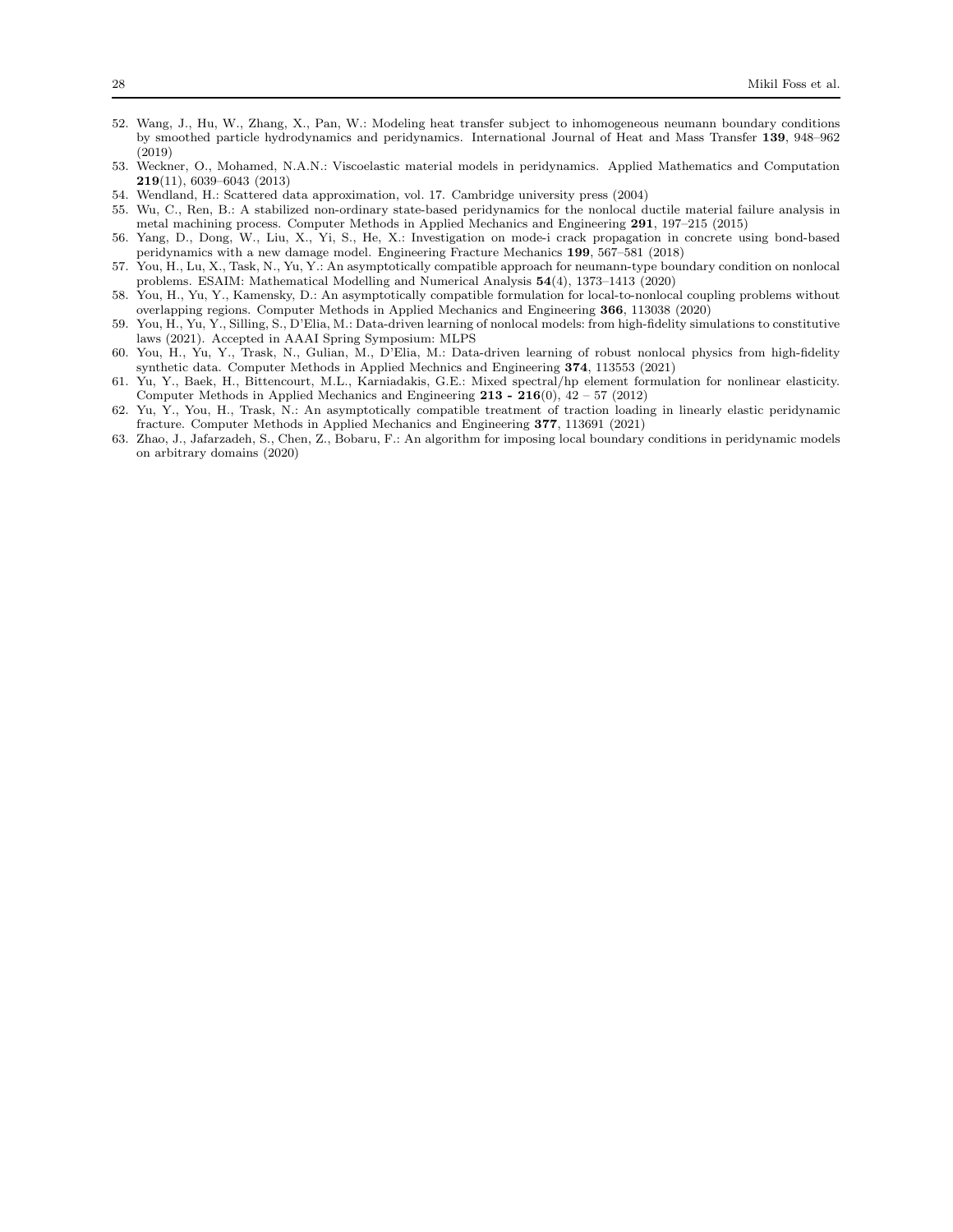52. Wang, J., Hu, W., Zhang, X., Pan, W.: Modeling heat transfer subject to inhomogeneous neumann boundary conditions by smoothed particle hydrodynamics and peridynamics. International Journal of Heat and Mass Transfer **139**, 948–962 (2019)
53. Weckner, O., Mohamed, N.A.N.: Viscoelastic material models in peridynamics. Applied Mathematics and Computation **219**(11), 6039–6043 (2013)
54. Wendland, H.: Scattered data approximation, vol. 17. Cambridge university press (2004)
55. Wu, C., Ren, B.: A stabilized non-ordinary state-based peridynamics for the nonlocal ductile material failure analysis in metal machining process. Computer Methods in Applied Mechanics and Engineering **291**, 197–215 (2015)
56. Yang, D., Dong, W., Liu, X., Yi, S., He, X.: Investigation on mode-i crack propagation in concrete using bond-based peridynamics with a new damage model. Engineering Fracture Mechanics **199**, 567–581 (2018)
57. You, H., Lu, X., Task, N., Yu, Y.: An asymptotically compatible approach for neumann-type boundary condition on nonlocal problems. ESAIM: Mathematical Modelling and Numerical Analysis **54**(4), 1373–1413 (2020)
58. You, H., Yu, Y., Kamensky, D.: An asymptotically compatible formulation for local-to-nonlocal coupling problems without overlapping regions. Computer Methods in Applied Mechanics and Engineering **366**, 113038 (2020)
59. You, H., Yu, Y., Silling, S., D'Elia, M.: Data-driven learning of nonlocal models: from high-fidelity simulations to constitutive laws (2021). Accepted in AAAI Spring Symposium: MLPS
60. You, H., Yu, Y., Trask, N., Gulian, M., D'Elia, M.: Data-driven learning of robust nonlocal physics from high-fidelity synthetic data. Computer Methods in Applied Mechnics and Engineering **374**, 113553 (2021)
61. Yu, Y., Baek, H., Bittencourt, M.L., Karniadakis, G.E.: Mixed spectral/hp element formulation for nonlinear elasticity. Computer Methods in Applied Mechanics and Engineering **213 - 216**(0), 42 – 57 (2012)
62. Yu, Y., You, H., Trask, N.: An asymptotically compatible treatment of traction loading in linearly elastic peridynamic fracture. Computer Methods in Applied Mechanics and Engineering **377**, 113691 (2021)
63. Zhao, J., Jafarzadeh, S., Chen, Z., Bobaru, F.: An algorithm for imposing local boundary conditions in peridynamic models on arbitrary domains (2020)